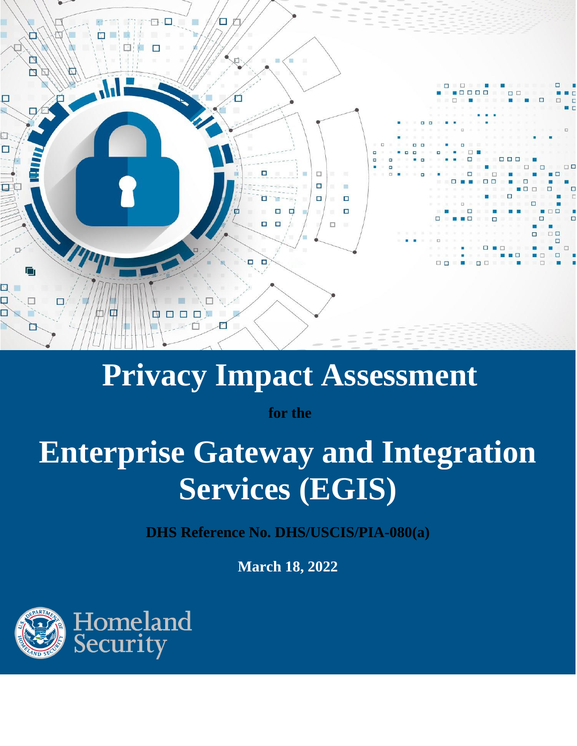# Privacy Impact Assessment

**for the**

# Enterprise Gateway and Integration Services (EGIS)

**DHS Reference No. DHS/USCIS/PIA-080(a)**

**March 18, 2022**

Homeland Security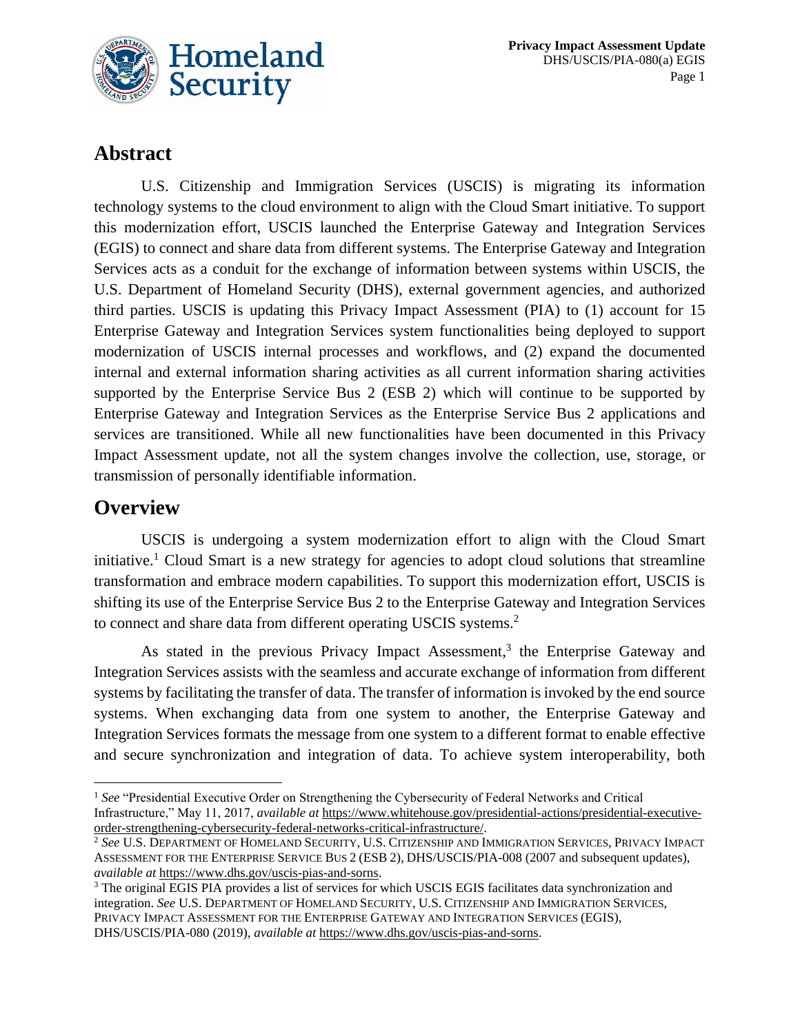## Abstract

U.S. Citizenship and Immigration Services (USCIS) is migrating its information technology systems to the cloud environment to align with the Cloud Smart initiative. To support this modernization effort, USCIS launched the Enterprise Gateway and Integration Services (EGIS) to connect and share data from different systems. The Enterprise Gateway and Integration Services acts as a conduit for the exchange of information between systems within USCIS, the U.S. Department of Homeland Security (DHS), external government agencies, and authorized third parties. USCIS is updating this Privacy Impact Assessment (PIA) to (1) account for 15 Enterprise Gateway and Integration Services system functionalities being deployed to support modernization of USCIS internal processes and workflows, and (2) expand the documented internal and external information sharing activities as all current information sharing activities supported by the Enterprise Service Bus 2 (ESB 2) which will continue to be supported by Enterprise Gateway and Integration Services as the Enterprise Service Bus 2 applications and services are transitioned. While all new functionalities have been documented in this Privacy Impact Assessment update, not all the system changes involve the collection, use, storage, or transmission of personally identifiable information.

## Overview

USCIS is undergoing a system modernization effort to align with the Cloud Smart initiative.[1] Cloud Smart is a new strategy for agencies to adopt cloud solutions that streamline transformation and embrace modern capabilities. To support this modernization effort, USCIS is shifting its use of the Enterprise Service Bus 2 to the Enterprise Gateway and Integration Services to connect and share data from different operating USCIS systems.[2]

As stated in the previous Privacy Impact Assessment,[3] the Enterprise Gateway and Integration Services assists with the seamless and accurate exchange of information from different systems by facilitating the transfer of data. The transfer of information is invoked by the end source systems. When exchanging data from one system to another, the Enterprise Gateway and Integration Services formats the message from one system to a different format to enable effective and secure synchronization and integration of data. To achieve system interoperability, both

---

[1] *See* "Presidential Executive Order on Strengthening the Cybersecurity of Federal Networks and Critical Infrastructure," May 11, 2017, *available at* https://www.whitehouse.gov/presidential-actions/presidential-executive-order-strengthening-cybersecurity-federal-networks-critical-infrastructure/.

[2] *See* U.S. DEPARTMENT OF HOMELAND SECURITY, U.S. CITIZENSHIP AND IMMIGRATION SERVICES, PRIVACY IMPACT ASSESSMENT FOR THE ENTERPRISE SERVICE BUS 2 (ESB 2), DHS/USCIS/PIA-008 (2007 and subsequent updates), *available at* https://www.dhs.gov/uscis-pias-and-sorns.

[3] The original EGIS PIA provides a list of services for which USCIS EGIS facilitates data synchronization and integration. *See* U.S. DEPARTMENT OF HOMELAND SECURITY, U.S. CITIZENSHIP AND IMMIGRATION SERVICES, PRIVACY IMPACT ASSESSMENT FOR THE ENTERPRISE GATEWAY AND INTEGRATION SERVICES (EGIS), DHS/USCIS/PIA-080 (2019), *available at* https://www.dhs.gov/uscis-pias-and-sorns.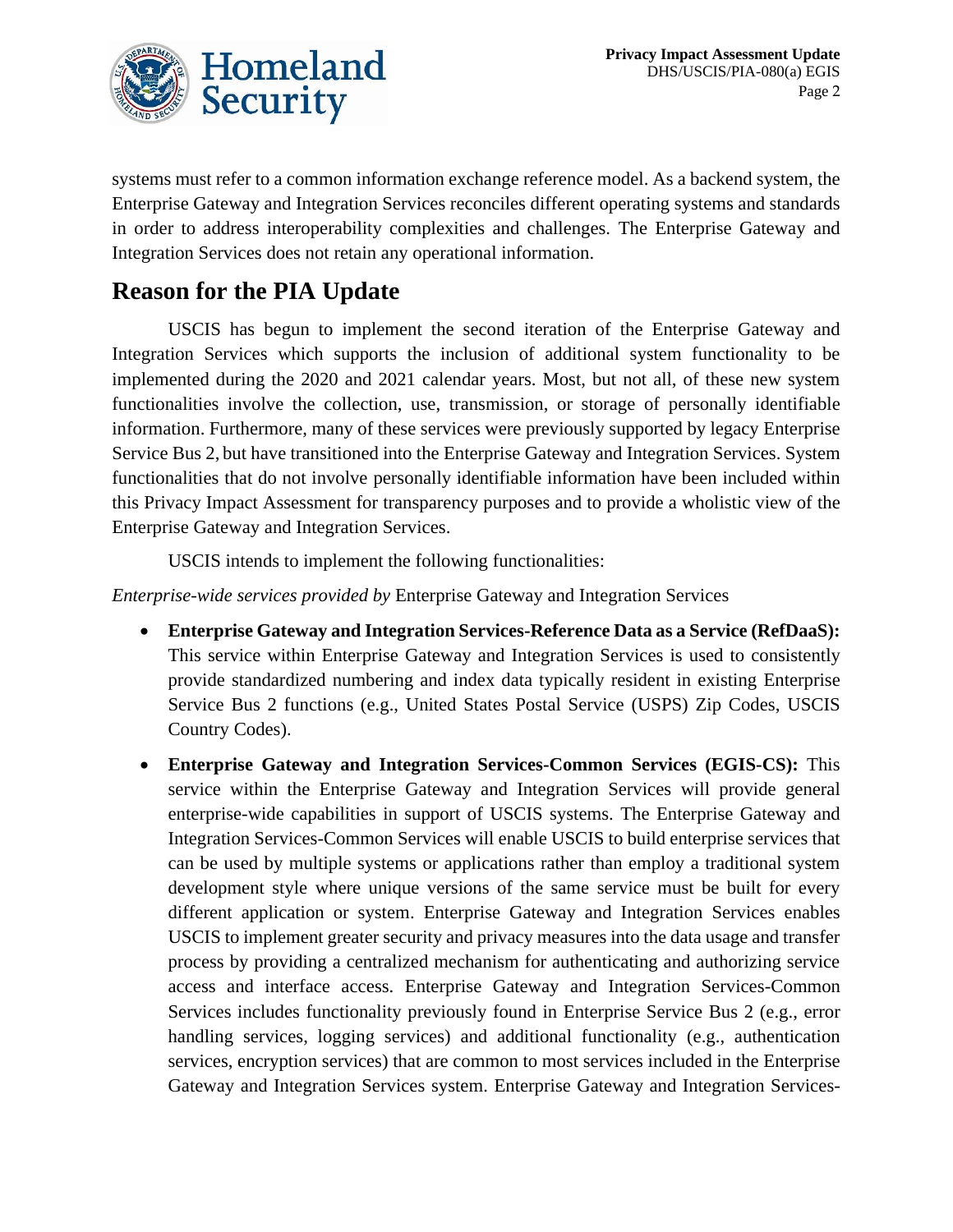systems must refer to a common information exchange reference model. As a backend system, the Enterprise Gateway and Integration Services reconciles different operating systems and standards in order to address interoperability complexities and challenges. The Enterprise Gateway and Integration Services does not retain any operational information.

## Reason for the PIA Update

USCIS has begun to implement the second iteration of the Enterprise Gateway and Integration Services which supports the inclusion of additional system functionality to be implemented during the 2020 and 2021 calendar years. Most, but not all, of these new system functionalities involve the collection, use, transmission, or storage of personally identifiable information. Furthermore, many of these services were previously supported by legacy Enterprise Service Bus 2, but have transitioned into the Enterprise Gateway and Integration Services. System functionalities that do not involve personally identifiable information have been included within this Privacy Impact Assessment for transparency purposes and to provide a wholistic view of the Enterprise Gateway and Integration Services.

USCIS intends to implement the following functionalities:

*Enterprise-wide services provided by* Enterprise Gateway and Integration Services

- **Enterprise Gateway and Integration Services-Reference Data as a Service (RefDaaS):** This service within Enterprise Gateway and Integration Services is used to consistently provide standardized numbering and index data typically resident in existing Enterprise Service Bus 2 functions (e.g., United States Postal Service (USPS) Zip Codes, USCIS Country Codes).
- **Enterprise Gateway and Integration Services-Common Services (EGIS-CS):** This service within the Enterprise Gateway and Integration Services will provide general enterprise-wide capabilities in support of USCIS systems. The Enterprise Gateway and Integration Services-Common Services will enable USCIS to build enterprise services that can be used by multiple systems or applications rather than employ a traditional system development style where unique versions of the same service must be built for every different application or system. Enterprise Gateway and Integration Services enables USCIS to implement greater security and privacy measures into the data usage and transfer process by providing a centralized mechanism for authenticating and authorizing service access and interface access. Enterprise Gateway and Integration Services-Common Services includes functionality previously found in Enterprise Service Bus 2 (e.g., error handling services, logging services) and additional functionality (e.g., authentication services, encryption services) that are common to most services included in the Enterprise Gateway and Integration Services system. Enterprise Gateway and Integration Services-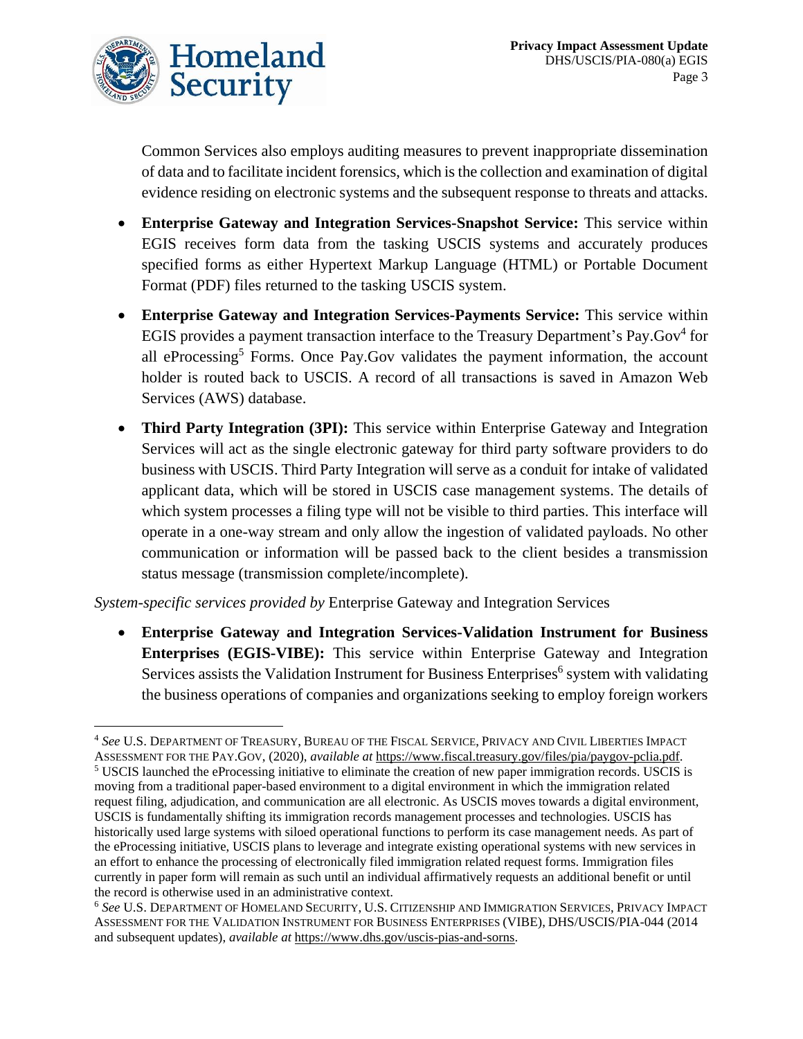Common Services also employs auditing measures to prevent inappropriate dissemination of data and to facilitate incident forensics, which is the collection and examination of digital evidence residing on electronic systems and the subsequent response to threats and attacks.

- **Enterprise Gateway and Integration Services-Snapshot Service:** This service within EGIS receives form data from the tasking USCIS systems and accurately produces specified forms as either Hypertext Markup Language (HTML) or Portable Document Format (PDF) files returned to the tasking USCIS system.
- **Enterprise Gateway and Integration Services-Payments Service:** This service within EGIS provides a payment transaction interface to the Treasury Department's Pay.Gov[4] for all eProcessing[5] Forms. Once Pay.Gov validates the payment information, the account holder is routed back to USCIS. A record of all transactions is saved in Amazon Web Services (AWS) database.
- **Third Party Integration (3PI):** This service within Enterprise Gateway and Integration Services will act as the single electronic gateway for third party software providers to do business with USCIS. Third Party Integration will serve as a conduit for intake of validated applicant data, which will be stored in USCIS case management systems. The details of which system processes a filing type will not be visible to third parties. This interface will operate in a one-way stream and only allow the ingestion of validated payloads. No other communication or information will be passed back to the client besides a transmission status message (transmission complete/incomplete).

*System-specific services provided by* Enterprise Gateway and Integration Services

- **Enterprise Gateway and Integration Services-Validation Instrument for Business Enterprises (EGIS-VIBE):** This service within Enterprise Gateway and Integration Services assists the Validation Instrument for Business Enterprises[6] system with validating the business operations of companies and organizations seeking to employ foreign workers

---

[4] *See* U.S. DEPARTMENT OF TREASURY, BUREAU OF THE FISCAL SERVICE, PRIVACY AND CIVIL LIBERTIES IMPACT ASSESSMENT FOR THE PAY.GOV, (2020), *available at* https://www.fiscal.treasury.gov/files/pia/paygov-pclia.pdf.

[5] USCIS launched the eProcessing initiative to eliminate the creation of new paper immigration records. USCIS is moving from a traditional paper-based environment to a digital environment in which the immigration related request filing, adjudication, and communication are all electronic. As USCIS moves towards a digital environment, USCIS is fundamentally shifting its immigration records management processes and technologies. USCIS has historically used large systems with siloed operational functions to perform its case management needs. As part of the eProcessing initiative, USCIS plans to leverage and integrate existing operational systems with new services in an effort to enhance the processing of electronically filed immigration related request forms. Immigration files currently in paper form will remain as such until an individual affirmatively requests an additional benefit or until the record is otherwise used in an administrative context.

[6] *See* U.S. DEPARTMENT OF HOMELAND SECURITY, U.S. CITIZENSHIP AND IMMIGRATION SERVICES, PRIVACY IMPACT ASSESSMENT FOR THE VALIDATION INSTRUMENT FOR BUSINESS ENTERPRISES (VIBE), DHS/USCIS/PIA-044 (2014 and subsequent updates), *available at* https://www.dhs.gov/uscis-pias-and-sorns.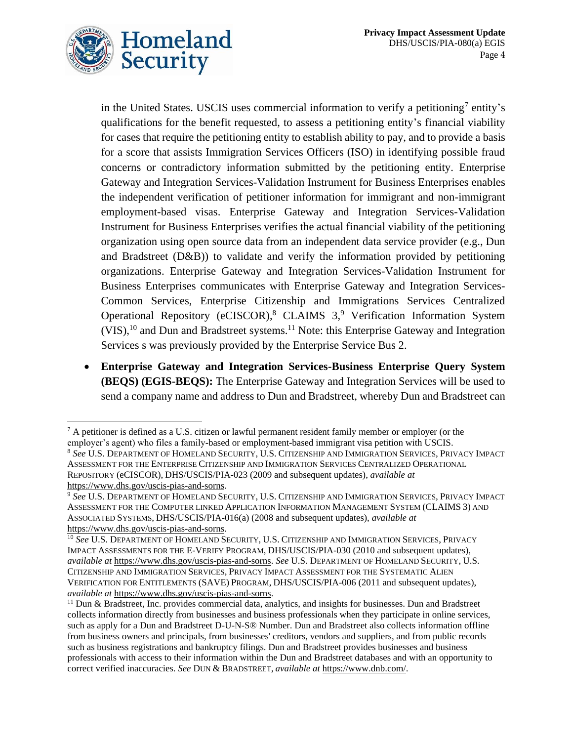in the United States. USCIS uses commercial information to verify a petitioning[7] entity's qualifications for the benefit requested, to assess a petitioning entity's financial viability for cases that require the petitioning entity to establish ability to pay, and to provide a basis for a score that assists Immigration Services Officers (ISO) in identifying possible fraud concerns or contradictory information submitted by the petitioning entity. Enterprise Gateway and Integration Services-Validation Instrument for Business Enterprises enables the independent verification of petitioner information for immigrant and non-immigrant employment-based visas. Enterprise Gateway and Integration Services-Validation Instrument for Business Enterprises verifies the actual financial viability of the petitioning organization using open source data from an independent data service provider (e.g., Dun and Bradstreet (D&B)) to validate and verify the information provided by petitioning organizations. Enterprise Gateway and Integration Services-Validation Instrument for Business Enterprises communicates with Enterprise Gateway and Integration Services-Common Services, Enterprise Citizenship and Immigrations Services Centralized Operational Repository (eCISCOR),[8] CLAIMS 3,[9] Verification Information System (VIS),[10] and Dun and Bradstreet systems.[11] Note: this Enterprise Gateway and Integration Services s was previously provided by the Enterprise Service Bus 2.

- **Enterprise Gateway and Integration Services-Business Enterprise Query System (BEQS) (EGIS-BEQS):** The Enterprise Gateway and Integration Services will be used to send a company name and address to Dun and Bradstreet, whereby Dun and Bradstreet can

---

[7] A petitioner is defined as a U.S. citizen or lawful permanent resident family member or employer (or the employer's agent) who files a family-based or employment-based immigrant visa petition with USCIS.

[8] *See* U.S. DEPARTMENT OF HOMELAND SECURITY, U.S. CITIZENSHIP AND IMMIGRATION SERVICES, PRIVACY IMPACT ASSESSMENT FOR THE ENTERPRISE CITIZENSHIP AND IMMIGRATION SERVICES CENTRALIZED OPERATIONAL REPOSITORY (eCISCOR), DHS/USCIS/PIA-023 (2009 and subsequent updates), *available at* https://www.dhs.gov/uscis-pias-and-sorns.

[9] *See* U.S. DEPARTMENT OF HOMELAND SECURITY, U.S. CITIZENSHIP AND IMMIGRATION SERVICES, PRIVACY IMPACT ASSESSMENT FOR THE COMPUTER LINKED APPLICATION INFORMATION MANAGEMENT SYSTEM (CLAIMS 3) AND ASSOCIATED SYSTEMS, DHS/USCIS/PIA-016(a) (2008 and subsequent updates), *available at* https://www.dhs.gov/uscis-pias-and-sorns.

[10] *See* U.S. DEPARTMENT OF HOMELAND SECURITY, U.S. CITIZENSHIP AND IMMIGRATION SERVICES, PRIVACY IMPACT ASSESSMENTS FOR THE E-VERIFY PROGRAM, DHS/USCIS/PIA-030 (2010 and subsequent updates), *available at* https://www.dhs.gov/uscis-pias-and-sorns. *See* U.S. DEPARTMENT OF HOMELAND SECURITY, U.S. CITIZENSHIP AND IMMIGRATION SERVICES, PRIVACY IMPACT ASSESSMENT FOR THE SYSTEMATIC ALIEN VERIFICATION FOR ENTITLEMENTS (SAVE) PROGRAM, DHS/USCIS/PIA-006 (2011 and subsequent updates), *available at* https://www.dhs.gov/uscis-pias-and-sorns.

[11] Dun & Bradstreet, Inc. provides commercial data, analytics, and insights for businesses. Dun and Bradstreet collects information directly from businesses and business professionals when they participate in online services, such as apply for a Dun and Bradstreet D-U-N-S® Number. Dun and Bradstreet also collects information offline from business owners and principals, from businesses' creditors, vendors and suppliers, and from public records such as business registrations and bankruptcy filings. Dun and Bradstreet provides businesses and business professionals with access to their information within the Dun and Bradstreet databases and with an opportunity to correct verified inaccuracies. *See* DUN & BRADSTREET, *available at* https://www.dnb.com/.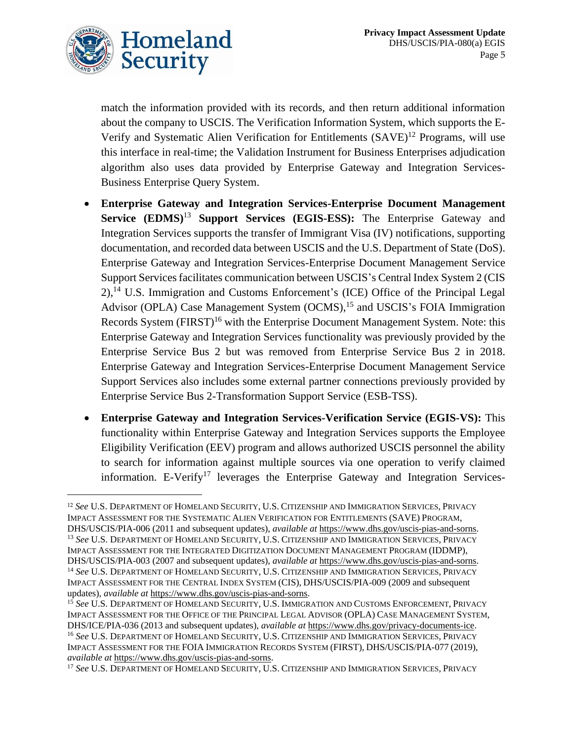match the information provided with its records, and then return additional information about the company to USCIS. The Verification Information System, which supports the E-Verify and Systematic Alien Verification for Entitlements (SAVE)[12] Programs, will use this interface in real-time; the Validation Instrument for Business Enterprises adjudication algorithm also uses data provided by Enterprise Gateway and Integration Services-Business Enterprise Query System.

- **Enterprise Gateway and Integration Services-Enterprise Document Management Service (EDMS)[13] Support Services (EGIS-ESS):** The Enterprise Gateway and Integration Services supports the transfer of Immigrant Visa (IV) notifications, supporting documentation, and recorded data between USCIS and the U.S. Department of State (DoS). Enterprise Gateway and Integration Services-Enterprise Document Management Service Support Services facilitates communication between USCIS's Central Index System 2 (CIS 2),[14] U.S. Immigration and Customs Enforcement's (ICE) Office of the Principal Legal Advisor (OPLA) Case Management System (OCMS),[15] and USCIS's FOIA Immigration Records System (FIRST)[16] with the Enterprise Document Management System. Note: this Enterprise Gateway and Integration Services functionality was previously provided by the Enterprise Service Bus 2 but was removed from Enterprise Service Bus 2 in 2018. Enterprise Gateway and Integration Services-Enterprise Document Management Service Support Services also includes some external partner connections previously provided by Enterprise Service Bus 2-Transformation Support Service (ESB-TSS).

- **Enterprise Gateway and Integration Services-Verification Service (EGIS-VS):** This functionality within Enterprise Gateway and Integration Services supports the Employee Eligibility Verification (EEV) program and allows authorized USCIS personnel the ability to search for information against multiple sources via one operation to verify claimed information. E-Verify[17] leverages the Enterprise Gateway and Integration Services-

---

[12] *See* U.S. DEPARTMENT OF HOMELAND SECURITY, U.S. CITIZENSHIP AND IMMIGRATION SERVICES, PRIVACY IMPACT ASSESSMENT FOR THE SYSTEMATIC ALIEN VERIFICATION FOR ENTITLEMENTS (SAVE) PROGRAM, DHS/USCIS/PIA-006 (2011 and subsequent updates), *available at* https://www.dhs.gov/uscis-pias-and-sorns.

[13] *See* U.S. DEPARTMENT OF HOMELAND SECURITY, U.S. CITIZENSHIP AND IMMIGRATION SERVICES, PRIVACY IMPACT ASSESSMENT FOR THE INTEGRATED DIGITIZATION DOCUMENT MANAGEMENT PROGRAM (IDDMP), DHS/USCIS/PIA-003 (2007 and subsequent updates), *available at* https://www.dhs.gov/uscis-pias-and-sorns.

[14] *See* U.S. DEPARTMENT OF HOMELAND SECURITY, U.S. CITIZENSHIP AND IMMIGRATION SERVICES, PRIVACY IMPACT ASSESSMENT FOR THE CENTRAL INDEX SYSTEM (CIS), DHS/USCIS/PIA-009 (2009 and subsequent updates), *available at* https://www.dhs.gov/uscis-pias-and-sorns.

[15] *See* U.S. DEPARTMENT OF HOMELAND SECURITY, U.S. IMMIGRATION AND CUSTOMS ENFORCEMENT, PRIVACY IMPACT ASSESSMENT FOR THE OFFICE OF THE PRINCIPAL LEGAL ADVISOR (OPLA) CASE MANAGEMENT SYSTEM, DHS/ICE/PIA-036 (2013 and subsequent updates), *available at* https://www.dhs.gov/privacy-documents-ice.

[16] *See* U.S. DEPARTMENT OF HOMELAND SECURITY, U.S. CITIZENSHIP AND IMMIGRATION SERVICES, PRIVACY IMPACT ASSESSMENT FOR THE FOIA IMMIGRATION RECORDS SYSTEM (FIRST), DHS/USCIS/PIA-077 (2019), *available at* https://www.dhs.gov/uscis-pias-and-sorns.

[17] *See* U.S. DEPARTMENT OF HOMELAND SECURITY, U.S. CITIZENSHIP AND IMMIGRATION SERVICES, PRIVACY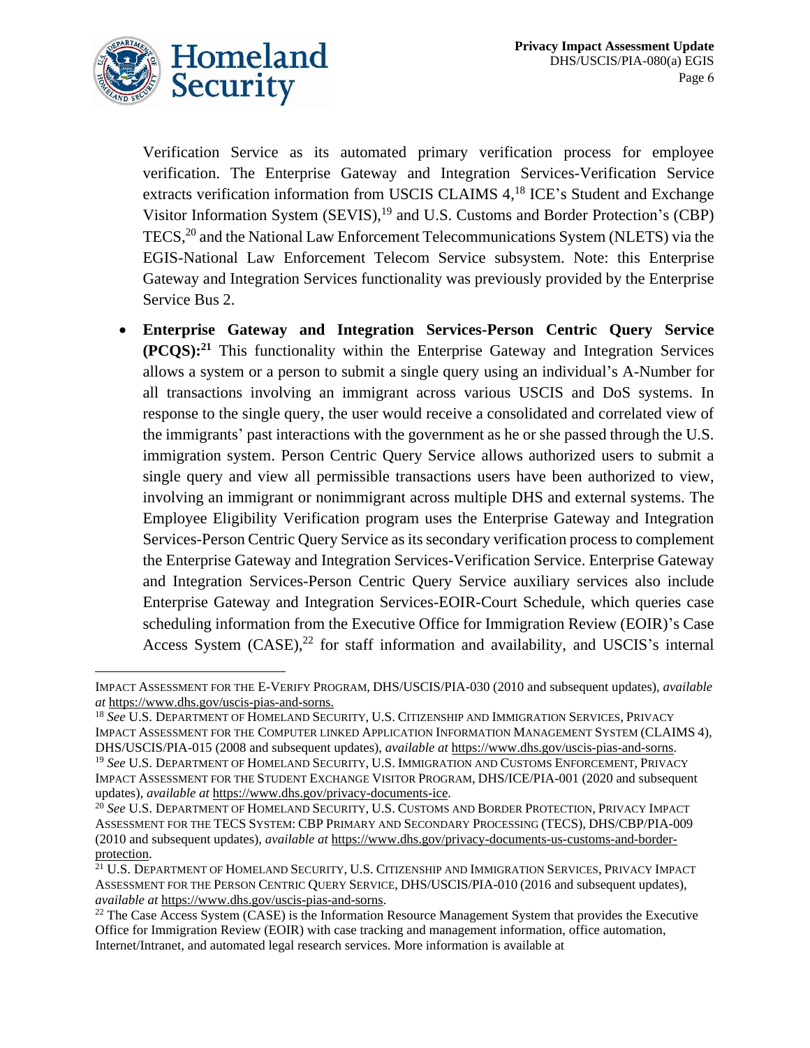Verification Service as its automated primary verification process for employee verification. The Enterprise Gateway and Integration Services-Verification Service extracts verification information from USCIS CLAIMS 4,[18] ICE's Student and Exchange Visitor Information System (SEVIS),[19] and U.S. Customs and Border Protection's (CBP) TECS,[20] and the National Law Enforcement Telecommunications System (NLETS) via the EGIS-National Law Enforcement Telecom Service subsystem. Note: this Enterprise Gateway and Integration Services functionality was previously provided by the Enterprise Service Bus 2.

- **Enterprise Gateway and Integration Services-Person Centric Query Service (PCQS):[21]** This functionality within the Enterprise Gateway and Integration Services allows a system or a person to submit a single query using an individual's A-Number for all transactions involving an immigrant across various USCIS and DoS systems. In response to the single query, the user would receive a consolidated and correlated view of the immigrants' past interactions with the government as he or she passed through the U.S. immigration system. Person Centric Query Service allows authorized users to submit a single query and view all permissible transactions users have been authorized to view, involving an immigrant or nonimmigrant across multiple DHS and external systems. The Employee Eligibility Verification program uses the Enterprise Gateway and Integration Services-Person Centric Query Service as its secondary verification process to complement the Enterprise Gateway and Integration Services-Verification Service. Enterprise Gateway and Integration Services-Person Centric Query Service auxiliary services also include Enterprise Gateway and Integration Services-EOIR-Court Schedule, which queries case scheduling information from the Executive Office for Immigration Review (EOIR)'s Case Access System (CASE),[22] for staff information and availability, and USCIS's internal

---

IMPACT ASSESSMENT FOR THE E-VERIFY PROGRAM, DHS/USCIS/PIA-030 (2010 and subsequent updates), *available at* https://www.dhs.gov/uscis-pias-and-sorns.

[18] *See* U.S. DEPARTMENT OF HOMELAND SECURITY, U.S. CITIZENSHIP AND IMMIGRATION SERVICES, PRIVACY IMPACT ASSESSMENT FOR THE COMPUTER LINKED APPLICATION INFORMATION MANAGEMENT SYSTEM (CLAIMS 4), DHS/USCIS/PIA-015 (2008 and subsequent updates), *available at* https://www.dhs.gov/uscis-pias-and-sorns.

[19] *See* U.S. DEPARTMENT OF HOMELAND SECURITY, U.S. IMMIGRATION AND CUSTOMS ENFORCEMENT, PRIVACY IMPACT ASSESSMENT FOR THE STUDENT EXCHANGE VISITOR PROGRAM, DHS/ICE/PIA-001 (2020 and subsequent updates), *available at* https://www.dhs.gov/privacy-documents-ice.

[20] *See* U.S. DEPARTMENT OF HOMELAND SECURITY, U.S. CUSTOMS AND BORDER PROTECTION, PRIVACY IMPACT ASSESSMENT FOR THE TECS SYSTEM: CBP PRIMARY AND SECONDARY PROCESSING (TECS), DHS/CBP/PIA-009 (2010 and subsequent updates), *available at* https://www.dhs.gov/privacy-documents-us-customs-and-border-protection.

[21] U.S. DEPARTMENT OF HOMELAND SECURITY, U.S. CITIZENSHIP AND IMMIGRATION SERVICES, PRIVACY IMPACT ASSESSMENT FOR THE PERSON CENTRIC QUERY SERVICE, DHS/USCIS/PIA-010 (2016 and subsequent updates), *available at* https://www.dhs.gov/uscis-pias-and-sorns.

[22] The Case Access System (CASE) is the Information Resource Management System that provides the Executive Office for Immigration Review (EOIR) with case tracking and management information, office automation, Internet/Intranet, and automated legal research services. More information is available at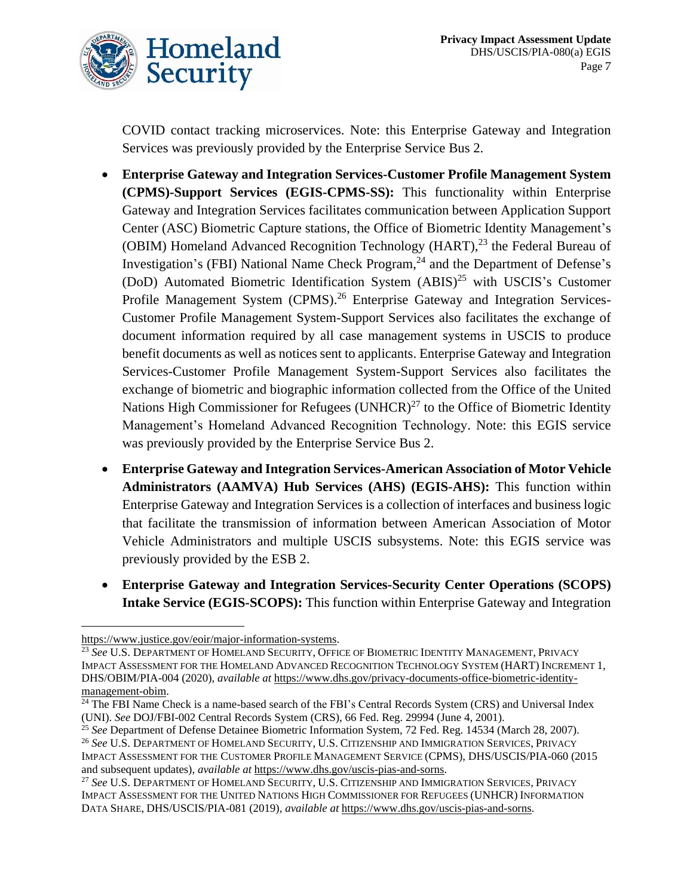COVID contact tracking microservices. Note: this Enterprise Gateway and Integration Services was previously provided by the Enterprise Service Bus 2.

- **Enterprise Gateway and Integration Services-Customer Profile Management System (CPMS)-Support Services (EGIS-CPMS-SS):** This functionality within Enterprise Gateway and Integration Services facilitates communication between Application Support Center (ASC) Biometric Capture stations, the Office of Biometric Identity Management's (OBIM) Homeland Advanced Recognition Technology (HART),[23] the Federal Bureau of Investigation's (FBI) National Name Check Program,[24] and the Department of Defense's (DoD) Automated Biometric Identification System (ABIS)[25] with USCIS's Customer Profile Management System (CPMS).[26] Enterprise Gateway and Integration Services-Customer Profile Management System-Support Services also facilitates the exchange of document information required by all case management systems in USCIS to produce benefit documents as well as notices sent to applicants. Enterprise Gateway and Integration Services-Customer Profile Management System-Support Services also facilitates the exchange of biometric and biographic information collected from the Office of the United Nations High Commissioner for Refugees (UNHCR)[27] to the Office of Biometric Identity Management's Homeland Advanced Recognition Technology. Note: this EGIS service was previously provided by the Enterprise Service Bus 2.
- **Enterprise Gateway and Integration Services-American Association of Motor Vehicle Administrators (AAMVA) Hub Services (AHS) (EGIS-AHS):** This function within Enterprise Gateway and Integration Services is a collection of interfaces and business logic that facilitate the transmission of information between American Association of Motor Vehicle Administrators and multiple USCIS subsystems. Note: this EGIS service was previously provided by the ESB 2.
- **Enterprise Gateway and Integration Services-Security Center Operations (SCOPS) Intake Service (EGIS-SCOPS):** This function within Enterprise Gateway and Integration

---

https://www.justice.gov/eoir/major-information-systems.

[23] *See* U.S. DEPARTMENT OF HOMELAND SECURITY, OFFICE OF BIOMETRIC IDENTITY MANAGEMENT, PRIVACY IMPACT ASSESSMENT FOR THE HOMELAND ADVANCED RECOGNITION TECHNOLOGY SYSTEM (HART) INCREMENT 1, DHS/OBIM/PIA-004 (2020), *available at* https://www.dhs.gov/privacy-documents-office-biometric-identity-management-obim.

[24] The FBI Name Check is a name-based search of the FBI's Central Records System (CRS) and Universal Index (UNI). *See* DOJ/FBI-002 Central Records System (CRS), 66 Fed. Reg. 29994 (June 4, 2001).

[25] *See* Department of Defense Detainee Biometric Information System, 72 Fed. Reg. 14534 (March 28, 2007).

[26] *See* U.S. DEPARTMENT OF HOMELAND SECURITY, U.S. CITIZENSHIP AND IMMIGRATION SERVICES, PRIVACY IMPACT ASSESSMENT FOR THE CUSTOMER PROFILE MANAGEMENT SERVICE (CPMS), DHS/USCIS/PIA-060 (2015 and subsequent updates), *available at* https://www.dhs.gov/uscis-pias-and-sorns.

[27] *See* U.S. DEPARTMENT OF HOMELAND SECURITY, U.S. CITIZENSHIP AND IMMIGRATION SERVICES, PRIVACY IMPACT ASSESSMENT FOR THE UNITED NATIONS HIGH COMMISSIONER FOR REFUGEES (UNHCR) INFORMATION DATA SHARE, DHS/USCIS/PIA-081 (2019), *available at* https://www.dhs.gov/uscis-pias-and-sorns.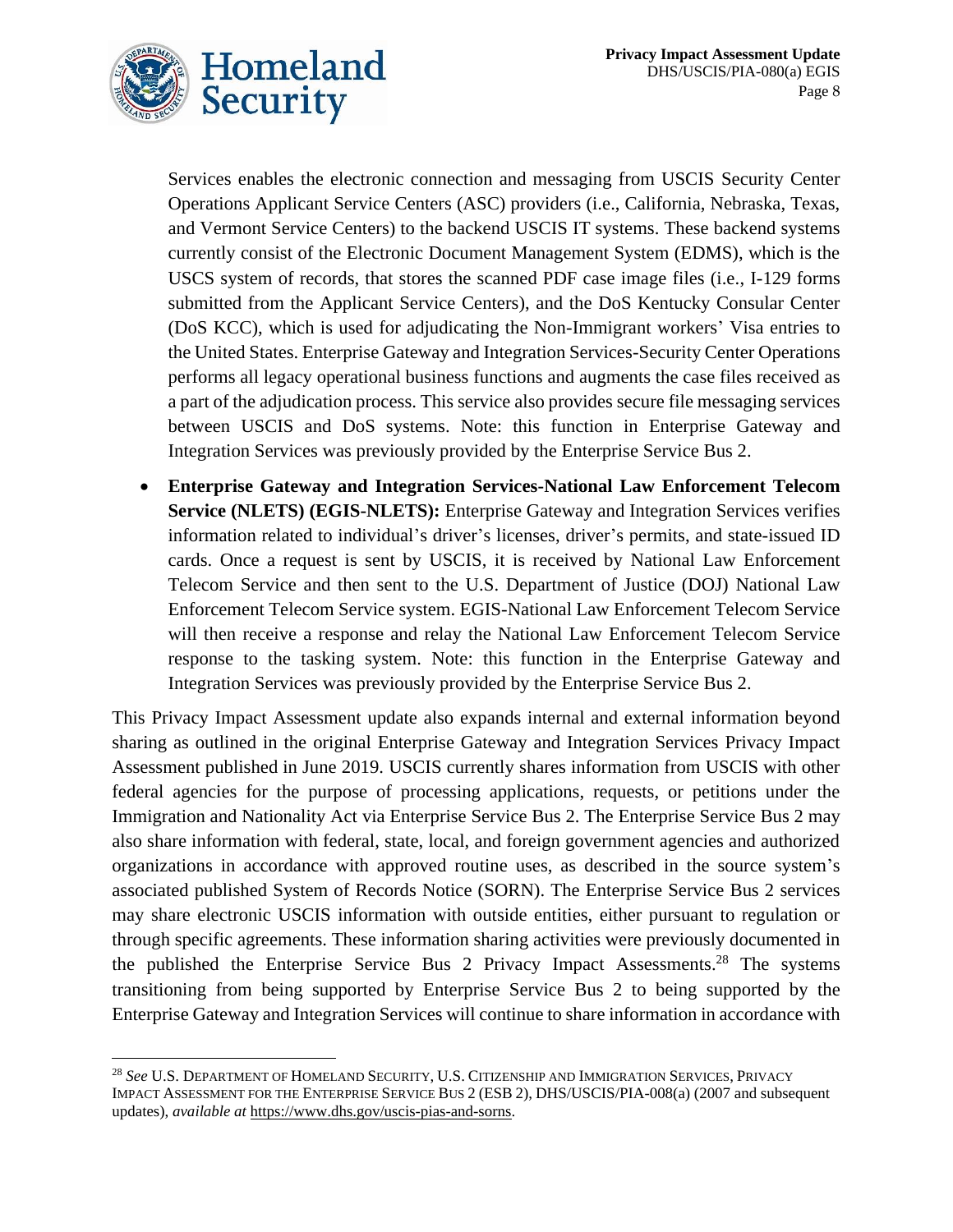Services enables the electronic connection and messaging from USCIS Security Center Operations Applicant Service Centers (ASC) providers (i.e., California, Nebraska, Texas, and Vermont Service Centers) to the backend USCIS IT systems. These backend systems currently consist of the Electronic Document Management System (EDMS), which is the USCS system of records, that stores the scanned PDF case image files (i.e., I-129 forms submitted from the Applicant Service Centers), and the DoS Kentucky Consular Center (DoS KCC), which is used for adjudicating the Non-Immigrant workers' Visa entries to the United States. Enterprise Gateway and Integration Services-Security Center Operations performs all legacy operational business functions and augments the case files received as a part of the adjudication process. This service also provides secure file messaging services between USCIS and DoS systems. Note: this function in Enterprise Gateway and Integration Services was previously provided by the Enterprise Service Bus 2.

- **Enterprise Gateway and Integration Services-National Law Enforcement Telecom Service (NLETS) (EGIS-NLETS):** Enterprise Gateway and Integration Services verifies information related to individual's driver's licenses, driver's permits, and state-issued ID cards. Once a request is sent by USCIS, it is received by National Law Enforcement Telecom Service and then sent to the U.S. Department of Justice (DOJ) National Law Enforcement Telecom Service system. EGIS-National Law Enforcement Telecom Service will then receive a response and relay the National Law Enforcement Telecom Service response to the tasking system. Note: this function in the Enterprise Gateway and Integration Services was previously provided by the Enterprise Service Bus 2.

This Privacy Impact Assessment update also expands internal and external information beyond sharing as outlined in the original Enterprise Gateway and Integration Services Privacy Impact Assessment published in June 2019. USCIS currently shares information from USCIS with other federal agencies for the purpose of processing applications, requests, or petitions under the Immigration and Nationality Act via Enterprise Service Bus 2. The Enterprise Service Bus 2 may also share information with federal, state, local, and foreign government agencies and authorized organizations in accordance with approved routine uses, as described in the source system's associated published System of Records Notice (SORN). The Enterprise Service Bus 2 services may share electronic USCIS information with outside entities, either pursuant to regulation or through specific agreements. These information sharing activities were previously documented in the published the Enterprise Service Bus 2 Privacy Impact Assessments.[28] The systems transitioning from being supported by Enterprise Service Bus 2 to being supported by the Enterprise Gateway and Integration Services will continue to share information in accordance with

[28] *See* U.S. DEPARTMENT OF HOMELAND SECURITY, U.S. CITIZENSHIP AND IMMIGRATION SERVICES, PRIVACY IMPACT ASSESSMENT FOR THE ENTERPRISE SERVICE BUS 2 (ESB 2), DHS/USCIS/PIA-008(a) (2007 and subsequent updates), *available at* https://www.dhs.gov/uscis-pias-and-sorns.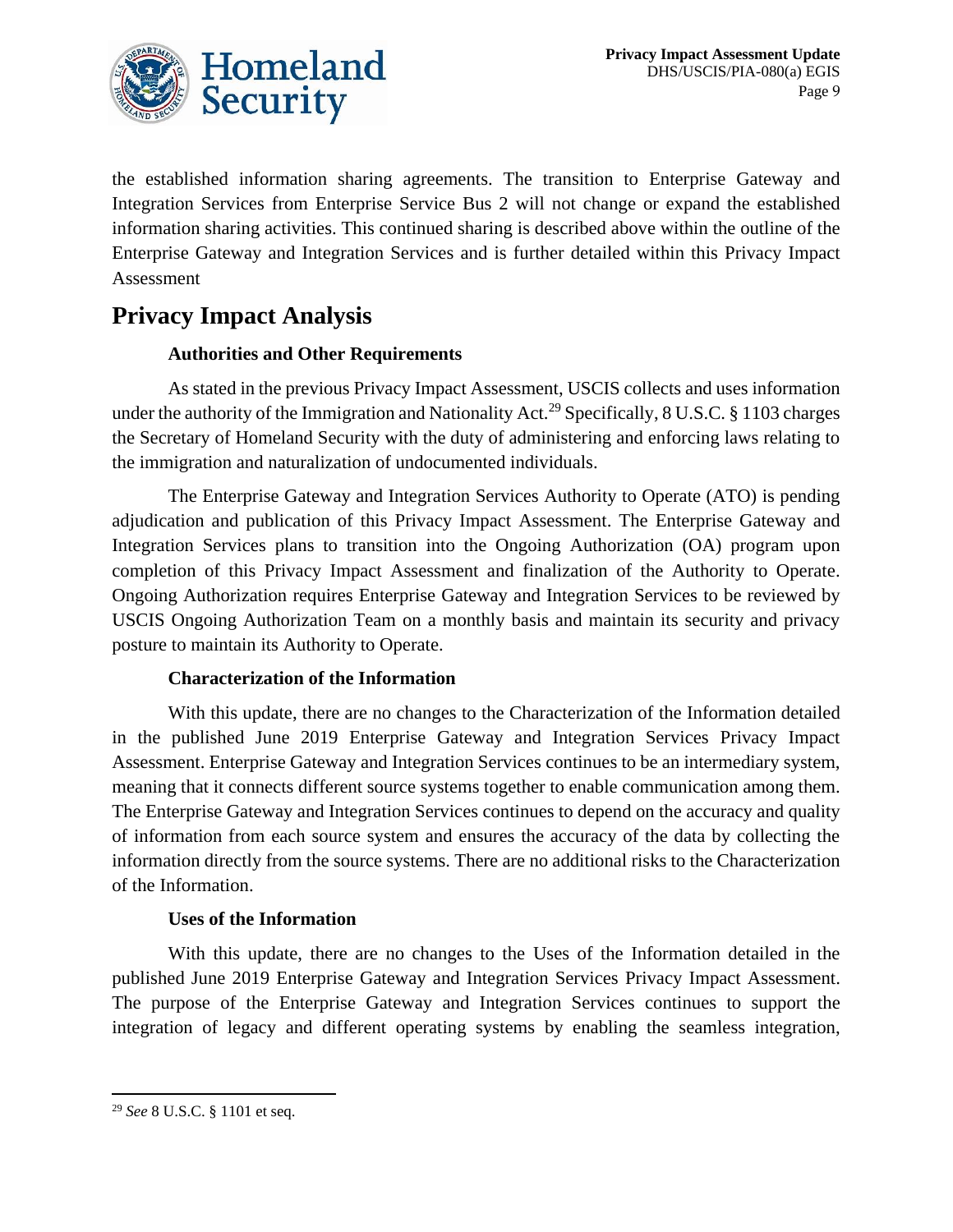the established information sharing agreements. The transition to Enterprise Gateway and Integration Services from Enterprise Service Bus 2 will not change or expand the established information sharing activities. This continued sharing is described above within the outline of the Enterprise Gateway and Integration Services and is further detailed within this Privacy Impact Assessment

## Privacy Impact Analysis

### Authorities and Other Requirements

As stated in the previous Privacy Impact Assessment, USCIS collects and uses information under the authority of the Immigration and Nationality Act.[29] Specifically, 8 U.S.C. § 1103 charges the Secretary of Homeland Security with the duty of administering and enforcing laws relating to the immigration and naturalization of undocumented individuals.

The Enterprise Gateway and Integration Services Authority to Operate (ATO) is pending adjudication and publication of this Privacy Impact Assessment. The Enterprise Gateway and Integration Services plans to transition into the Ongoing Authorization (OA) program upon completion of this Privacy Impact Assessment and finalization of the Authority to Operate. Ongoing Authorization requires Enterprise Gateway and Integration Services to be reviewed by USCIS Ongoing Authorization Team on a monthly basis and maintain its security and privacy posture to maintain its Authority to Operate.

### Characterization of the Information

With this update, there are no changes to the Characterization of the Information detailed in the published June 2019 Enterprise Gateway and Integration Services Privacy Impact Assessment. Enterprise Gateway and Integration Services continues to be an intermediary system, meaning that it connects different source systems together to enable communication among them. The Enterprise Gateway and Integration Services continues to depend on the accuracy and quality of information from each source system and ensures the accuracy of the data by collecting the information directly from the source systems. There are no additional risks to the Characterization of the Information.

### Uses of the Information

With this update, there are no changes to the Uses of the Information detailed in the published June 2019 Enterprise Gateway and Integration Services Privacy Impact Assessment. The purpose of the Enterprise Gateway and Integration Services continues to support the integration of legacy and different operating systems by enabling the seamless integration,

---

[29] *See* 8 U.S.C. § 1101 et seq.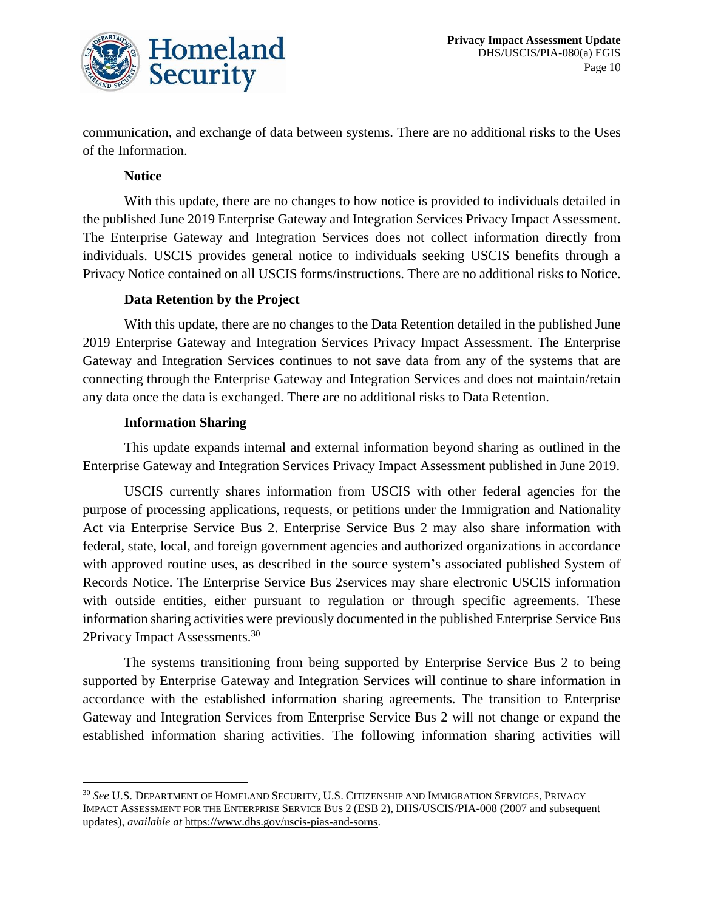communication, and exchange of data between systems. There are no additional risks to the Uses of the Information.

**Notice**

With this update, there are no changes to how notice is provided to individuals detailed in the published June 2019 Enterprise Gateway and Integration Services Privacy Impact Assessment. The Enterprise Gateway and Integration Services does not collect information directly from individuals. USCIS provides general notice to individuals seeking USCIS benefits through a Privacy Notice contained on all USCIS forms/instructions. There are no additional risks to Notice.

**Data Retention by the Project**

With this update, there are no changes to the Data Retention detailed in the published June 2019 Enterprise Gateway and Integration Services Privacy Impact Assessment. The Enterprise Gateway and Integration Services continues to not save data from any of the systems that are connecting through the Enterprise Gateway and Integration Services and does not maintain/retain any data once the data is exchanged. There are no additional risks to Data Retention.

**Information Sharing**

This update expands internal and external information beyond sharing as outlined in the Enterprise Gateway and Integration Services Privacy Impact Assessment published in June 2019.

USCIS currently shares information from USCIS with other federal agencies for the purpose of processing applications, requests, or petitions under the Immigration and Nationality Act via Enterprise Service Bus 2. Enterprise Service Bus 2 may also share information with federal, state, local, and foreign government agencies and authorized organizations in accordance with approved routine uses, as described in the source system's associated published System of Records Notice. The Enterprise Service Bus 2services may share electronic USCIS information with outside entities, either pursuant to regulation or through specific agreements. These information sharing activities were previously documented in the published Enterprise Service Bus 2Privacy Impact Assessments.[30]

The systems transitioning from being supported by Enterprise Service Bus 2 to being supported by Enterprise Gateway and Integration Services will continue to share information in accordance with the established information sharing agreements. The transition to Enterprise Gateway and Integration Services from Enterprise Service Bus 2 will not change or expand the established information sharing activities. The following information sharing activities will

---

[30] *See* U.S. DEPARTMENT OF HOMELAND SECURITY, U.S. CITIZENSHIP AND IMMIGRATION SERVICES, PRIVACY IMPACT ASSESSMENT FOR THE ENTERPRISE SERVICE BUS 2 (ESB 2), DHS/USCIS/PIA-008 (2007 and subsequent updates), *available at* https://www.dhs.gov/uscis-pias-and-sorns.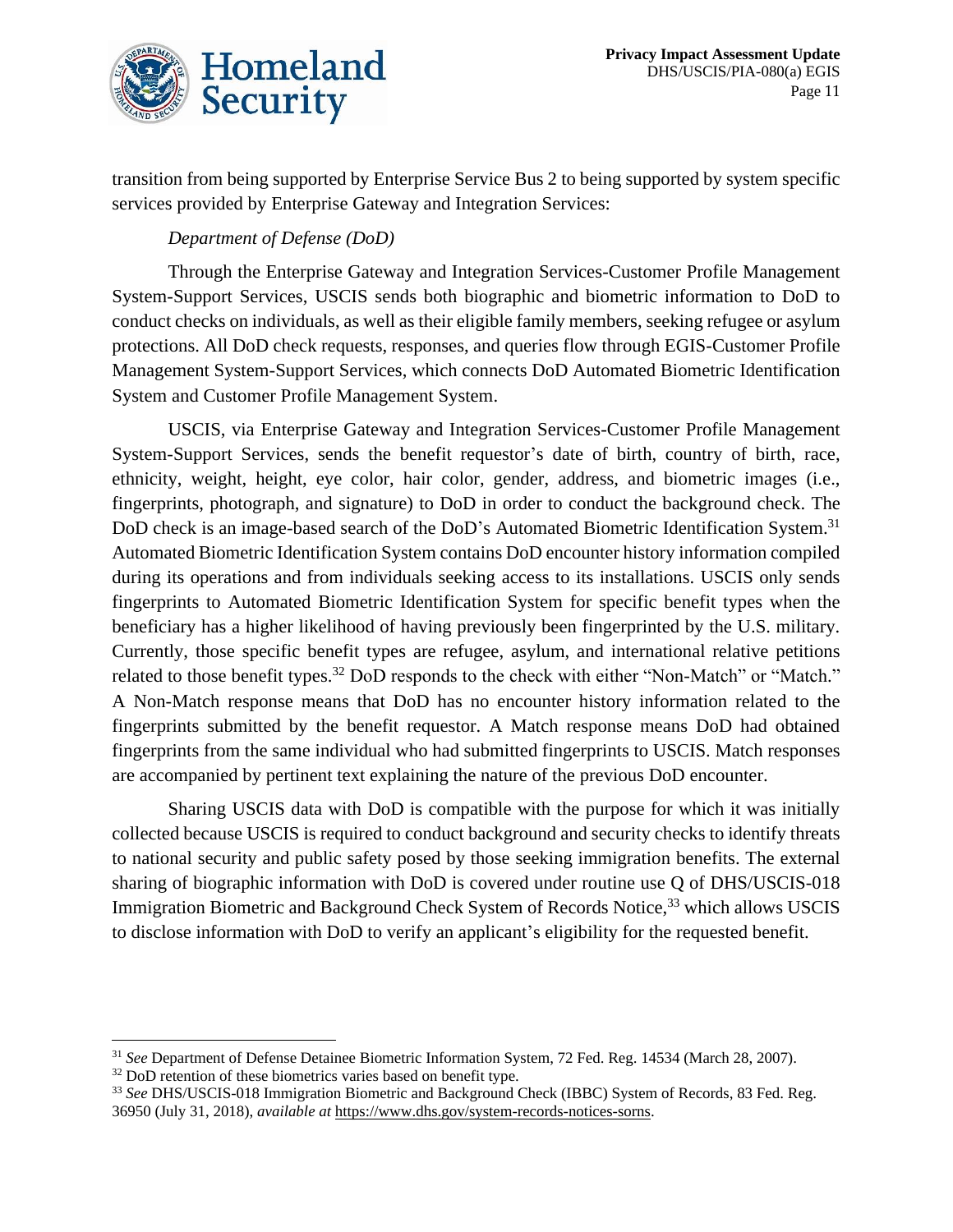transition from being supported by Enterprise Service Bus 2 to being supported by system specific services provided by Enterprise Gateway and Integration Services:

*Department of Defense (DoD)*

Through the Enterprise Gateway and Integration Services-Customer Profile Management System-Support Services, USCIS sends both biographic and biometric information to DoD to conduct checks on individuals, as well as their eligible family members, seeking refugee or asylum protections. All DoD check requests, responses, and queries flow through EGIS-Customer Profile Management System-Support Services, which connects DoD Automated Biometric Identification System and Customer Profile Management System.

USCIS, via Enterprise Gateway and Integration Services-Customer Profile Management System-Support Services, sends the benefit requestor's date of birth, country of birth, race, ethnicity, weight, height, eye color, hair color, gender, address, and biometric images (i.e., fingerprints, photograph, and signature) to DoD in order to conduct the background check. The DoD check is an image-based search of the DoD's Automated Biometric Identification System.[31] Automated Biometric Identification System contains DoD encounter history information compiled during its operations and from individuals seeking access to its installations. USCIS only sends fingerprints to Automated Biometric Identification System for specific benefit types when the beneficiary has a higher likelihood of having previously been fingerprinted by the U.S. military. Currently, those specific benefit types are refugee, asylum, and international relative petitions related to those benefit types.[32] DoD responds to the check with either "Non-Match" or "Match." A Non-Match response means that DoD has no encounter history information related to the fingerprints submitted by the benefit requestor. A Match response means DoD had obtained fingerprints from the same individual who had submitted fingerprints to USCIS. Match responses are accompanied by pertinent text explaining the nature of the previous DoD encounter.

Sharing USCIS data with DoD is compatible with the purpose for which it was initially collected because USCIS is required to conduct background and security checks to identify threats to national security and public safety posed by those seeking immigration benefits. The external sharing of biographic information with DoD is covered under routine use Q of DHS/USCIS-018 Immigration Biometric and Background Check System of Records Notice,[33] which allows USCIS to disclose information with DoD to verify an applicant's eligibility for the requested benefit.

---

[31] *See* Department of Defense Detainee Biometric Information System, 72 Fed. Reg. 14534 (March 28, 2007).

[32] DoD retention of these biometrics varies based on benefit type.

[33] *See* DHS/USCIS-018 Immigration Biometric and Background Check (IBBC) System of Records, 83 Fed. Reg. 36950 (July 31, 2018), *available at* https://www.dhs.gov/system-records-notices-sorns.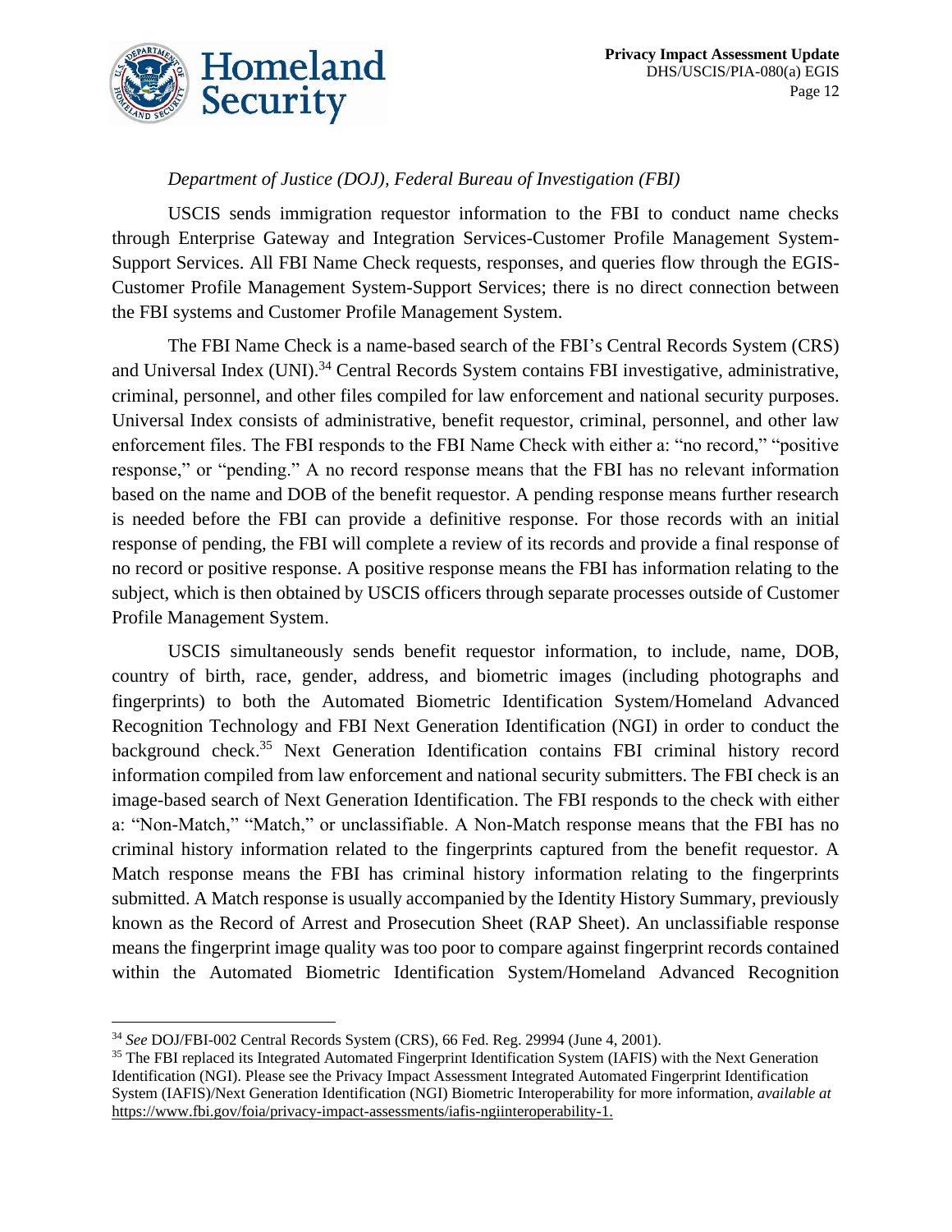*Department of Justice (DOJ), Federal Bureau of Investigation (FBI)*

USCIS sends immigration requestor information to the FBI to conduct name checks through Enterprise Gateway and Integration Services-Customer Profile Management System-Support Services. All FBI Name Check requests, responses, and queries flow through the EGIS-Customer Profile Management System-Support Services; there is no direct connection between the FBI systems and Customer Profile Management System.

The FBI Name Check is a name-based search of the FBI's Central Records System (CRS) and Universal Index (UNI).[34] Central Records System contains FBI investigative, administrative, criminal, personnel, and other files compiled for law enforcement and national security purposes. Universal Index consists of administrative, benefit requestor, criminal, personnel, and other law enforcement files. The FBI responds to the FBI Name Check with either a: "no record," "positive response," or "pending." A no record response means that the FBI has no relevant information based on the name and DOB of the benefit requestor. A pending response means further research is needed before the FBI can provide a definitive response. For those records with an initial response of pending, the FBI will complete a review of its records and provide a final response of no record or positive response. A positive response means the FBI has information relating to the subject, which is then obtained by USCIS officers through separate processes outside of Customer Profile Management System.

USCIS simultaneously sends benefit requestor information, to include, name, DOB, country of birth, race, gender, address, and biometric images (including photographs and fingerprints) to both the Automated Biometric Identification System/Homeland Advanced Recognition Technology and FBI Next Generation Identification (NGI) in order to conduct the background check.[35] Next Generation Identification contains FBI criminal history record information compiled from law enforcement and national security submitters. The FBI check is an image-based search of Next Generation Identification. The FBI responds to the check with either a: "Non-Match," "Match," or unclassifiable. A Non-Match response means that the FBI has no criminal history information related to the fingerprints captured from the benefit requestor. A Match response means the FBI has criminal history information relating to the fingerprints submitted. A Match response is usually accompanied by the Identity History Summary, previously known as the Record of Arrest and Prosecution Sheet (RAP Sheet). An unclassifiable response means the fingerprint image quality was too poor to compare against fingerprint records contained within the Automated Biometric Identification System/Homeland Advanced Recognition

---

[34] *See* DOJ/FBI-002 Central Records System (CRS), 66 Fed. Reg. 29994 (June 4, 2001).

[35] The FBI replaced its Integrated Automated Fingerprint Identification System (IAFIS) with the Next Generation Identification (NGI). Please see the Privacy Impact Assessment Integrated Automated Fingerprint Identification System (IAFIS)/Next Generation Identification (NGI) Biometric Interoperability for more information, *available at* https://www.fbi.gov/foia/privacy-impact-assessments/iafis-ngiinteroperability-1.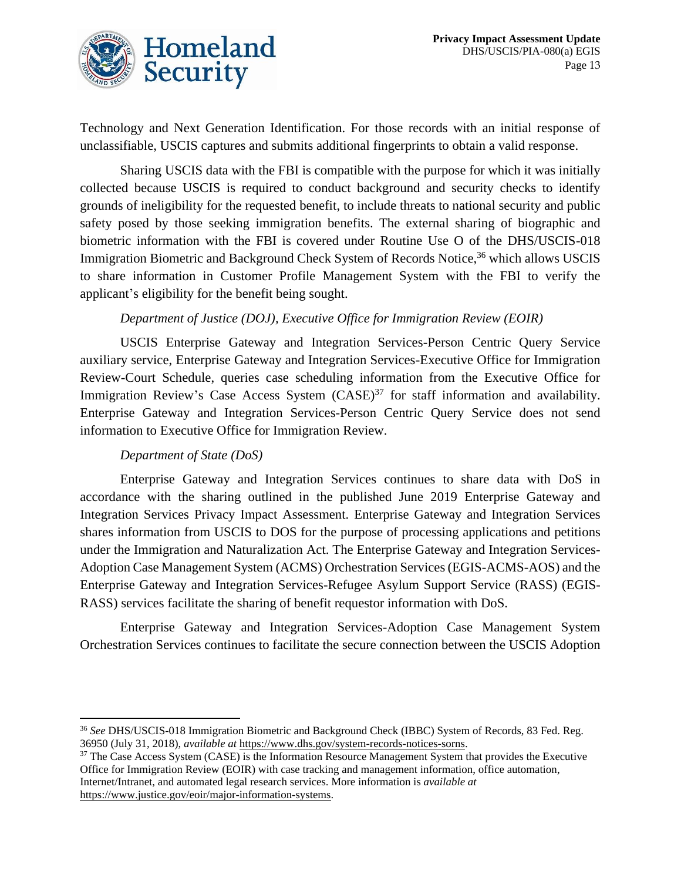Technology and Next Generation Identification. For those records with an initial response of unclassifiable, USCIS captures and submits additional fingerprints to obtain a valid response.

Sharing USCIS data with the FBI is compatible with the purpose for which it was initially collected because USCIS is required to conduct background and security checks to identify grounds of ineligibility for the requested benefit, to include threats to national security and public safety posed by those seeking immigration benefits. The external sharing of biographic and biometric information with the FBI is covered under Routine Use O of the DHS/USCIS-018 Immigration Biometric and Background Check System of Records Notice,[36] which allows USCIS to share information in Customer Profile Management System with the FBI to verify the applicant's eligibility for the benefit being sought.

*Department of Justice (DOJ), Executive Office for Immigration Review (EOIR)*

USCIS Enterprise Gateway and Integration Services-Person Centric Query Service auxiliary service, Enterprise Gateway and Integration Services-Executive Office for Immigration Review-Court Schedule, queries case scheduling information from the Executive Office for Immigration Review's Case Access System (CASE)[37] for staff information and availability. Enterprise Gateway and Integration Services-Person Centric Query Service does not send information to Executive Office for Immigration Review.

*Department of State (DoS)*

Enterprise Gateway and Integration Services continues to share data with DoS in accordance with the sharing outlined in the published June 2019 Enterprise Gateway and Integration Services Privacy Impact Assessment. Enterprise Gateway and Integration Services shares information from USCIS to DOS for the purpose of processing applications and petitions under the Immigration and Naturalization Act. The Enterprise Gateway and Integration Services-Adoption Case Management System (ACMS) Orchestration Services (EGIS-ACMS-AOS) and the Enterprise Gateway and Integration Services-Refugee Asylum Support Service (RASS) (EGIS-RASS) services facilitate the sharing of benefit requestor information with DoS.

Enterprise Gateway and Integration Services-Adoption Case Management System Orchestration Services continues to facilitate the secure connection between the USCIS Adoption

---

[36] *See* DHS/USCIS-018 Immigration Biometric and Background Check (IBBC) System of Records, 83 Fed. Reg. 36950 (July 31, 2018), *available at* https://www.dhs.gov/system-records-notices-sorns.

[37] The Case Access System (CASE) is the Information Resource Management System that provides the Executive Office for Immigration Review (EOIR) with case tracking and management information, office automation, Internet/Intranet, and automated legal research services. More information is *available at* https://www.justice.gov/eoir/major-information-systems.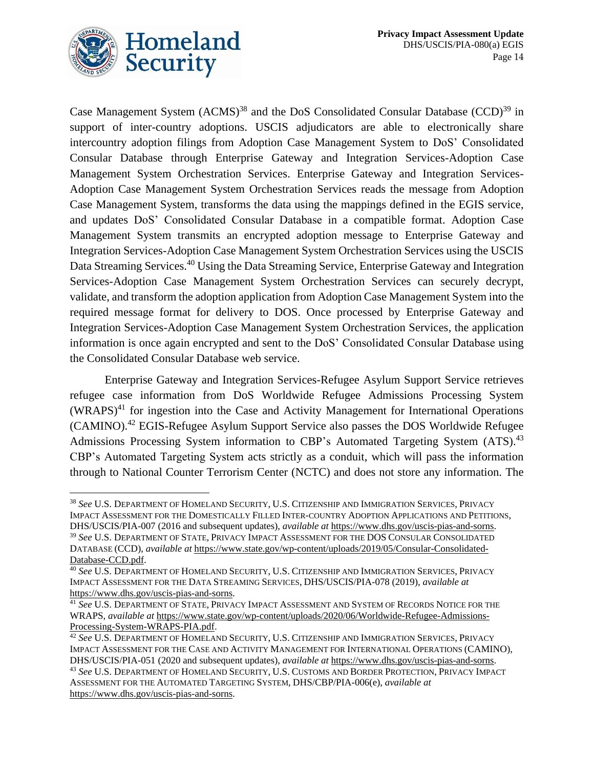Case Management System (ACMS)[38] and the DoS Consolidated Consular Database (CCD)[39] in support of inter-country adoptions. USCIS adjudicators are able to electronically share intercountry adoption filings from Adoption Case Management System to DoS' Consolidated Consular Database through Enterprise Gateway and Integration Services-Adoption Case Management System Orchestration Services. Enterprise Gateway and Integration Services-Adoption Case Management System Orchestration Services reads the message from Adoption Case Management System, transforms the data using the mappings defined in the EGIS service, and updates DoS' Consolidated Consular Database in a compatible format. Adoption Case Management System transmits an encrypted adoption message to Enterprise Gateway and Integration Services-Adoption Case Management System Orchestration Services using the USCIS Data Streaming Services.[40] Using the Data Streaming Service, Enterprise Gateway and Integration Services-Adoption Case Management System Orchestration Services can securely decrypt, validate, and transform the adoption application from Adoption Case Management System into the required message format for delivery to DOS. Once processed by Enterprise Gateway and Integration Services-Adoption Case Management System Orchestration Services, the application information is once again encrypted and sent to the DoS' Consolidated Consular Database using the Consolidated Consular Database web service.

Enterprise Gateway and Integration Services-Refugee Asylum Support Service retrieves refugee case information from DoS Worldwide Refugee Admissions Processing System (WRAPS)[41] for ingestion into the Case and Activity Management for International Operations (CAMINO).[42] EGIS-Refugee Asylum Support Service also passes the DOS Worldwide Refugee Admissions Processing System information to CBP's Automated Targeting System (ATS).[43] CBP's Automated Targeting System acts strictly as a conduit, which will pass the information through to National Counter Terrorism Center (NCTC) and does not store any information. The

---

[38] *See* U.S. Department of Homeland Security, U.S. Citizenship and Immigration Services, Privacy Impact Assessment for the Domestically Filled Inter-country Adoption Applications and Petitions, DHS/USCIS/PIA-007 (2016 and subsequent updates), *available at* https://www.dhs.gov/uscis-pias-and-sorns.

[39] *See* U.S. Department of State, Privacy Impact Assessment for the DOS Consular Consolidated Database (CCD), *available at* https://www.state.gov/wp-content/uploads/2019/05/Consular-Consolidated-Database-CCD.pdf.

[40] *See* U.S. Department of Homeland Security, U.S. Citizenship and Immigration Services, Privacy Impact Assessment for the Data Streaming Services, DHS/USCIS/PIA-078 (2019), *available at* https://www.dhs.gov/uscis-pias-and-sorns.

[41] *See* U.S. Department of State, Privacy Impact Assessment and System of Records Notice for the WRAPS, *available at* https://www.state.gov/wp-content/uploads/2020/06/Worldwide-Refugee-Admissions-Processing-System-WRAPS-PIA.pdf.

[42] *See* U.S. Department of Homeland Security, U.S. Citizenship and Immigration Services, Privacy Impact Assessment for the Case and Activity Management for International Operations (CAMINO), DHS/USCIS/PIA-051 (2020 and subsequent updates), *available at* https://www.dhs.gov/uscis-pias-and-sorns.

[43] *See* U.S. Department of Homeland Security, U.S. Customs and Border Protection, Privacy Impact Assessment for the Automated Targeting System, DHS/CBP/PIA-006(e), *available at* https://www.dhs.gov/uscis-pias-and-sorns.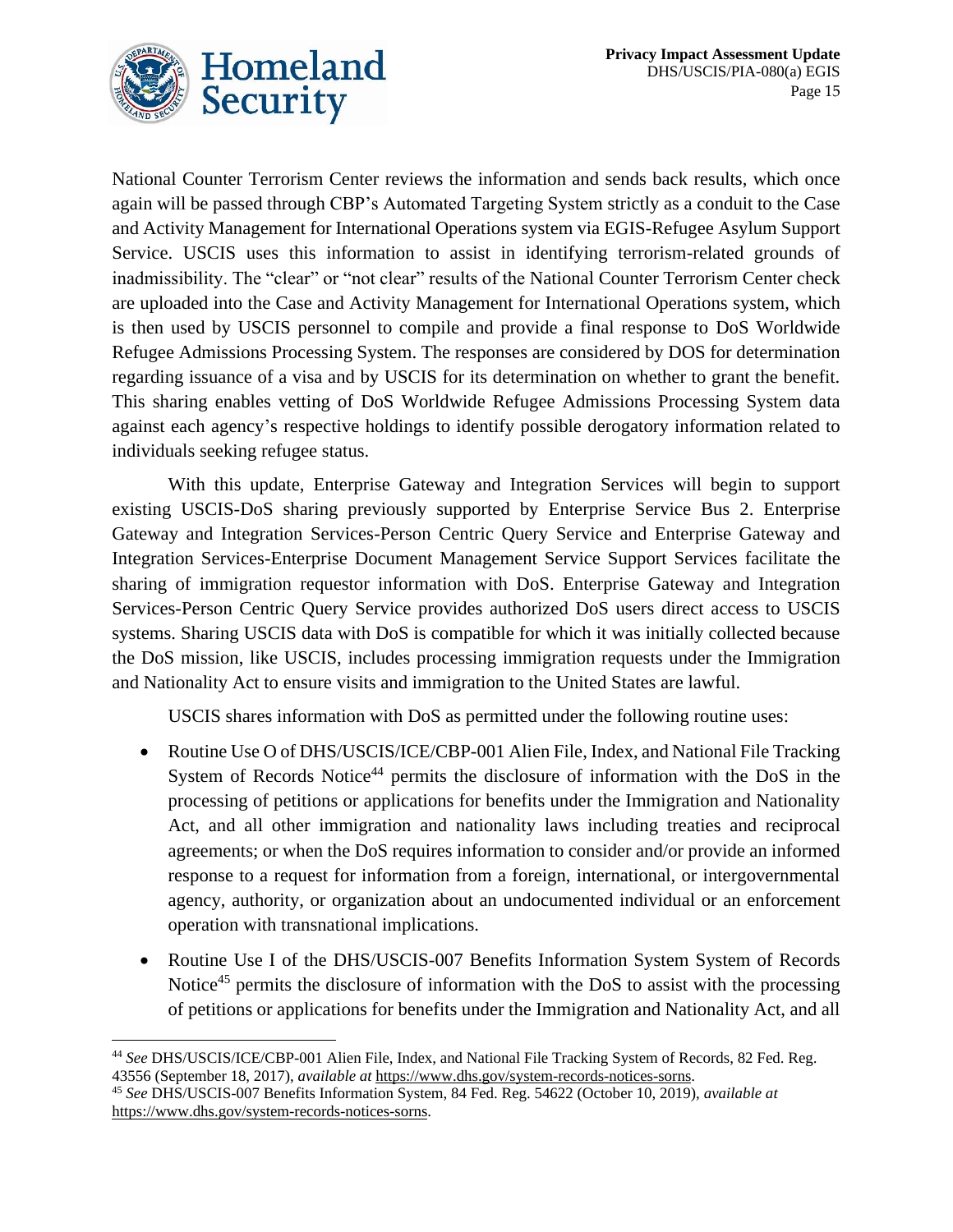National Counter Terrorism Center reviews the information and sends back results, which once again will be passed through CBP's Automated Targeting System strictly as a conduit to the Case and Activity Management for International Operations system via EGIS-Refugee Asylum Support Service. USCIS uses this information to assist in identifying terrorism-related grounds of inadmissibility. The "clear" or "not clear" results of the National Counter Terrorism Center check are uploaded into the Case and Activity Management for International Operations system, which is then used by USCIS personnel to compile and provide a final response to DoS Worldwide Refugee Admissions Processing System. The responses are considered by DOS for determination regarding issuance of a visa and by USCIS for its determination on whether to grant the benefit. This sharing enables vetting of DoS Worldwide Refugee Admissions Processing System data against each agency's respective holdings to identify possible derogatory information related to individuals seeking refugee status.

With this update, Enterprise Gateway and Integration Services will begin to support existing USCIS-DoS sharing previously supported by Enterprise Service Bus 2. Enterprise Gateway and Integration Services-Person Centric Query Service and Enterprise Gateway and Integration Services-Enterprise Document Management Service Support Services facilitate the sharing of immigration requestor information with DoS. Enterprise Gateway and Integration Services-Person Centric Query Service provides authorized DoS users direct access to USCIS systems. Sharing USCIS data with DoS is compatible for which it was initially collected because the DoS mission, like USCIS, includes processing immigration requests under the Immigration and Nationality Act to ensure visits and immigration to the United States are lawful.

USCIS shares information with DoS as permitted under the following routine uses:

- Routine Use O of DHS/USCIS/ICE/CBP-001 Alien File, Index, and National File Tracking System of Records Notice[44] permits the disclosure of information with the DoS in the processing of petitions or applications for benefits under the Immigration and Nationality Act, and all other immigration and nationality laws including treaties and reciprocal agreements; or when the DoS requires information to consider and/or provide an informed response to a request for information from a foreign, international, or intergovernmental agency, authority, or organization about an undocumented individual or an enforcement operation with transnational implications.
- Routine Use I of the DHS/USCIS-007 Benefits Information System System of Records Notice[45] permits the disclosure of information with the DoS to assist with the processing of petitions or applications for benefits under the Immigration and Nationality Act, and all

---

[44] *See* DHS/USCIS/ICE/CBP-001 Alien File, Index, and National File Tracking System of Records, 82 Fed. Reg. 43556 (September 18, 2017), *available at* https://www.dhs.gov/system-records-notices-sorns.

[45] *See* DHS/USCIS-007 Benefits Information System, 84 Fed. Reg. 54622 (October 10, 2019), *available at* https://www.dhs.gov/system-records-notices-sorns.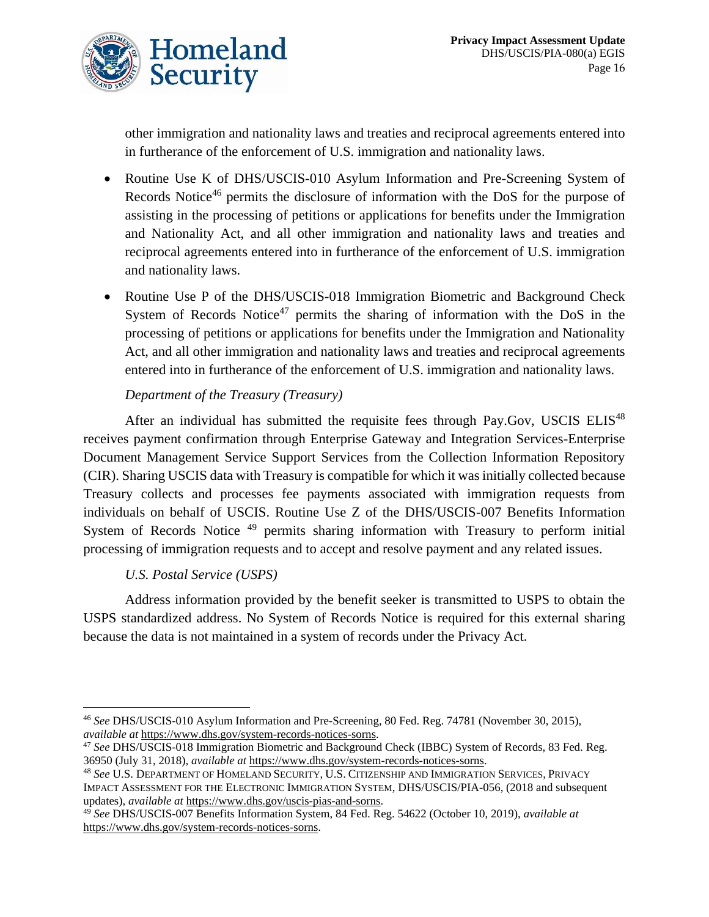other immigration and nationality laws and treaties and reciprocal agreements entered into in furtherance of the enforcement of U.S. immigration and nationality laws.

- Routine Use K of DHS/USCIS-010 Asylum Information and Pre-Screening System of Records Notice[46] permits the disclosure of information with the DoS for the purpose of assisting in the processing of petitions or applications for benefits under the Immigration and Nationality Act, and all other immigration and nationality laws and treaties and reciprocal agreements entered into in furtherance of the enforcement of U.S. immigration and nationality laws.
- Routine Use P of the DHS/USCIS-018 Immigration Biometric and Background Check System of Records Notice[47] permits the sharing of information with the DoS in the processing of petitions or applications for benefits under the Immigration and Nationality Act, and all other immigration and nationality laws and treaties and reciprocal agreements entered into in furtherance of the enforcement of U.S. immigration and nationality laws.

*Department of the Treasury (Treasury)*

After an individual has submitted the requisite fees through Pay.Gov, USCIS ELIS[48] receives payment confirmation through Enterprise Gateway and Integration Services-Enterprise Document Management Service Support Services from the Collection Information Repository (CIR). Sharing USCIS data with Treasury is compatible for which it was initially collected because Treasury collects and processes fee payments associated with immigration requests from individuals on behalf of USCIS. Routine Use Z of the DHS/USCIS-007 Benefits Information System of Records Notice [49] permits sharing information with Treasury to perform initial processing of immigration requests and to accept and resolve payment and any related issues.

*U.S. Postal Service (USPS)*

Address information provided by the benefit seeker is transmitted to USPS to obtain the USPS standardized address. No System of Records Notice is required for this external sharing because the data is not maintained in a system of records under the Privacy Act.

---

[46] *See* DHS/USCIS-010 Asylum Information and Pre-Screening, 80 Fed. Reg. 74781 (November 30, 2015), *available at* https://www.dhs.gov/system-records-notices-sorns.

[47] *See* DHS/USCIS-018 Immigration Biometric and Background Check (IBBC) System of Records, 83 Fed. Reg. 36950 (July 31, 2018), *available at* https://www.dhs.gov/system-records-notices-sorns.

[48] *See* U.S. Department of Homeland Security, U.S. Citizenship and Immigration Services, Privacy Impact Assessment for the Electronic Immigration System, DHS/USCIS/PIA-056, (2018 and subsequent updates), *available at* https://www.dhs.gov/uscis-pias-and-sorns.

[49] *See* DHS/USCIS-007 Benefits Information System, 84 Fed. Reg. 54622 (October 10, 2019), *available at* https://www.dhs.gov/system-records-notices-sorns.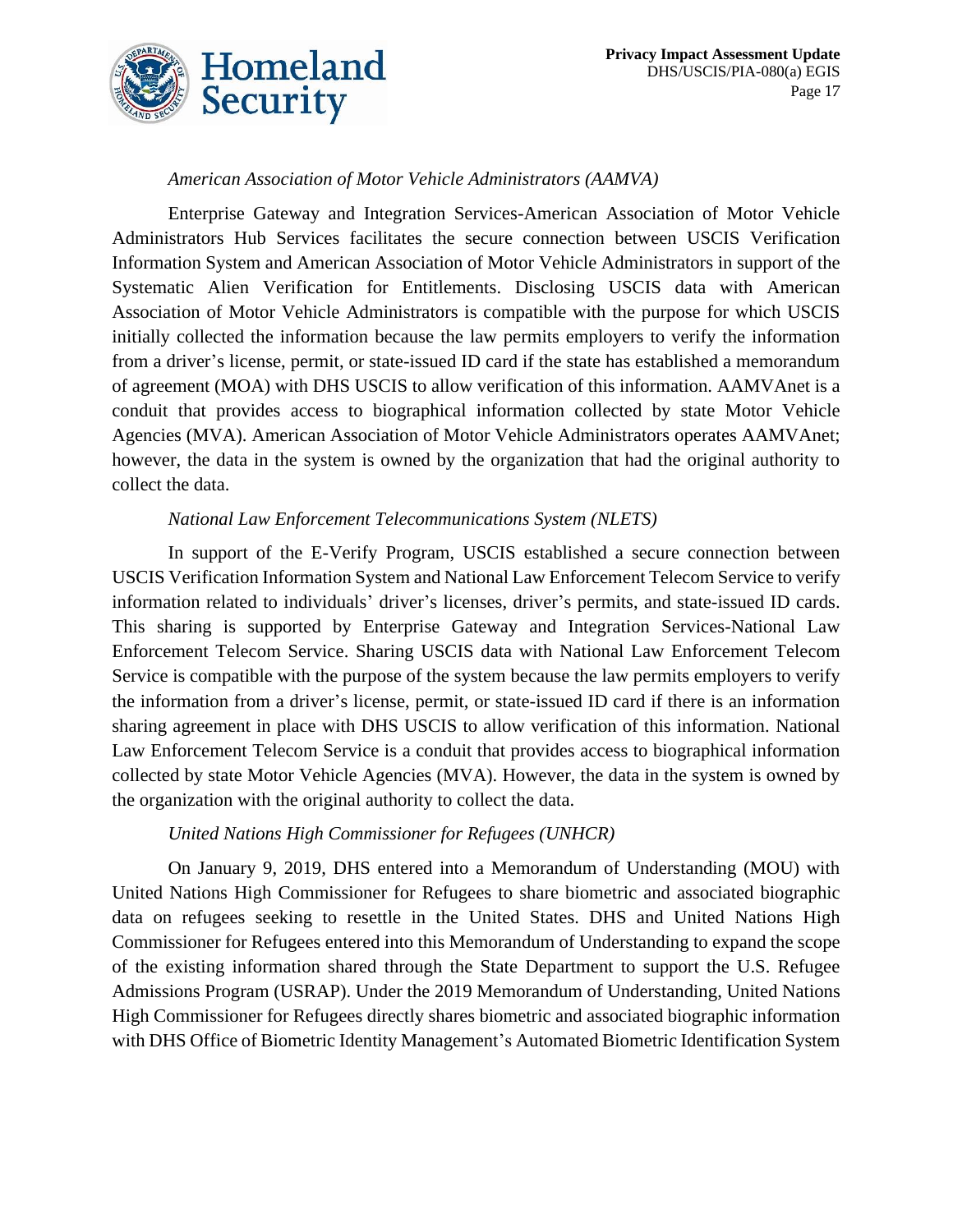*American Association of Motor Vehicle Administrators (AAMVA)*

Enterprise Gateway and Integration Services-American Association of Motor Vehicle Administrators Hub Services facilitates the secure connection between USCIS Verification Information System and American Association of Motor Vehicle Administrators in support of the Systematic Alien Verification for Entitlements. Disclosing USCIS data with American Association of Motor Vehicle Administrators is compatible with the purpose for which USCIS initially collected the information because the law permits employers to verify the information from a driver's license, permit, or state-issued ID card if the state has established a memorandum of agreement (MOA) with DHS USCIS to allow verification of this information. AAMVAnet is a conduit that provides access to biographical information collected by state Motor Vehicle Agencies (MVA). American Association of Motor Vehicle Administrators operates AAMVAnet; however, the data in the system is owned by the organization that had the original authority to collect the data.

*National Law Enforcement Telecommunications System (NLETS)*

In support of the E-Verify Program, USCIS established a secure connection between USCIS Verification Information System and National Law Enforcement Telecom Service to verify information related to individuals' driver's licenses, driver's permits, and state-issued ID cards. This sharing is supported by Enterprise Gateway and Integration Services-National Law Enforcement Telecom Service. Sharing USCIS data with National Law Enforcement Telecom Service is compatible with the purpose of the system because the law permits employers to verify the information from a driver's license, permit, or state-issued ID card if there is an information sharing agreement in place with DHS USCIS to allow verification of this information. National Law Enforcement Telecom Service is a conduit that provides access to biographical information collected by state Motor Vehicle Agencies (MVA). However, the data in the system is owned by the organization with the original authority to collect the data.

*United Nations High Commissioner for Refugees (UNHCR)*

On January 9, 2019, DHS entered into a Memorandum of Understanding (MOU) with United Nations High Commissioner for Refugees to share biometric and associated biographic data on refugees seeking to resettle in the United States. DHS and United Nations High Commissioner for Refugees entered into this Memorandum of Understanding to expand the scope of the existing information shared through the State Department to support the U.S. Refugee Admissions Program (USRAP). Under the 2019 Memorandum of Understanding, United Nations High Commissioner for Refugees directly shares biometric and associated biographic information with DHS Office of Biometric Identity Management's Automated Biometric Identification System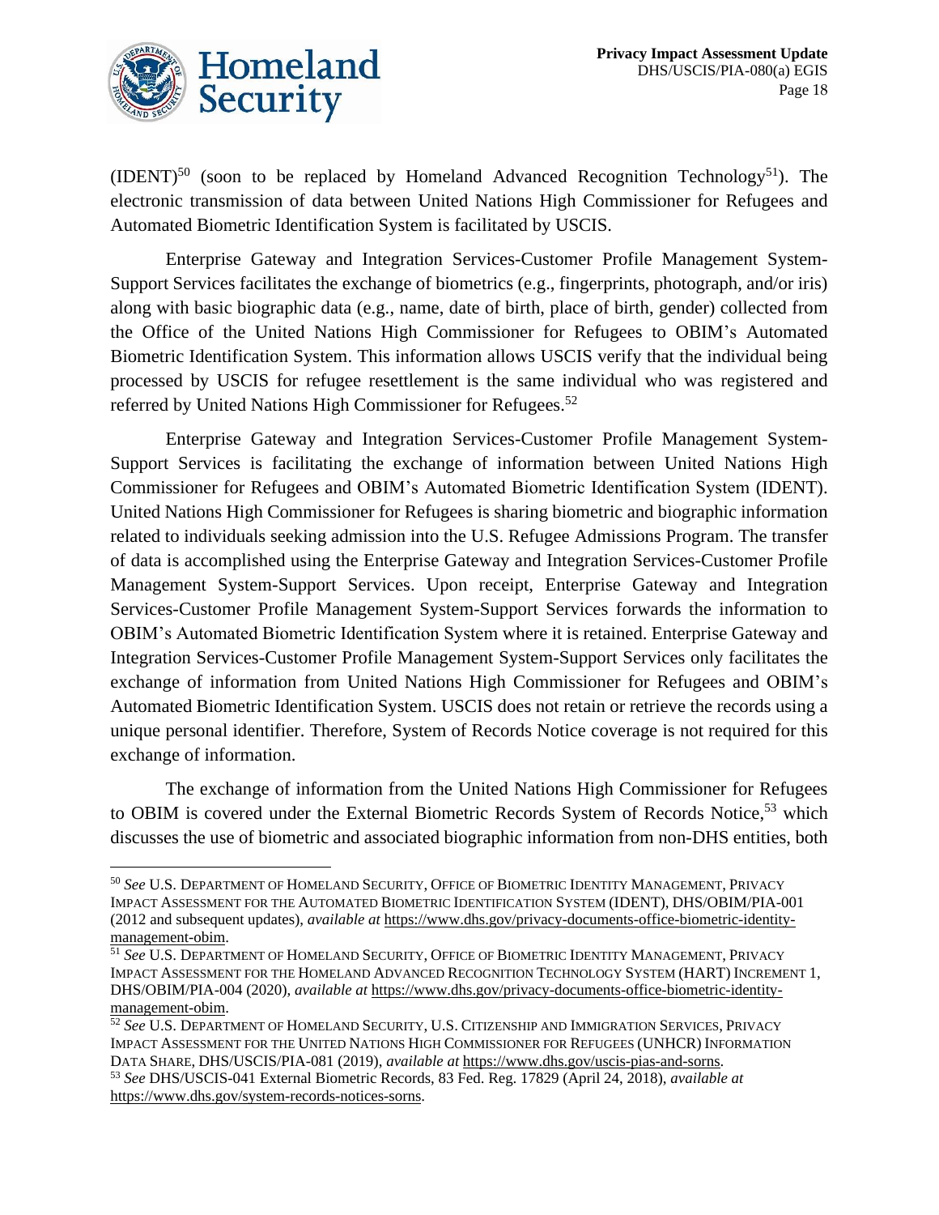(IDENT)[50] (soon to be replaced by Homeland Advanced Recognition Technology[51]). The electronic transmission of data between United Nations High Commissioner for Refugees and Automated Biometric Identification System is facilitated by USCIS.

Enterprise Gateway and Integration Services-Customer Profile Management System-Support Services facilitates the exchange of biometrics (e.g., fingerprints, photograph, and/or iris) along with basic biographic data (e.g., name, date of birth, place of birth, gender) collected from the Office of the United Nations High Commissioner for Refugees to OBIM's Automated Biometric Identification System. This information allows USCIS verify that the individual being processed by USCIS for refugee resettlement is the same individual who was registered and referred by United Nations High Commissioner for Refugees.[52]

Enterprise Gateway and Integration Services-Customer Profile Management System-Support Services is facilitating the exchange of information between United Nations High Commissioner for Refugees and OBIM's Automated Biometric Identification System (IDENT). United Nations High Commissioner for Refugees is sharing biometric and biographic information related to individuals seeking admission into the U.S. Refugee Admissions Program. The transfer of data is accomplished using the Enterprise Gateway and Integration Services-Customer Profile Management System-Support Services. Upon receipt, Enterprise Gateway and Integration Services-Customer Profile Management System-Support Services forwards the information to OBIM's Automated Biometric Identification System where it is retained. Enterprise Gateway and Integration Services-Customer Profile Management System-Support Services only facilitates the exchange of information from United Nations High Commissioner for Refugees and OBIM's Automated Biometric Identification System. USCIS does not retain or retrieve the records using a unique personal identifier. Therefore, System of Records Notice coverage is not required for this exchange of information.

The exchange of information from the United Nations High Commissioner for Refugees to OBIM is covered under the External Biometric Records System of Records Notice,[53] which discusses the use of biometric and associated biographic information from non-DHS entities, both

---

[50] *See* U.S. DEPARTMENT OF HOMELAND SECURITY, OFFICE OF BIOMETRIC IDENTITY MANAGEMENT, PRIVACY IMPACT ASSESSMENT FOR THE AUTOMATED BIOMETRIC IDENTIFICATION SYSTEM (IDENT), DHS/OBIM/PIA-001 (2012 and subsequent updates), *available at* https://www.dhs.gov/privacy-documents-office-biometric-identity-management-obim.

[51] *See* U.S. DEPARTMENT OF HOMELAND SECURITY, OFFICE OF BIOMETRIC IDENTITY MANAGEMENT, PRIVACY IMPACT ASSESSMENT FOR THE HOMELAND ADVANCED RECOGNITION TECHNOLOGY SYSTEM (HART) INCREMENT 1, DHS/OBIM/PIA-004 (2020), *available at* https://www.dhs.gov/privacy-documents-office-biometric-identity-management-obim.

[52] *See* U.S. DEPARTMENT OF HOMELAND SECURITY, U.S. CITIZENSHIP AND IMMIGRATION SERVICES, PRIVACY IMPACT ASSESSMENT FOR THE UNITED NATIONS HIGH COMMISSIONER FOR REFUGEES (UNHCR) INFORMATION DATA SHARE, DHS/USCIS/PIA-081 (2019), *available at* https://www.dhs.gov/uscis-pias-and-sorns.

[53] *See* DHS/USCIS-041 External Biometric Records, 83 Fed. Reg. 17829 (April 24, 2018), *available at* https://www.dhs.gov/system-records-notices-sorns.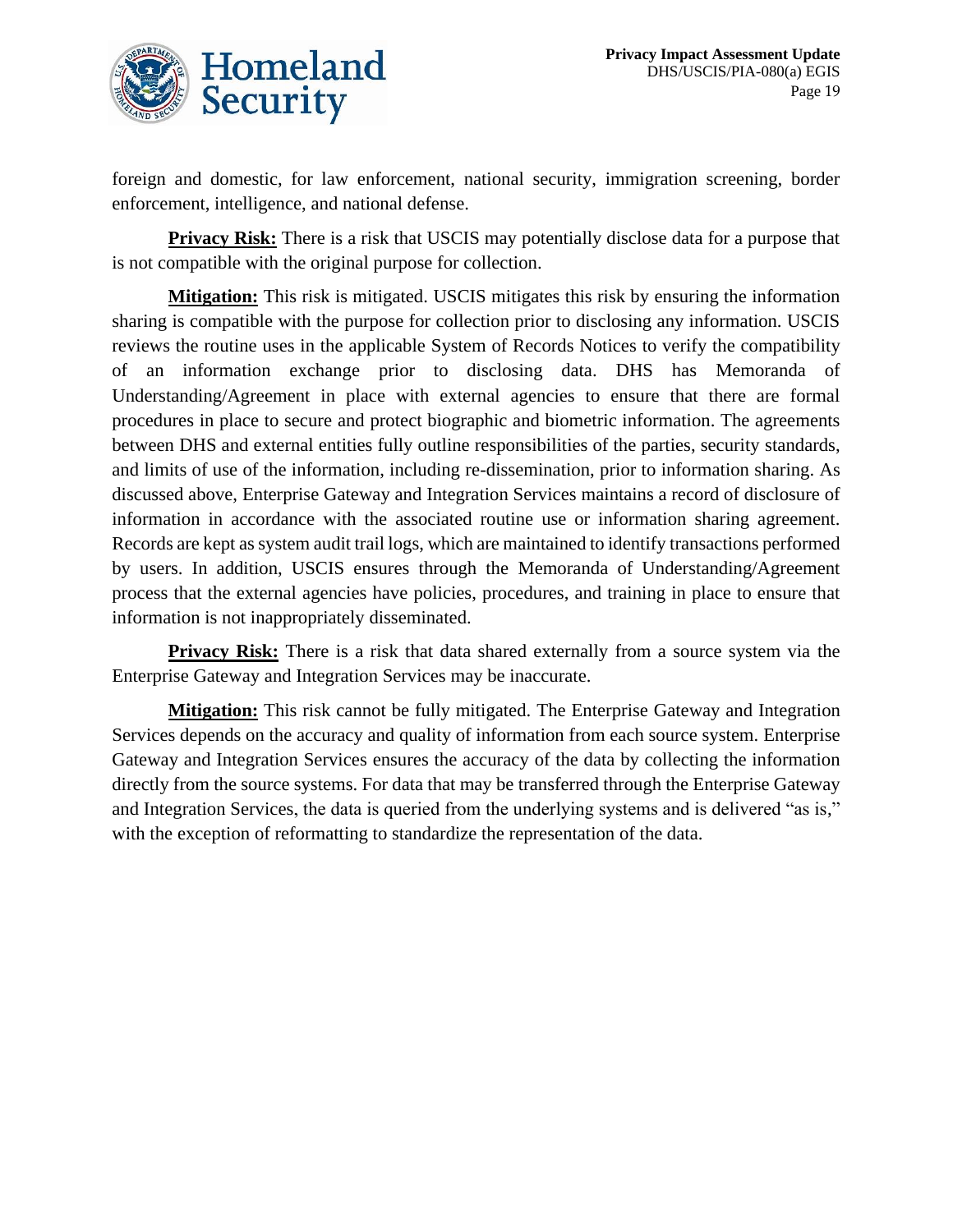foreign and domestic, for law enforcement, national security, immigration screening, border enforcement, intelligence, and national defense.

**Privacy Risk:** There is a risk that USCIS may potentially disclose data for a purpose that is not compatible with the original purpose for collection.

**Mitigation:** This risk is mitigated. USCIS mitigates this risk by ensuring the information sharing is compatible with the purpose for collection prior to disclosing any information. USCIS reviews the routine uses in the applicable System of Records Notices to verify the compatibility of an information exchange prior to disclosing data. DHS has Memoranda of Understanding/Agreement in place with external agencies to ensure that there are formal procedures in place to secure and protect biographic and biometric information. The agreements between DHS and external entities fully outline responsibilities of the parties, security standards, and limits of use of the information, including re-dissemination, prior to information sharing. As discussed above, Enterprise Gateway and Integration Services maintains a record of disclosure of information in accordance with the associated routine use or information sharing agreement. Records are kept as system audit trail logs, which are maintained to identify transactions performed by users. In addition, USCIS ensures through the Memoranda of Understanding/Agreement process that the external agencies have policies, procedures, and training in place to ensure that information is not inappropriately disseminated.

**Privacy Risk:** There is a risk that data shared externally from a source system via the Enterprise Gateway and Integration Services may be inaccurate.

**Mitigation:** This risk cannot be fully mitigated. The Enterprise Gateway and Integration Services depends on the accuracy and quality of information from each source system. Enterprise Gateway and Integration Services ensures the accuracy of the data by collecting the information directly from the source systems. For data that may be transferred through the Enterprise Gateway and Integration Services, the data is queried from the underlying systems and is delivered "as is," with the exception of reformatting to standardize the representation of the data.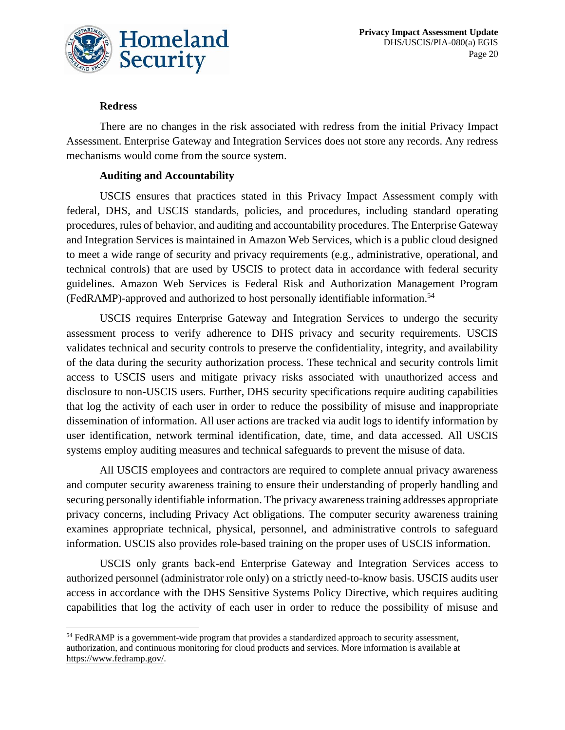### Redress

There are no changes in the risk associated with redress from the initial Privacy Impact Assessment. Enterprise Gateway and Integration Services does not store any records. Any redress mechanisms would come from the source system.

### Auditing and Accountability

USCIS ensures that practices stated in this Privacy Impact Assessment comply with federal, DHS, and USCIS standards, policies, and procedures, including standard operating procedures, rules of behavior, and auditing and accountability procedures. The Enterprise Gateway and Integration Services is maintained in Amazon Web Services, which is a public cloud designed to meet a wide range of security and privacy requirements (e.g., administrative, operational, and technical controls) that are used by USCIS to protect data in accordance with federal security guidelines. Amazon Web Services is Federal Risk and Authorization Management Program (FedRAMP)-approved and authorized to host personally identifiable information.[54]

USCIS requires Enterprise Gateway and Integration Services to undergo the security assessment process to verify adherence to DHS privacy and security requirements. USCIS validates technical and security controls to preserve the confidentiality, integrity, and availability of the data during the security authorization process. These technical and security controls limit access to USCIS users and mitigate privacy risks associated with unauthorized access and disclosure to non-USCIS users. Further, DHS security specifications require auditing capabilities that log the activity of each user in order to reduce the possibility of misuse and inappropriate dissemination of information. All user actions are tracked via audit logs to identify information by user identification, network terminal identification, date, time, and data accessed. All USCIS systems employ auditing measures and technical safeguards to prevent the misuse of data.

All USCIS employees and contractors are required to complete annual privacy awareness and computer security awareness training to ensure their understanding of properly handling and securing personally identifiable information. The privacy awareness training addresses appropriate privacy concerns, including Privacy Act obligations. The computer security awareness training examines appropriate technical, physical, personnel, and administrative controls to safeguard information. USCIS also provides role-based training on the proper uses of USCIS information.

USCIS only grants back-end Enterprise Gateway and Integration Services access to authorized personnel (administrator role only) on a strictly need-to-know basis. USCIS audits user access in accordance with the DHS Sensitive Systems Policy Directive, which requires auditing capabilities that log the activity of each user in order to reduce the possibility of misuse and

---

[54] FedRAMP is a government-wide program that provides a standardized approach to security assessment, authorization, and continuous monitoring for cloud products and services. More information is available at https://www.fedramp.gov/.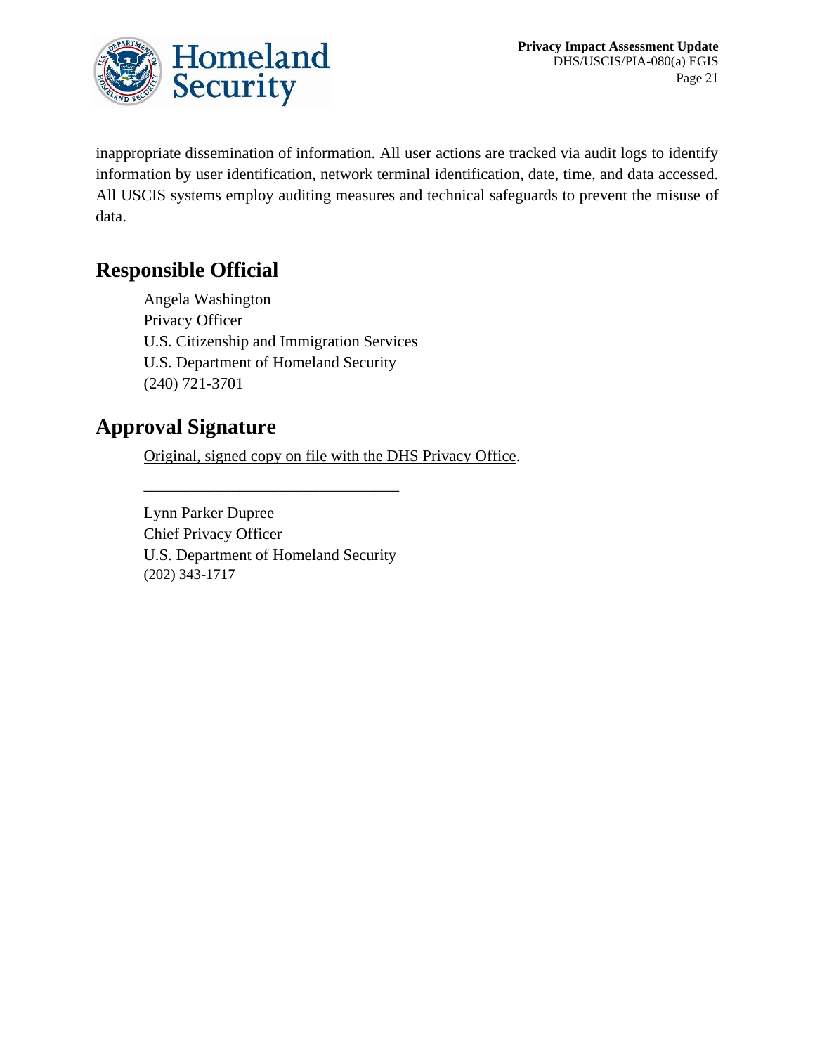inappropriate dissemination of information. All user actions are tracked via audit logs to identify information by user identification, network terminal identification, date, time, and data accessed. All USCIS systems employ auditing measures and technical safeguards to prevent the misuse of data.

## Responsible Official

Angela Washington
Privacy Officer
U.S. Citizenship and Immigration Services
U.S. Department of Homeland Security
(240) 721-3701

## Approval Signature

Original, signed copy on file with the DHS Privacy Office.

________________________________

Lynn Parker Dupree
Chief Privacy Officer
U.S. Department of Homeland Security
(202) 343-1717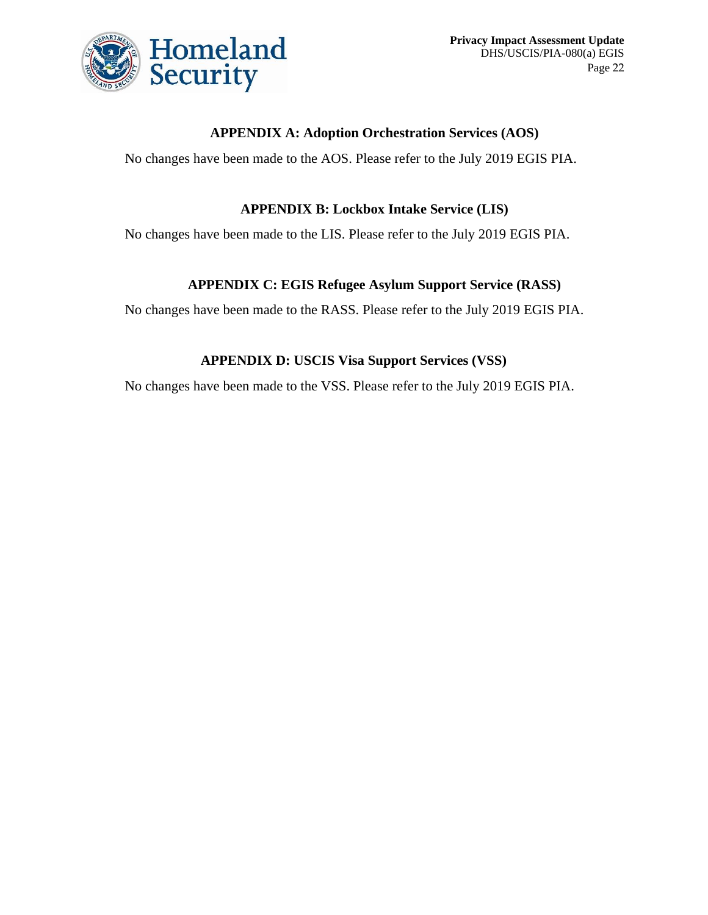## APPENDIX A: Adoption Orchestration Services (AOS)

No changes have been made to the AOS. Please refer to the July 2019 EGIS PIA.

## APPENDIX B: Lockbox Intake Service (LIS)

No changes have been made to the LIS. Please refer to the July 2019 EGIS PIA.

## APPENDIX C: EGIS Refugee Asylum Support Service (RASS)

No changes have been made to the RASS. Please refer to the July 2019 EGIS PIA.

## APPENDIX D: USCIS Visa Support Services (VSS)

No changes have been made to the VSS. Please refer to the July 2019 EGIS PIA.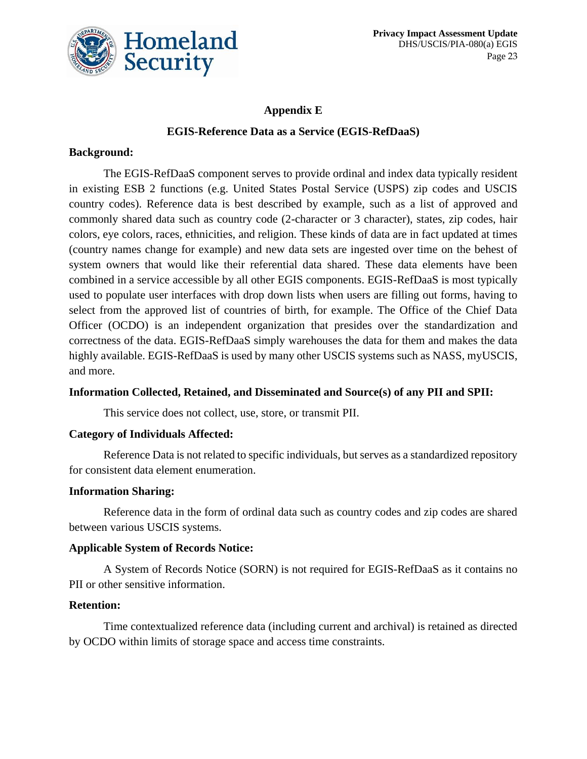## Appendix E

## EGIS-Reference Data as a Service (EGIS-RefDaaS)

**Background:**

The EGIS-RefDaaS component serves to provide ordinal and index data typically resident in existing ESB 2 functions (e.g. United States Postal Service (USPS) zip codes and USCIS country codes). Reference data is best described by example, such as a list of approved and commonly shared data such as country code (2-character or 3 character), states, zip codes, hair colors, eye colors, races, ethnicities, and religion. These kinds of data are in fact updated at times (country names change for example) and new data sets are ingested over time on the behest of system owners that would like their referential data shared. These data elements have been combined in a service accessible by all other EGIS components. EGIS-RefDaaS is most typically used to populate user interfaces with drop down lists when users are filling out forms, having to select from the approved list of countries of birth, for example. The Office of the Chief Data Officer (OCDO) is an independent organization that presides over the standardization and correctness of the data. EGIS-RefDaaS simply warehouses the data for them and makes the data highly available. EGIS-RefDaaS is used by many other USCIS systems such as NASS, myUSCIS, and more.

**Information Collected, Retained, and Disseminated and Source(s) of any PII and SPII:**

This service does not collect, use, store, or transmit PII.

**Category of Individuals Affected:**

Reference Data is not related to specific individuals, but serves as a standardized repository for consistent data element enumeration.

**Information Sharing:**

Reference data in the form of ordinal data such as country codes and zip codes are shared between various USCIS systems.

**Applicable System of Records Notice:**

A System of Records Notice (SORN) is not required for EGIS-RefDaaS as it contains no PII or other sensitive information.

**Retention:**

Time contextualized reference data (including current and archival) is retained as directed by OCDO within limits of storage space and access time constraints.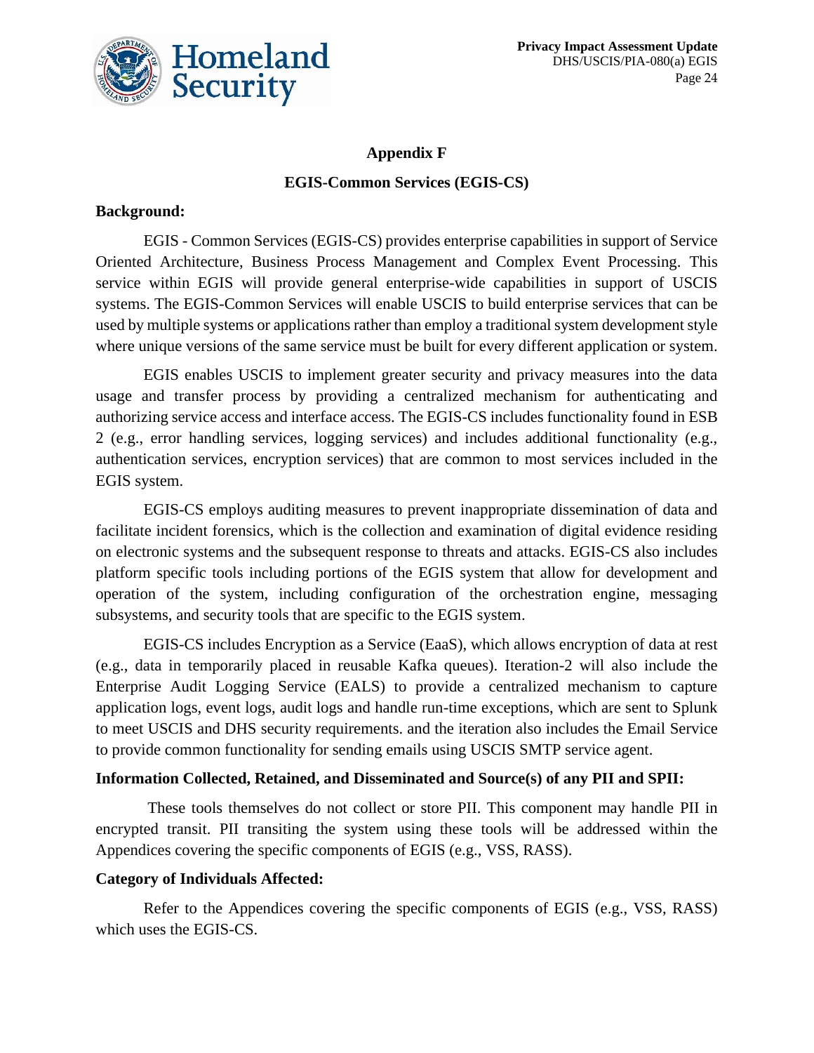## Appendix F

## EGIS-Common Services (EGIS-CS)

**Background:**

EGIS - Common Services (EGIS-CS) provides enterprise capabilities in support of Service Oriented Architecture, Business Process Management and Complex Event Processing. This service within EGIS will provide general enterprise-wide capabilities in support of USCIS systems. The EGIS-Common Services will enable USCIS to build enterprise services that can be used by multiple systems or applications rather than employ a traditional system development style where unique versions of the same service must be built for every different application or system.

EGIS enables USCIS to implement greater security and privacy measures into the data usage and transfer process by providing a centralized mechanism for authenticating and authorizing service access and interface access. The EGIS-CS includes functionality found in ESB 2 (e.g., error handling services, logging services) and includes additional functionality (e.g., authentication services, encryption services) that are common to most services included in the EGIS system.

EGIS-CS employs auditing measures to prevent inappropriate dissemination of data and facilitate incident forensics, which is the collection and examination of digital evidence residing on electronic systems and the subsequent response to threats and attacks. EGIS-CS also includes platform specific tools including portions of the EGIS system that allow for development and operation of the system, including configuration of the orchestration engine, messaging subsystems, and security tools that are specific to the EGIS system.

EGIS-CS includes Encryption as a Service (EaaS), which allows encryption of data at rest (e.g., data in temporarily placed in reusable Kafka queues). Iteration-2 will also include the Enterprise Audit Logging Service (EALS) to provide a centralized mechanism to capture application logs, event logs, audit logs and handle run-time exceptions, which are sent to Splunk to meet USCIS and DHS security requirements. and the iteration also includes the Email Service to provide common functionality for sending emails using USCIS SMTP service agent.

**Information Collected, Retained, and Disseminated and Source(s) of any PII and SPII:**

These tools themselves do not collect or store PII. This component may handle PII in encrypted transit. PII transiting the system using these tools will be addressed within the Appendices covering the specific components of EGIS (e.g., VSS, RASS).

**Category of Individuals Affected:**

Refer to the Appendices covering the specific components of EGIS (e.g., VSS, RASS) which uses the EGIS-CS.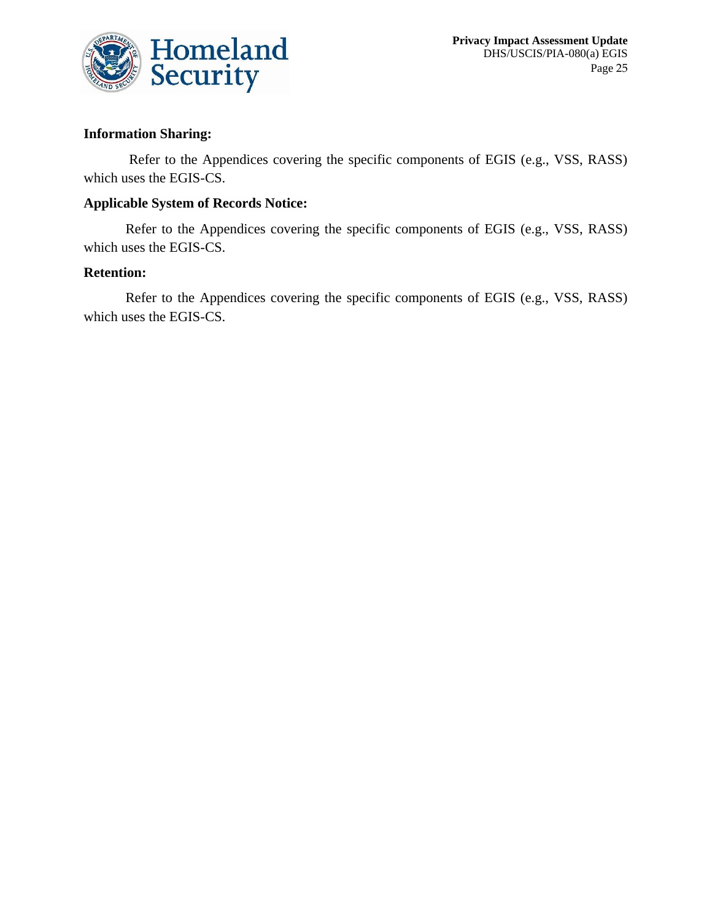**Information Sharing:**

Refer to the Appendices covering the specific components of EGIS (e.g., VSS, RASS) which uses the EGIS-CS.

**Applicable System of Records Notice:**

Refer to the Appendices covering the specific components of EGIS (e.g., VSS, RASS) which uses the EGIS-CS.

**Retention:**

Refer to the Appendices covering the specific components of EGIS (e.g., VSS, RASS) which uses the EGIS-CS.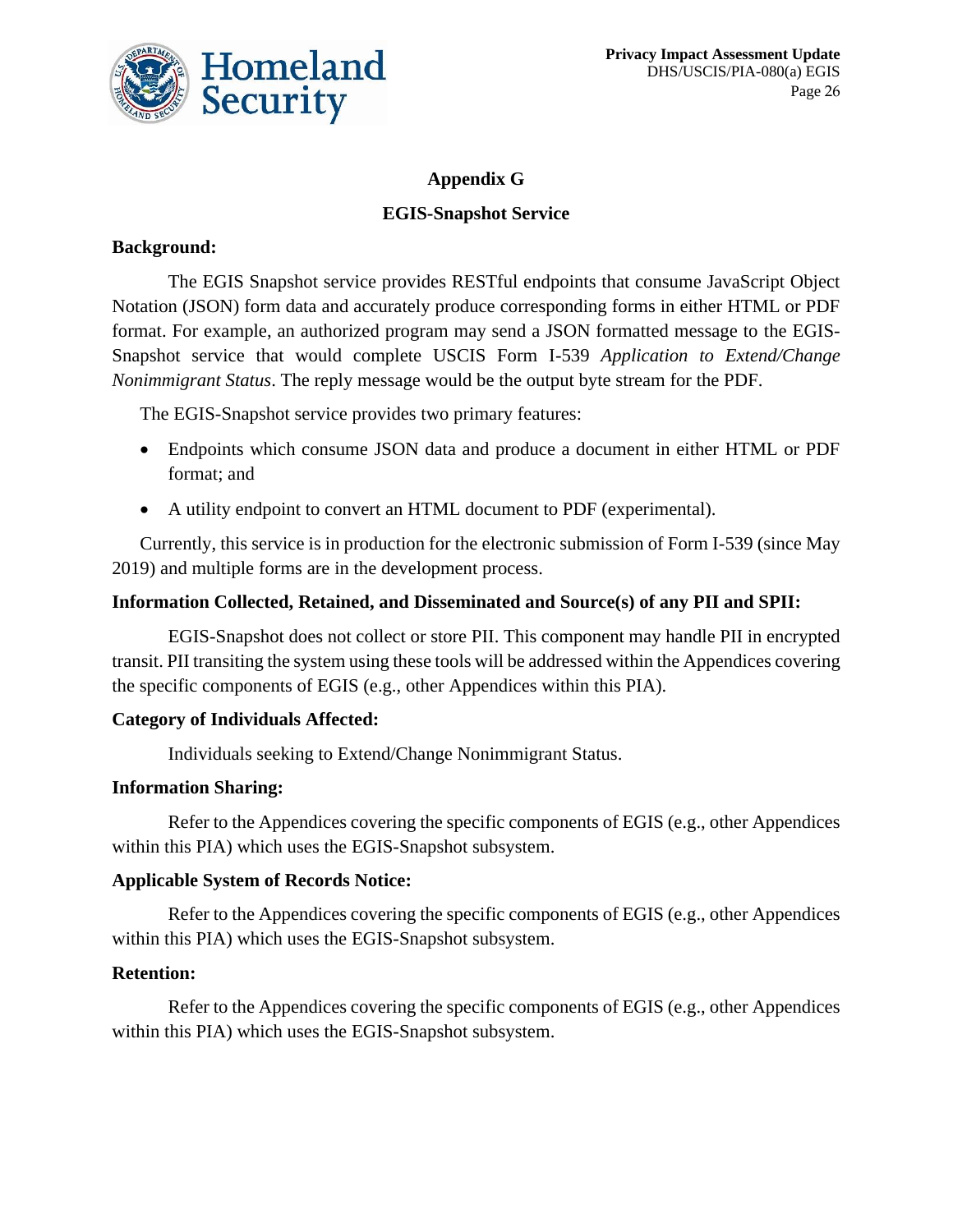## Appendix G

## EGIS-Snapshot Service

**Background:**

The EGIS Snapshot service provides RESTful endpoints that consume JavaScript Object Notation (JSON) form data and accurately produce corresponding forms in either HTML or PDF format. For example, an authorized program may send a JSON formatted message to the EGIS-Snapshot service that would complete USCIS Form I-539 *Application to Extend/Change Nonimmigrant Status*. The reply message would be the output byte stream for the PDF.

The EGIS-Snapshot service provides two primary features:

- Endpoints which consume JSON data and produce a document in either HTML or PDF format; and
- A utility endpoint to convert an HTML document to PDF (experimental).

Currently, this service is in production for the electronic submission of Form I-539 (since May 2019) and multiple forms are in the development process.

**Information Collected, Retained, and Disseminated and Source(s) of any PII and SPII:**

EGIS-Snapshot does not collect or store PII. This component may handle PII in encrypted transit. PII transiting the system using these tools will be addressed within the Appendices covering the specific components of EGIS (e.g., other Appendices within this PIA).

**Category of Individuals Affected:**

Individuals seeking to Extend/Change Nonimmigrant Status.

**Information Sharing:**

Refer to the Appendices covering the specific components of EGIS (e.g., other Appendices within this PIA) which uses the EGIS-Snapshot subsystem.

**Applicable System of Records Notice:**

Refer to the Appendices covering the specific components of EGIS (e.g., other Appendices within this PIA) which uses the EGIS-Snapshot subsystem.

**Retention:**

Refer to the Appendices covering the specific components of EGIS (e.g., other Appendices within this PIA) which uses the EGIS-Snapshot subsystem.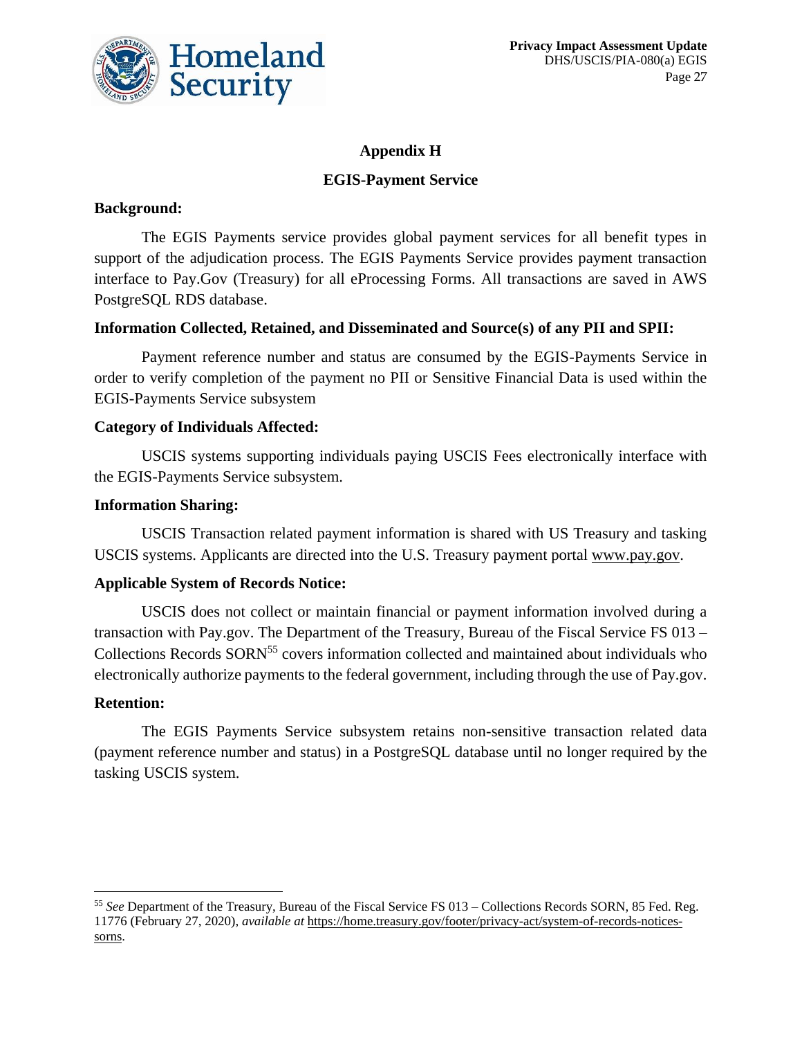## Appendix H

## EGIS-Payment Service

**Background:**

The EGIS Payments service provides global payment services for all benefit types in support of the adjudication process. The EGIS Payments Service provides payment transaction interface to Pay.Gov (Treasury) for all eProcessing Forms. All transactions are saved in AWS PostgreSQL RDS database.

**Information Collected, Retained, and Disseminated and Source(s) of any PII and SPII:**

Payment reference number and status are consumed by the EGIS-Payments Service in order to verify completion of the payment no PII or Sensitive Financial Data is used within the EGIS-Payments Service subsystem

**Category of Individuals Affected:**

USCIS systems supporting individuals paying USCIS Fees electronically interface with the EGIS-Payments Service subsystem.

**Information Sharing:**

USCIS Transaction related payment information is shared with US Treasury and tasking USCIS systems. Applicants are directed into the U.S. Treasury payment portal www.pay.gov.

**Applicable System of Records Notice:**

USCIS does not collect or maintain financial or payment information involved during a transaction with Pay.gov. The Department of the Treasury, Bureau of the Fiscal Service FS 013 – Collections Records SORN[55] covers information collected and maintained about individuals who electronically authorize payments to the federal government, including through the use of Pay.gov.

**Retention:**

The EGIS Payments Service subsystem retains non-sensitive transaction related data (payment reference number and status) in a PostgreSQL database until no longer required by the tasking USCIS system.

---

[55] *See* Department of the Treasury, Bureau of the Fiscal Service FS 013 – Collections Records SORN, 85 Fed. Reg. 11776 (February 27, 2020), *available at* https://home.treasury.gov/footer/privacy-act/system-of-records-notices-sorns.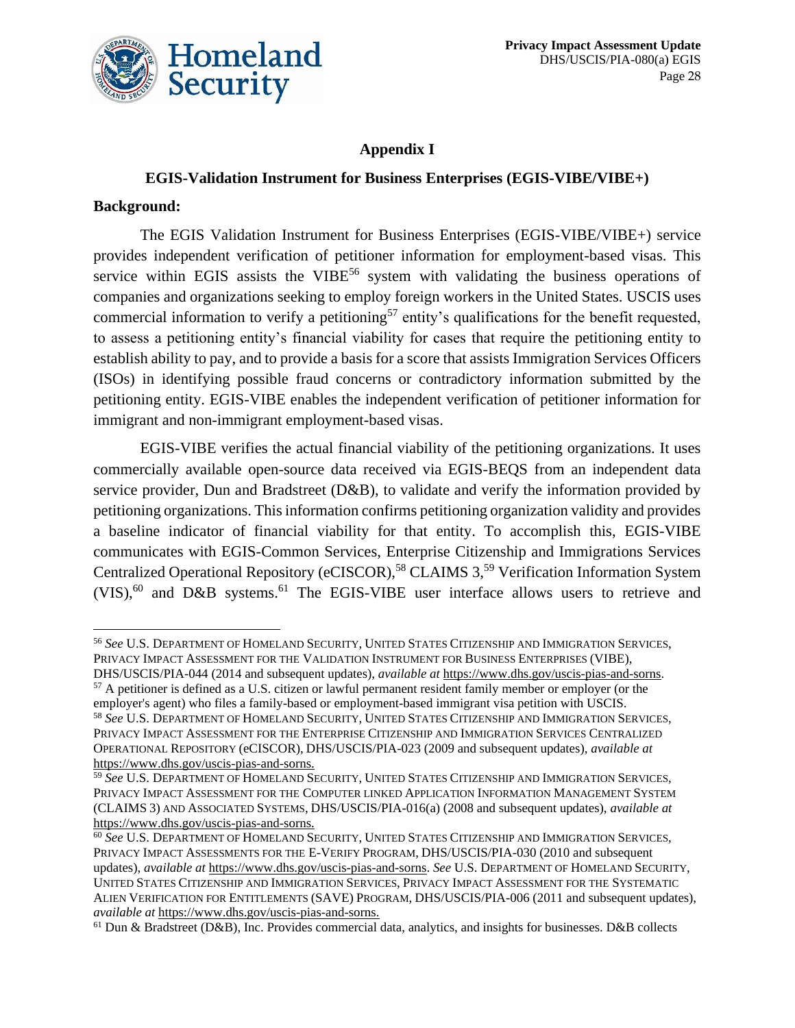# Appendix I

## EGIS-Validation Instrument for Business Enterprises (EGIS-VIBE/VIBE+)

**Background:**

The EGIS Validation Instrument for Business Enterprises (EGIS-VIBE/VIBE+) service provides independent verification of petitioner information for employment-based visas. This service within EGIS assists the VIBE[56] system with validating the business operations of companies and organizations seeking to employ foreign workers in the United States. USCIS uses commercial information to verify a petitioning[57] entity's qualifications for the benefit requested, to assess a petitioning entity's financial viability for cases that require the petitioning entity to establish ability to pay, and to provide a basis for a score that assists Immigration Services Officers (ISOs) in identifying possible fraud concerns or contradictory information submitted by the petitioning entity. EGIS-VIBE enables the independent verification of petitioner information for immigrant and non-immigrant employment-based visas.

EGIS-VIBE verifies the actual financial viability of the petitioning organizations. It uses commercially available open-source data received via EGIS-BEQS from an independent data service provider, Dun and Bradstreet (D&B), to validate and verify the information provided by petitioning organizations. This information confirms petitioning organization validity and provides a baseline indicator of financial viability for that entity. To accomplish this, EGIS-VIBE communicates with EGIS-Common Services, Enterprise Citizenship and Immigrations Services Centralized Operational Repository (eCISCOR),[58] CLAIMS 3,[59] Verification Information System (VIS),[60] and D&B systems.[61] The EGIS-VIBE user interface allows users to retrieve and

---

[56] *See* U.S. Department of Homeland Security, United States Citizenship and Immigration Services, Privacy Impact Assessment for the Validation Instrument for Business Enterprises (VIBE), DHS/USCIS/PIA-044 (2014 and subsequent updates), *available at* https://www.dhs.gov/uscis-pias-and-sorns.

[57] A petitioner is defined as a U.S. citizen or lawful permanent resident family member or employer (or the employer's agent) who files a family-based or employment-based immigrant visa petition with USCIS.

[58] *See* U.S. Department of Homeland Security, United States Citizenship and Immigration Services, Privacy Impact Assessment for the Enterprise Citizenship and Immigration Services Centralized Operational Repository (eCISCOR), DHS/USCIS/PIA-023 (2009 and subsequent updates), *available at* https://www.dhs.gov/uscis-pias-and-sorns.

[59] *See* U.S. Department of Homeland Security, United States Citizenship and Immigration Services, Privacy Impact Assessment for the Computer linked Application Information Management System (CLAIMS 3) and Associated Systems, DHS/USCIS/PIA-016(a) (2008 and subsequent updates), *available at* https://www.dhs.gov/uscis-pias-and-sorns.

[60] *See* U.S. Department of Homeland Security, United States Citizenship and Immigration Services, Privacy Impact Assessments for the E-Verify Program, DHS/USCIS/PIA-030 (2010 and subsequent updates), *available at* https://www.dhs.gov/uscis-pias-and-sorns. *See* U.S. Department of Homeland Security, United States Citizenship and Immigration Services, Privacy Impact Assessment for the Systematic Alien Verification for Entitlements (SAVE) Program, DHS/USCIS/PIA-006 (2011 and subsequent updates), *available at* https://www.dhs.gov/uscis-pias-and-sorns.

[61] Dun & Bradstreet (D&B), Inc. Provides commercial data, analytics, and insights for businesses. D&B collects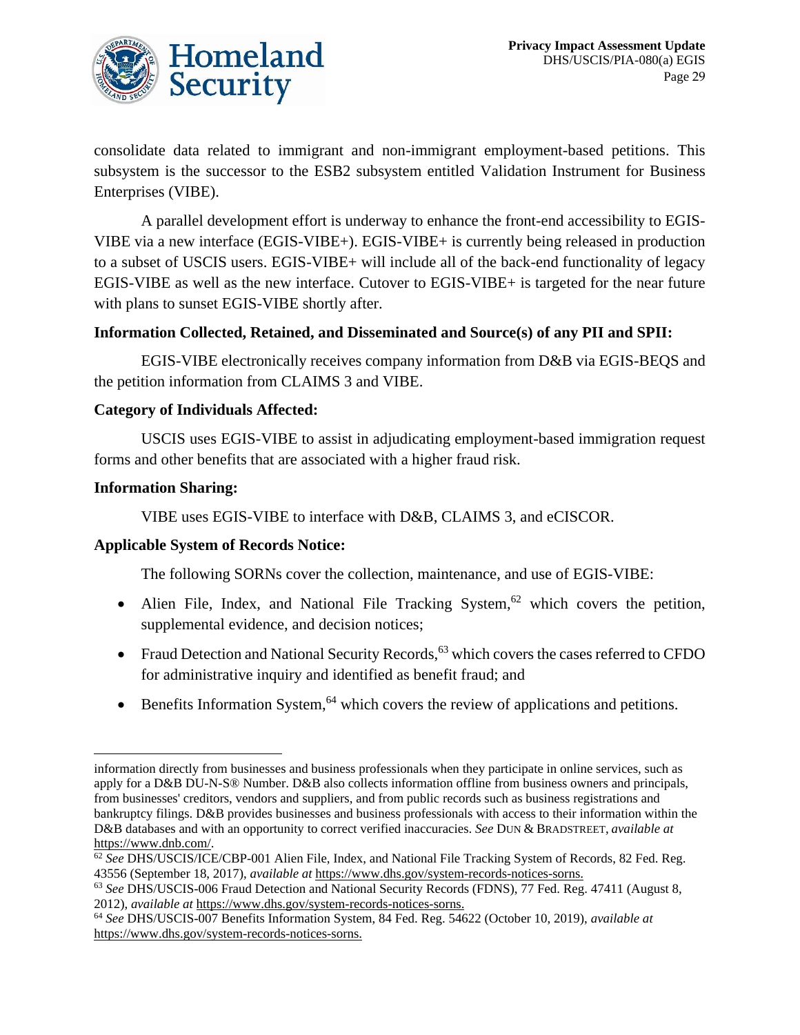consolidate data related to immigrant and non-immigrant employment-based petitions. This subsystem is the successor to the ESB2 subsystem entitled Validation Instrument for Business Enterprises (VIBE).

A parallel development effort is underway to enhance the front-end accessibility to EGIS-VIBE via a new interface (EGIS-VIBE+). EGIS-VIBE+ is currently being released in production to a subset of USCIS users. EGIS-VIBE+ will include all of the back-end functionality of legacy EGIS-VIBE as well as the new interface. Cutover to EGIS-VIBE+ is targeted for the near future with plans to sunset EGIS-VIBE shortly after.

**Information Collected, Retained, and Disseminated and Source(s) of any PII and SPII:**

EGIS-VIBE electronically receives company information from D&B via EGIS-BEQS and the petition information from CLAIMS 3 and VIBE.

**Category of Individuals Affected:**

USCIS uses EGIS-VIBE to assist in adjudicating employment-based immigration request forms and other benefits that are associated with a higher fraud risk.

**Information Sharing:**

VIBE uses EGIS-VIBE to interface with D&B, CLAIMS 3, and eCISCOR.

**Applicable System of Records Notice:**

The following SORNs cover the collection, maintenance, and use of EGIS-VIBE:

- Alien File, Index, and National File Tracking System,[62] which covers the petition, supplemental evidence, and decision notices;
- Fraud Detection and National Security Records,[63] which covers the cases referred to CFDO for administrative inquiry and identified as benefit fraud; and
- Benefits Information System,[64] which covers the review of applications and petitions.

---

information directly from businesses and business professionals when they participate in online services, such as apply for a D&B DU-N-S® Number. D&B also collects information offline from business owners and principals, from businesses' creditors, vendors and suppliers, and from public records such as business registrations and bankruptcy filings. D&B provides businesses and business professionals with access to their information within the D&B databases and with an opportunity to correct verified inaccuracies. *See* DUN & BRADSTREET, *available at* https://www.dnb.com/.

[62] *See* DHS/USCIS/ICE/CBP-001 Alien File, Index, and National File Tracking System of Records, 82 Fed. Reg. 43556 (September 18, 2017), *available at* https://www.dhs.gov/system-records-notices-sorns.

[63] *See* DHS/USCIS-006 Fraud Detection and National Security Records (FDNS), 77 Fed. Reg. 47411 (August 8, 2012), *available at* https://www.dhs.gov/system-records-notices-sorns.

[64] *See* DHS/USCIS-007 Benefits Information System, 84 Fed. Reg. 54622 (October 10, 2019), *available at* https://www.dhs.gov/system-records-notices-sorns.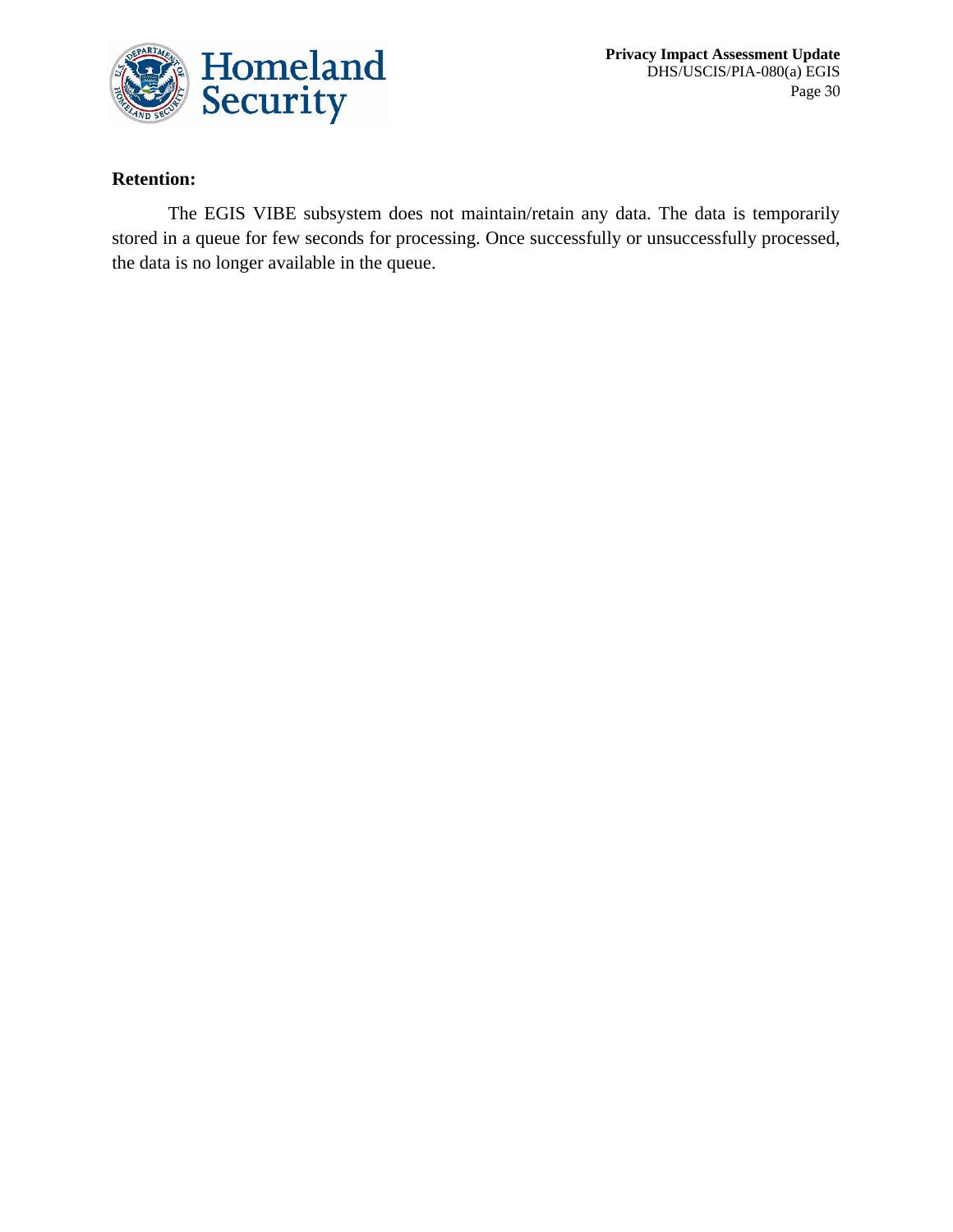**Retention:**

The EGIS VIBE subsystem does not maintain/retain any data. The data is temporarily stored in a queue for few seconds for processing. Once successfully or unsuccessfully processed, the data is no longer available in the queue.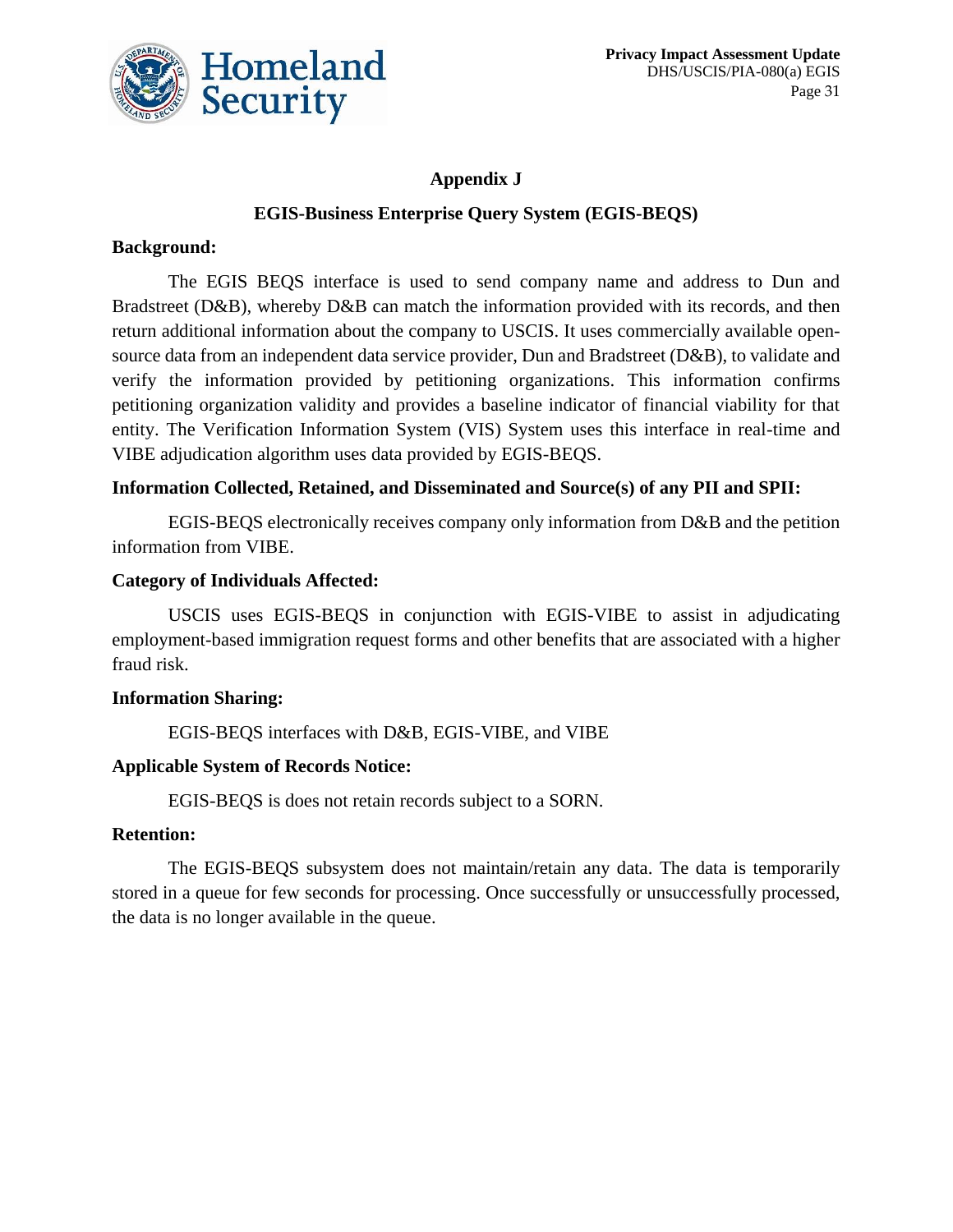## Appendix J

## EGIS-Business Enterprise Query System (EGIS-BEQS)

**Background:**

The EGIS BEQS interface is used to send company name and address to Dun and Bradstreet (D&B), whereby D&B can match the information provided with its records, and then return additional information about the company to USCIS. It uses commercially available open-source data from an independent data service provider, Dun and Bradstreet (D&B), to validate and verify the information provided by petitioning organizations. This information confirms petitioning organization validity and provides a baseline indicator of financial viability for that entity. The Verification Information System (VIS) System uses this interface in real-time and VIBE adjudication algorithm uses data provided by EGIS-BEQS.

**Information Collected, Retained, and Disseminated and Source(s) of any PII and SPII:**

EGIS-BEQS electronically receives company only information from D&B and the petition information from VIBE.

**Category of Individuals Affected:**

USCIS uses EGIS-BEQS in conjunction with EGIS-VIBE to assist in adjudicating employment-based immigration request forms and other benefits that are associated with a higher fraud risk.

**Information Sharing:**

EGIS-BEQS interfaces with D&B, EGIS-VIBE, and VIBE

**Applicable System of Records Notice:**

EGIS-BEQS is does not retain records subject to a SORN.

**Retention:**

The EGIS-BEQS subsystem does not maintain/retain any data. The data is temporarily stored in a queue for few seconds for processing. Once successfully or unsuccessfully processed, the data is no longer available in the queue.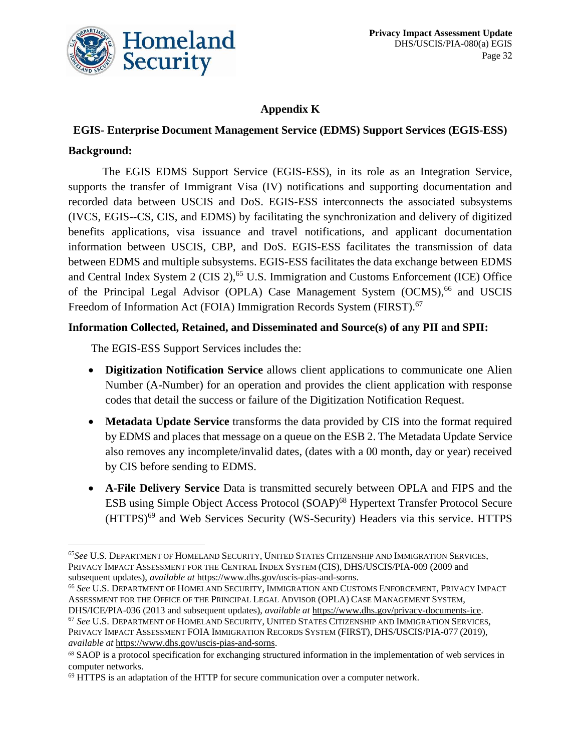## Appendix K

### EGIS- Enterprise Document Management Service (EDMS) Support Services (EGIS-ESS)

**Background:**

The EGIS EDMS Support Service (EGIS-ESS), in its role as an Integration Service, supports the transfer of Immigrant Visa (IV) notifications and supporting documentation and recorded data between USCIS and DoS. EGIS-ESS interconnects the associated subsystems (IVCS, EGIS--CS, CIS, and EDMS) by facilitating the synchronization and delivery of digitized benefits applications, visa issuance and travel notifications, and applicant documentation information between USCIS, CBP, and DoS. EGIS-ESS facilitates the transmission of data between EDMS and multiple subsystems. EGIS-ESS facilitates the data exchange between EDMS and Central Index System 2 (CIS 2),[65] U.S. Immigration and Customs Enforcement (ICE) Office of the Principal Legal Advisor (OPLA) Case Management System (OCMS),[66] and USCIS Freedom of Information Act (FOIA) Immigration Records System (FIRST).[67]

**Information Collected, Retained, and Disseminated and Source(s) of any PII and SPII:**

The EGIS-ESS Support Services includes the:

- **Digitization Notification Service** allows client applications to communicate one Alien Number (A-Number) for an operation and provides the client application with response codes that detail the success or failure of the Digitization Notification Request.
- **Metadata Update Service** transforms the data provided by CIS into the format required by EDMS and places that message on a queue on the ESB 2. The Metadata Update Service also removes any incomplete/invalid dates, (dates with a 00 month, day or year) received by CIS before sending to EDMS.
- **A-File Delivery Service** Data is transmitted securely between OPLA and FIPS and the ESB using Simple Object Access Protocol (SOAP)[68] Hypertext Transfer Protocol Secure (HTTPS)[69] and Web Services Security (WS-Security) Headers via this service. HTTPS

---

[65] *See* U.S. Department of Homeland Security, United States Citizenship and Immigration Services, Privacy Impact Assessment for the Central Index System (CIS), DHS/USCIS/PIA-009 (2009 and subsequent updates), *available at* https://www.dhs.gov/uscis-pias-and-sorns.

[66] *See* U.S. Department of Homeland Security, Immigration and Customs Enforcement, Privacy Impact Assessment for the Office of the Principal Legal Advisor (OPLA) Case Management System, DHS/ICE/PIA-036 (2013 and subsequent updates), *available at* https://www.dhs.gov/privacy-documents-ice.

[67] *See* U.S. Department of Homeland Security, United States Citizenship and Immigration Services, Privacy Impact Assessment FOIA Immigration Records System (FIRST), DHS/USCIS/PIA-077 (2019), *available at* https://www.dhs.gov/uscis-pias-and-sorns.

[68] SAOP is a protocol specification for exchanging structured information in the implementation of web services in computer networks.

[69] HTTPS is an adaptation of the HTTP for secure communication over a computer network.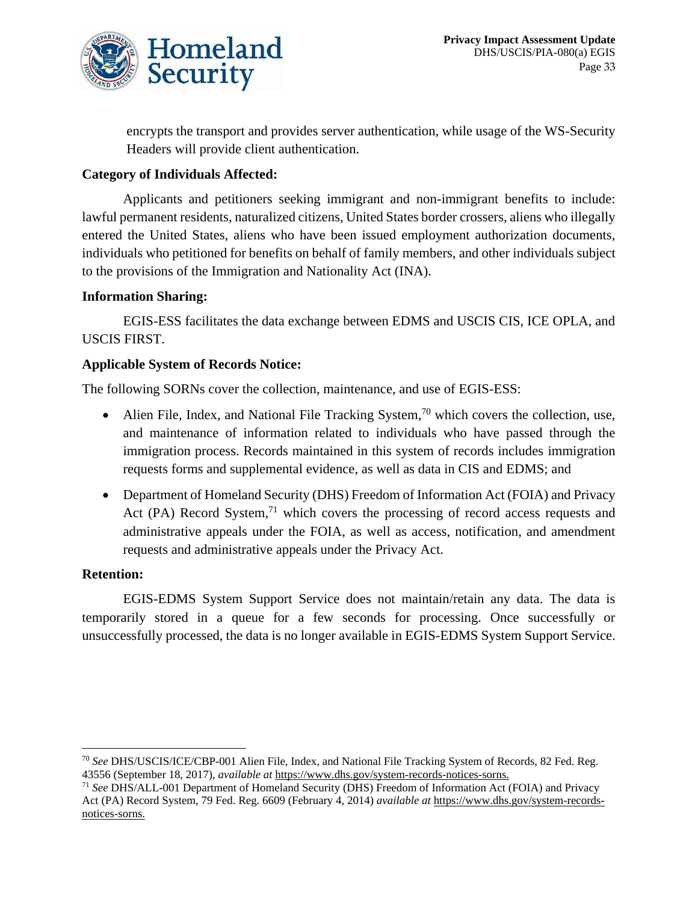encrypts the transport and provides server authentication, while usage of the WS-Security Headers will provide client authentication.

**Category of Individuals Affected:**

Applicants and petitioners seeking immigrant and non-immigrant benefits to include: lawful permanent residents, naturalized citizens, United States border crossers, aliens who illegally entered the United States, aliens who have been issued employment authorization documents, individuals who petitioned for benefits on behalf of family members, and other individuals subject to the provisions of the Immigration and Nationality Act (INA).

**Information Sharing:**

EGIS-ESS facilitates the data exchange between EDMS and USCIS CIS, ICE OPLA, and USCIS FIRST.

**Applicable System of Records Notice:**

The following SORNs cover the collection, maintenance, and use of EGIS-ESS:

- Alien File, Index, and National File Tracking System,[70] which covers the collection, use, and maintenance of information related to individuals who have passed through the immigration process. Records maintained in this system of records includes immigration requests forms and supplemental evidence, as well as data in CIS and EDMS; and
- Department of Homeland Security (DHS) Freedom of Information Act (FOIA) and Privacy Act (PA) Record System,[71] which covers the processing of record access requests and administrative appeals under the FOIA, as well as access, notification, and amendment requests and administrative appeals under the Privacy Act.

**Retention:**

EGIS-EDMS System Support Service does not maintain/retain any data. The data is temporarily stored in a queue for a few seconds for processing. Once successfully or unsuccessfully processed, the data is no longer available in EGIS-EDMS System Support Service.

---

[70] *See* DHS/USCIS/ICE/CBP-001 Alien File, Index, and National File Tracking System of Records, 82 Fed. Reg. 43556 (September 18, 2017), *available at* https://www.dhs.gov/system-records-notices-sorns.

[71] *See* DHS/ALL-001 Department of Homeland Security (DHS) Freedom of Information Act (FOIA) and Privacy Act (PA) Record System, 79 Fed. Reg. 6609 (February 4, 2014) *available at* https://www.dhs.gov/system-records-notices-sorns.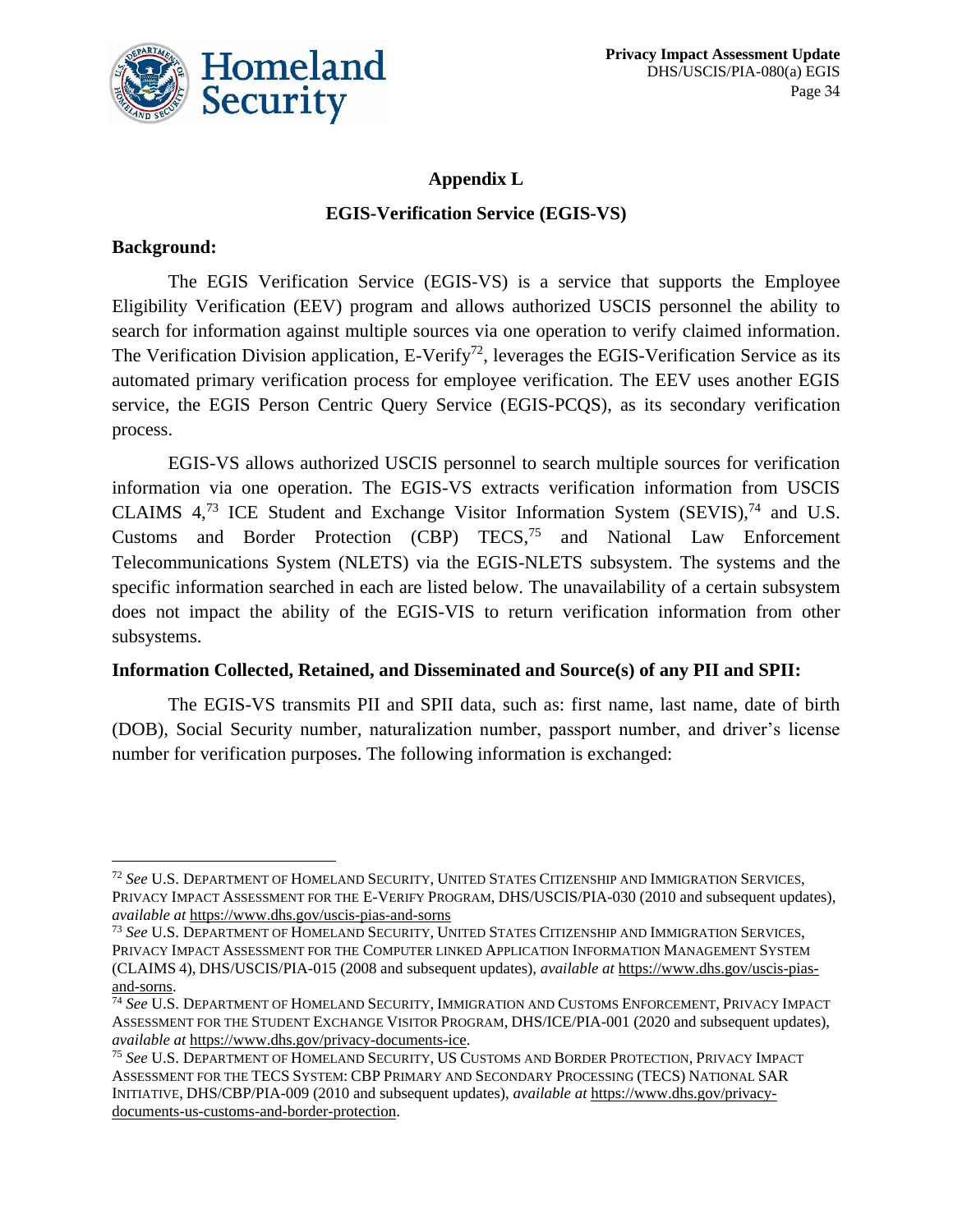## Appendix L

## EGIS-Verification Service (EGIS-VS)

**Background:**

The EGIS Verification Service (EGIS-VS) is a service that supports the Employee Eligibility Verification (EEV) program and allows authorized USCIS personnel the ability to search for information against multiple sources via one operation to verify claimed information. The Verification Division application, E-Verify[72], leverages the EGIS-Verification Service as its automated primary verification process for employee verification. The EEV uses another EGIS service, the EGIS Person Centric Query Service (EGIS-PCQS), as its secondary verification process.

EGIS-VS allows authorized USCIS personnel to search multiple sources for verification information via one operation. The EGIS-VS extracts verification information from USCIS CLAIMS 4,[73] ICE Student and Exchange Visitor Information System (SEVIS),[74] and U.S. Customs and Border Protection (CBP) TECS,[75] and National Law Enforcement Telecommunications System (NLETS) via the EGIS-NLETS subsystem. The systems and the specific information searched in each are listed below. The unavailability of a certain subsystem does not impact the ability of the EGIS-VIS to return verification information from other subsystems.

**Information Collected, Retained, and Disseminated and Source(s) of any PII and SPII:**

The EGIS-VS transmits PII and SPII data, such as: first name, last name, date of birth (DOB), Social Security number, naturalization number, passport number, and driver's license number for verification purposes. The following information is exchanged:

---

[72] *See* U.S. Department of Homeland Security, United States Citizenship and Immigration Services, Privacy Impact Assessment for the E-Verify Program, DHS/USCIS/PIA-030 (2010 and subsequent updates), *available at* https://www.dhs.gov/uscis-pias-and-sorns

[73] *See* U.S. Department of Homeland Security, United States Citizenship and Immigration Services, Privacy Impact Assessment for the Computer linked Application Information Management System (CLAIMS 4), DHS/USCIS/PIA-015 (2008 and subsequent updates), *available at* https://www.dhs.gov/uscis-pias-and-sorns.

[74] *See* U.S. Department of Homeland Security, Immigration and Customs Enforcement, Privacy Impact Assessment for the Student Exchange Visitor Program, DHS/ICE/PIA-001 (2020 and subsequent updates), *available at* https://www.dhs.gov/privacy-documents-ice.

[75] *See* U.S. Department of Homeland Security, US Customs and Border Protection, Privacy Impact Assessment for the TECS System: CBP Primary and Secondary Processing (TECS) National SAR Initiative, DHS/CBP/PIA-009 (2010 and subsequent updates), *available at* https://www.dhs.gov/privacy-documents-us-customs-and-border-protection.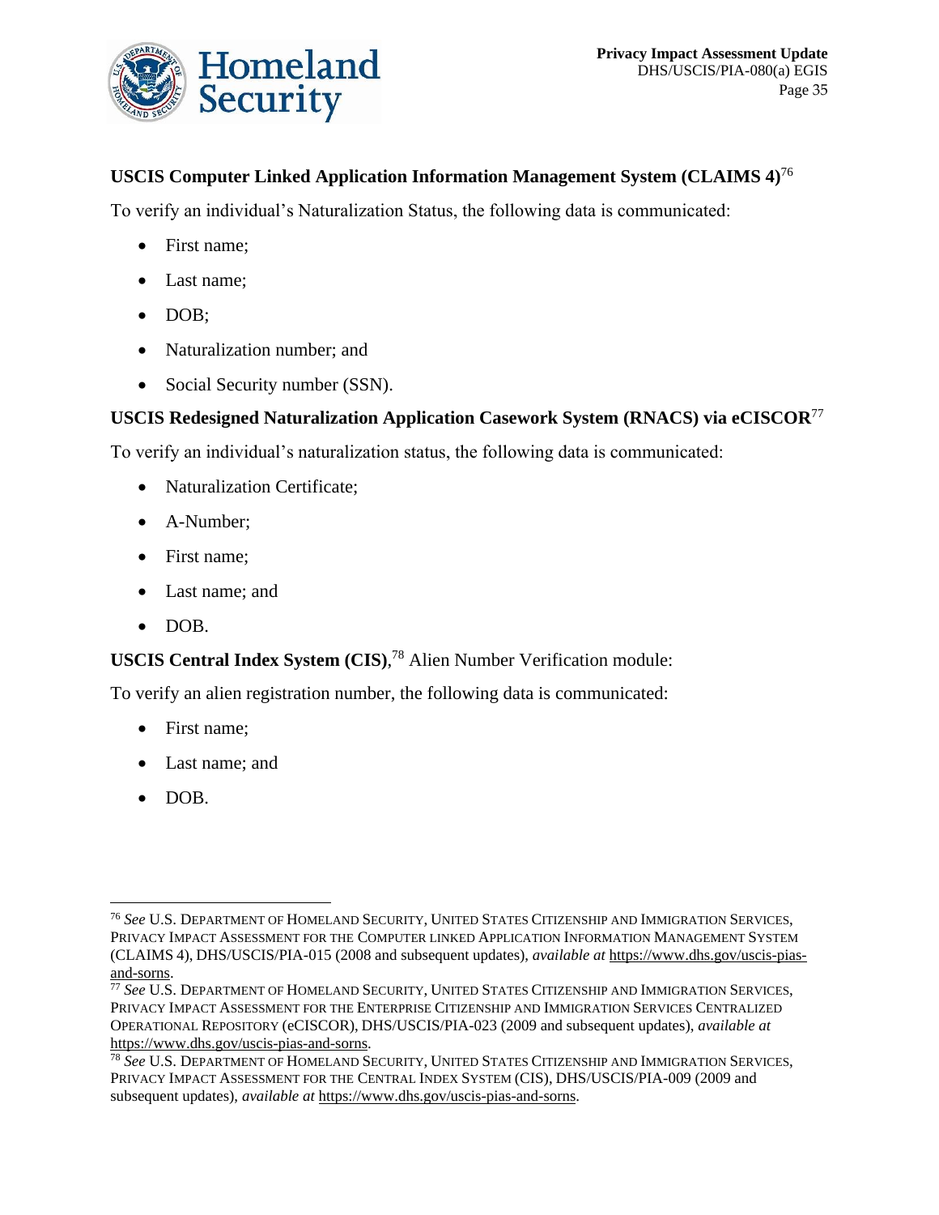**USCIS Computer Linked Application Information Management System (CLAIMS 4)**[76]

To verify an individual's Naturalization Status, the following data is communicated:

- First name;
- Last name;
- DOB;
- Naturalization number; and
- Social Security number (SSN).

**USCIS Redesigned Naturalization Application Casework System (RNACS) via eCISCOR**[77]

To verify an individual's naturalization status, the following data is communicated:

- Naturalization Certificate;
- A-Number;
- First name;
- Last name; and
- DOB.

**USCIS Central Index System (CIS)**,[78] Alien Number Verification module:

To verify an alien registration number, the following data is communicated:

- First name;
- Last name; and
- DOB.

---

[76] *See* U.S. Department of Homeland Security, United States Citizenship and Immigration Services, Privacy Impact Assessment for the Computer linked Application Information Management System (CLAIMS 4), DHS/USCIS/PIA-015 (2008 and subsequent updates), *available at* https://www.dhs.gov/uscis-pias-and-sorns.

[77] *See* U.S. Department of Homeland Security, United States Citizenship and Immigration Services, Privacy Impact Assessment for the Enterprise Citizenship and Immigration Services Centralized Operational Repository (eCISCOR), DHS/USCIS/PIA-023 (2009 and subsequent updates), *available at* https://www.dhs.gov/uscis-pias-and-sorns.

[78] *See* U.S. Department of Homeland Security, United States Citizenship and Immigration Services, Privacy Impact Assessment for the Central Index System (CIS), DHS/USCIS/PIA-009 (2009 and subsequent updates), *available at* https://www.dhs.gov/uscis-pias-and-sorns.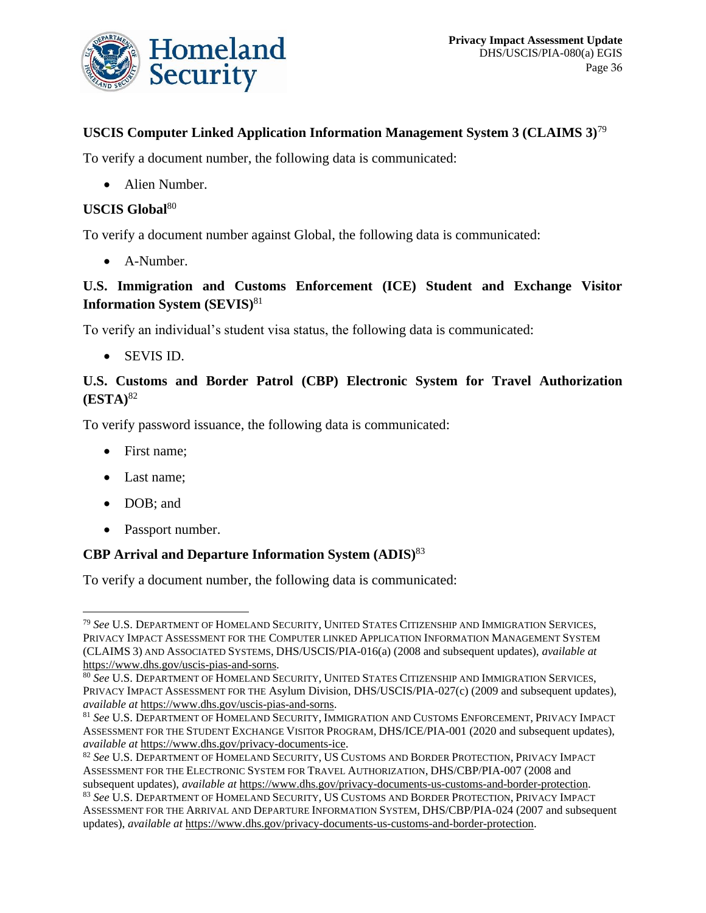**USCIS Computer Linked Application Information Management System 3 (CLAIMS 3)**[79]

To verify a document number, the following data is communicated:

- Alien Number.

**USCIS Global**[80]

To verify a document number against Global, the following data is communicated:

- A-Number.

**U.S. Immigration and Customs Enforcement (ICE) Student and Exchange Visitor Information System (SEVIS)**[81]

To verify an individual's student visa status, the following data is communicated:

- SEVIS ID.

**U.S. Customs and Border Patrol (CBP) Electronic System for Travel Authorization (ESTA)**[82]

To verify password issuance, the following data is communicated:

- First name;
- Last name;
- DOB; and
- Passport number.

**CBP Arrival and Departure Information System (ADIS)**[83]

To verify a document number, the following data is communicated:

---

[79] *See* U.S. Department of Homeland Security, United States Citizenship and Immigration Services, Privacy Impact Assessment for the Computer linked Application Information Management System (CLAIMS 3) and Associated Systems, DHS/USCIS/PIA-016(a) (2008 and subsequent updates), *available at* https://www.dhs.gov/uscis-pias-and-sorns.

[80] *See* U.S. Department of Homeland Security, United States Citizenship and Immigration Services, Privacy Impact Assessment for the Asylum Division, DHS/USCIS/PIA-027(c) (2009 and subsequent updates), *available at* https://www.dhs.gov/uscis-pias-and-sorns.

[81] *See* U.S. Department of Homeland Security, Immigration and Customs Enforcement, Privacy Impact Assessment for the Student Exchange Visitor Program, DHS/ICE/PIA-001 (2020 and subsequent updates), *available at* https://www.dhs.gov/privacy-documents-ice.

[82] *See* U.S. Department of Homeland Security, US Customs and Border Protection, Privacy Impact Assessment for the Electronic System for Travel Authorization, DHS/CBP/PIA-007 (2008 and subsequent updates), *available at* https://www.dhs.gov/privacy-documents-us-customs-and-border-protection.

[83] *See* U.S. Department of Homeland Security, US Customs and Border Protection, Privacy Impact Assessment for the Arrival and Departure Information System, DHS/CBP/PIA-024 (2007 and subsequent updates), *available at* https://www.dhs.gov/privacy-documents-us-customs-and-border-protection.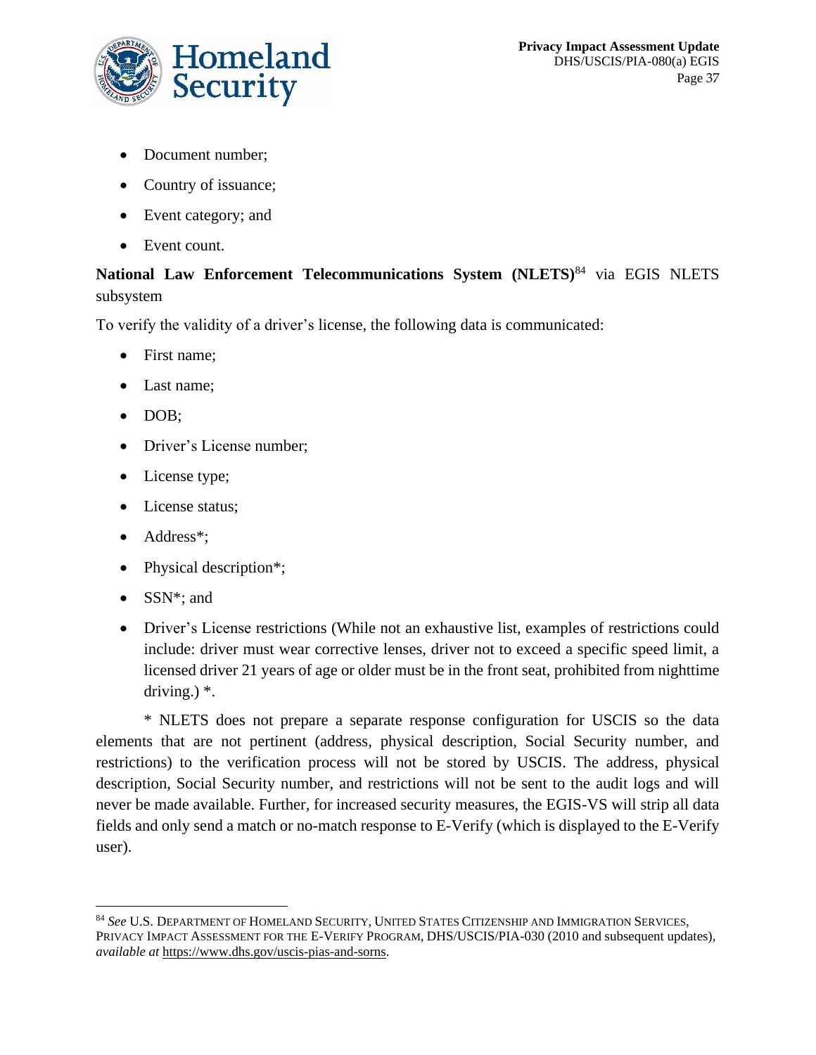- Document number;
- Country of issuance;
- Event category; and
- Event count.

**National Law Enforcement Telecommunications System (NLETS)**[84] via EGIS NLETS subsystem

To verify the validity of a driver's license, the following data is communicated:

- First name;
- Last name;
- DOB;
- Driver's License number;
- License type;
- License status;
- Address*;
- Physical description*;
- SSN*; and
- Driver's License restrictions (While not an exhaustive list, examples of restrictions could include: driver must wear corrective lenses, driver not to exceed a specific speed limit, a licensed driver 21 years of age or older must be in the front seat, prohibited from nighttime driving.) *.

\* NLETS does not prepare a separate response configuration for USCIS so the data elements that are not pertinent (address, physical description, Social Security number, and restrictions) to the verification process will not be stored by USCIS. The address, physical description, Social Security number, and restrictions will not be sent to the audit logs and will never be made available. Further, for increased security measures, the EGIS-VS will strip all data fields and only send a match or no-match response to E-Verify (which is displayed to the E-Verify user).

---

[84] *See* U.S. Department of Homeland Security, United States Citizenship and Immigration Services, Privacy Impact Assessment for the E-Verify Program, DHS/USCIS/PIA-030 (2010 and subsequent updates), *available at* https://www.dhs.gov/uscis-pias-and-sorns.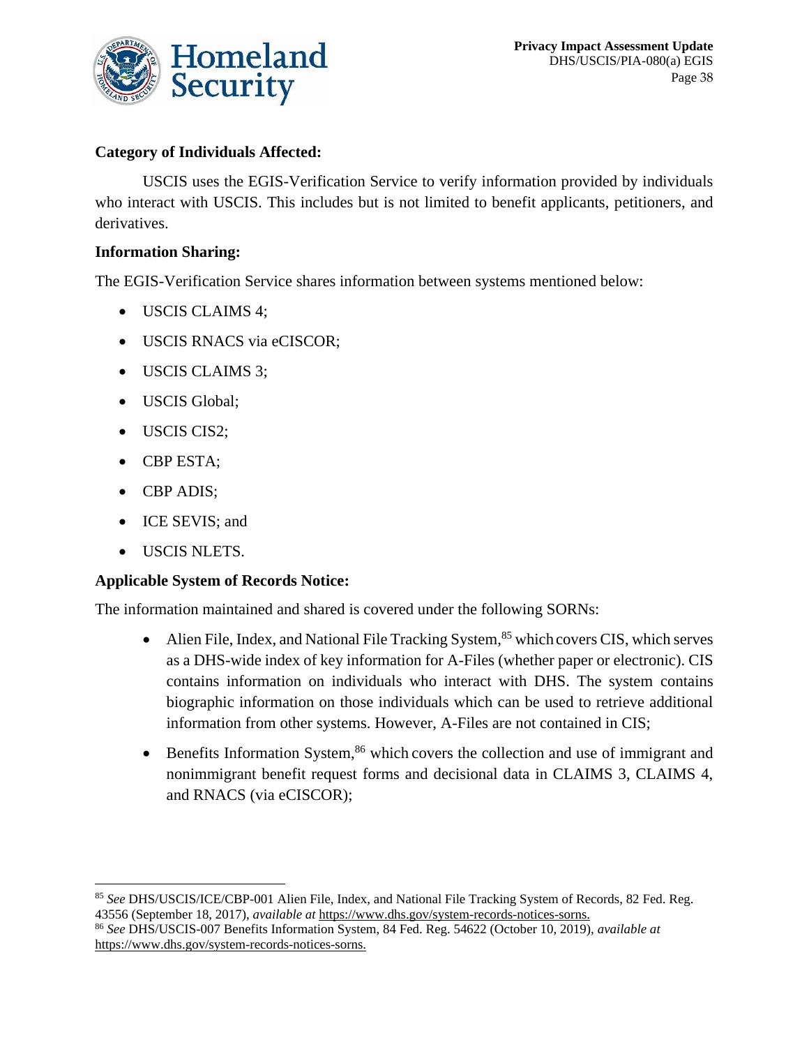**Category of Individuals Affected:**

USCIS uses the EGIS-Verification Service to verify information provided by individuals who interact with USCIS. This includes but is not limited to benefit applicants, petitioners, and derivatives.

**Information Sharing:**

The EGIS-Verification Service shares information between systems mentioned below:

- USCIS CLAIMS 4;
- USCIS RNACS via eCISCOR;
- USCIS CLAIMS 3;
- USCIS Global;
- USCIS CIS2;
- CBP ESTA;
- CBP ADIS;
- ICE SEVIS; and
- USCIS NLETS.

**Applicable System of Records Notice:**

The information maintained and shared is covered under the following SORNs:

- Alien File, Index, and National File Tracking System,[85] which covers CIS, which serves as a DHS-wide index of key information for A-Files (whether paper or electronic). CIS contains information on individuals who interact with DHS. The system contains biographic information on those individuals which can be used to retrieve additional information from other systems. However, A-Files are not contained in CIS;
- Benefits Information System,[86] which covers the collection and use of immigrant and nonimmigrant benefit request forms and decisional data in CLAIMS 3, CLAIMS 4, and RNACS (via eCISCOR);

---

[85] *See* DHS/USCIS/ICE/CBP-001 Alien File, Index, and National File Tracking System of Records, 82 Fed. Reg. 43556 (September 18, 2017), *available at* https://www.dhs.gov/system-records-notices-sorns.

[86] *See* DHS/USCIS-007 Benefits Information System, 84 Fed. Reg. 54622 (October 10, 2019), *available at* https://www.dhs.gov/system-records-notices-sorns.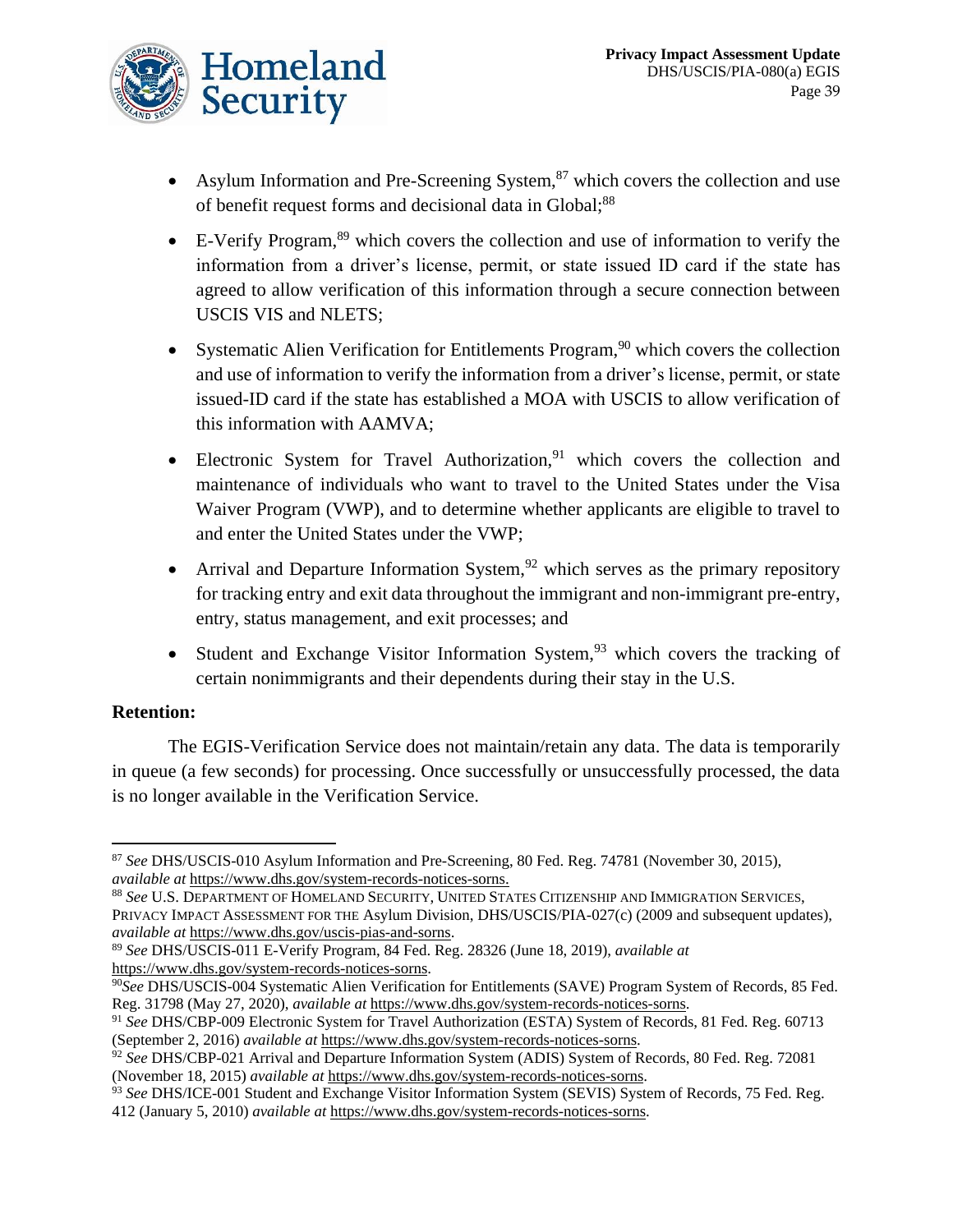- Asylum Information and Pre-Screening System,[87] which covers the collection and use of benefit request forms and decisional data in Global;[88]
- E-Verify Program,[89] which covers the collection and use of information to verify the information from a driver's license, permit, or state issued ID card if the state has agreed to allow verification of this information through a secure connection between USCIS VIS and NLETS;
- Systematic Alien Verification for Entitlements Program,[90] which covers the collection and use of information to verify the information from a driver's license, permit, or state issued-ID card if the state has established a MOA with USCIS to allow verification of this information with AAMVA;
- Electronic System for Travel Authorization,[91] which covers the collection and maintenance of individuals who want to travel to the United States under the Visa Waiver Program (VWP), and to determine whether applicants are eligible to travel to and enter the United States under the VWP;
- Arrival and Departure Information System,[92] which serves as the primary repository for tracking entry and exit data throughout the immigrant and non-immigrant pre-entry, entry, status management, and exit processes; and
- Student and Exchange Visitor Information System,[93] which covers the tracking of certain nonimmigrants and their dependents during their stay in the U.S.

**Retention:**

The EGIS-Verification Service does not maintain/retain any data. The data is temporarily in queue (a few seconds) for processing. Once successfully or unsuccessfully processed, the data is no longer available in the Verification Service.

---

[87] *See* DHS/USCIS-010 Asylum Information and Pre-Screening, 80 Fed. Reg. 74781 (November 30, 2015), *available at* https://www.dhs.gov/system-records-notices-sorns.

[88] *See* U.S. Department of Homeland Security, United States Citizenship and Immigration Services, Privacy Impact Assessment for the Asylum Division, DHS/USCIS/PIA-027(c) (2009 and subsequent updates), *available at* https://www.dhs.gov/uscis-pias-and-sorns.

[89] *See* DHS/USCIS-011 E-Verify Program, 84 Fed. Reg. 28326 (June 18, 2019), *available at* https://www.dhs.gov/system-records-notices-sorns.

[90] *See* DHS/USCIS-004 Systematic Alien Verification for Entitlements (SAVE) Program System of Records, 85 Fed. Reg. 31798 (May 27, 2020), *available at* https://www.dhs.gov/system-records-notices-sorns.

[91] *See* DHS/CBP-009 Electronic System for Travel Authorization (ESTA) System of Records, 81 Fed. Reg. 60713 (September 2, 2016) *available at* https://www.dhs.gov/system-records-notices-sorns.

[92] *See* DHS/CBP-021 Arrival and Departure Information System (ADIS) System of Records, 80 Fed. Reg. 72081 (November 18, 2015) *available at* https://www.dhs.gov/system-records-notices-sorns.

[93] *See* DHS/ICE-001 Student and Exchange Visitor Information System (SEVIS) System of Records, 75 Fed. Reg. 412 (January 5, 2010) *available at* https://www.dhs.gov/system-records-notices-sorns.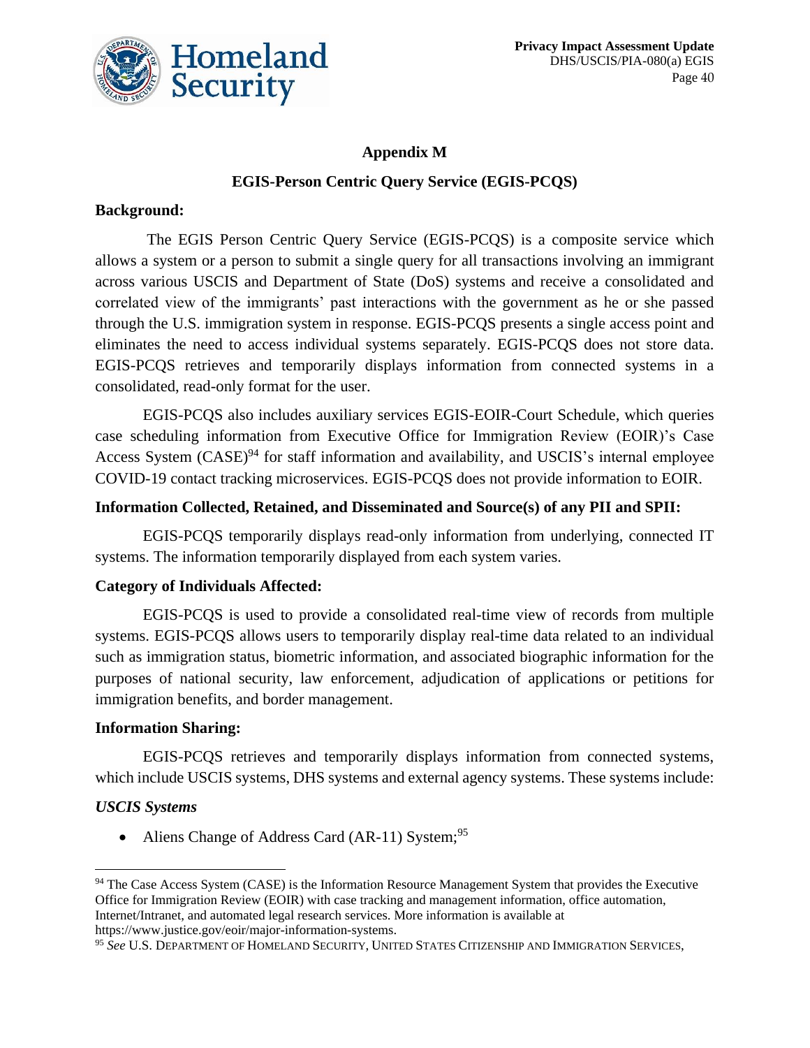## Appendix M

## EGIS-Person Centric Query Service (EGIS-PCQS)

**Background:**

The EGIS Person Centric Query Service (EGIS-PCQS) is a composite service which allows a system or a person to submit a single query for all transactions involving an immigrant across various USCIS and Department of State (DoS) systems and receive a consolidated and correlated view of the immigrants' past interactions with the government as he or she passed through the U.S. immigration system in response. EGIS-PCQS presents a single access point and eliminates the need to access individual systems separately. EGIS-PCQS does not store data. EGIS-PCQS retrieves and temporarily displays information from connected systems in a consolidated, read-only format for the user.

EGIS-PCQS also includes auxiliary services EGIS-EOIR-Court Schedule, which queries case scheduling information from Executive Office for Immigration Review (EOIR)'s Case Access System (CASE)[94] for staff information and availability, and USCIS's internal employee COVID-19 contact tracking microservices. EGIS-PCQS does not provide information to EOIR.

**Information Collected, Retained, and Disseminated and Source(s) of any PII and SPII:**

EGIS-PCQS temporarily displays read-only information from underlying, connected IT systems. The information temporarily displayed from each system varies.

**Category of Individuals Affected:**

EGIS-PCQS is used to provide a consolidated real-time view of records from multiple systems. EGIS-PCQS allows users to temporarily display real-time data related to an individual such as immigration status, biometric information, and associated biographic information for the purposes of national security, law enforcement, adjudication of applications or petitions for immigration benefits, and border management.

**Information Sharing:**

EGIS-PCQS retrieves and temporarily displays information from connected systems, which include USCIS systems, DHS systems and external agency systems. These systems include:

***USCIS Systems***

- Aliens Change of Address Card (AR-11) System;[95]

---

[94] The Case Access System (CASE) is the Information Resource Management System that provides the Executive Office for Immigration Review (EOIR) with case tracking and management information, office automation, Internet/Intranet, and automated legal research services. More information is available at https://www.justice.gov/eoir/major-information-systems.

[95] *See* U.S. DEPARTMENT OF HOMELAND SECURITY, UNITED STATES CITIZENSHIP AND IMMIGRATION SERVICES,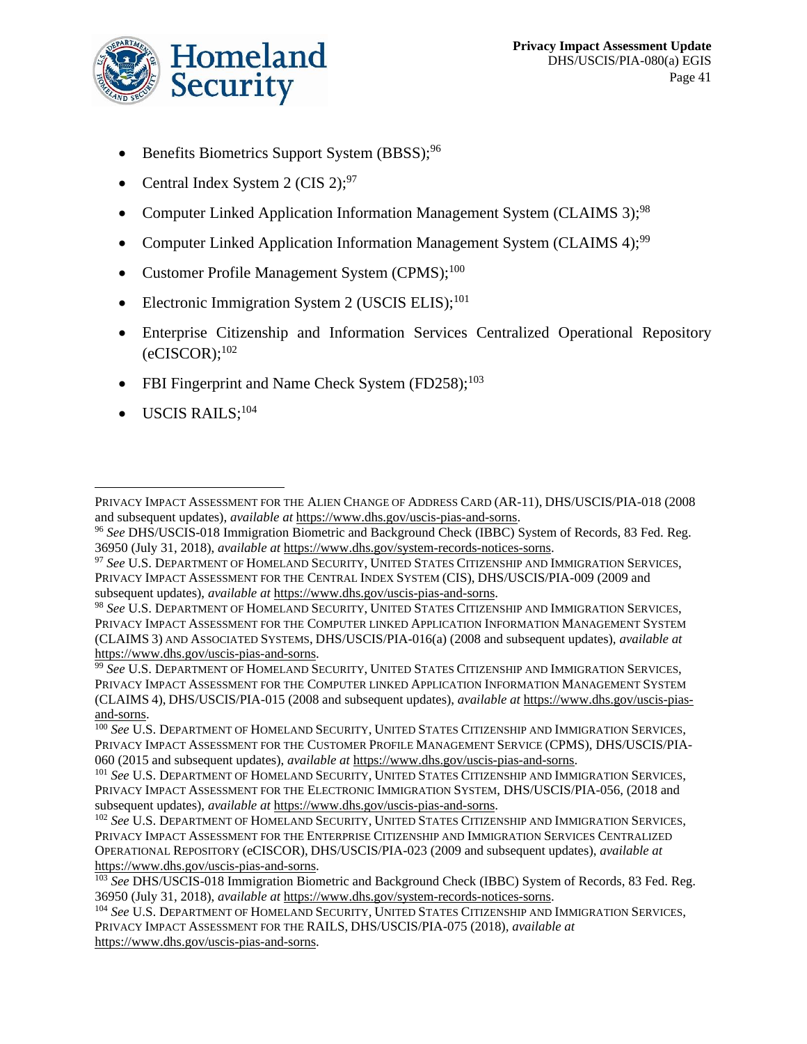- Benefits Biometrics Support System (BBSS);[96]
- Central Index System 2 (CIS 2);[97]
- Computer Linked Application Information Management System (CLAIMS 3);[98]
- Computer Linked Application Information Management System (CLAIMS 4);[99]
- Customer Profile Management System (CPMS);[100]
- Electronic Immigration System 2 (USCIS ELIS);[101]
- Enterprise Citizenship and Information Services Centralized Operational Repository (eCISCOR);[102]
- FBI Fingerprint and Name Check System (FD258);[103]
- USCIS RAILS;[104]

---

PRIVACY IMPACT ASSESSMENT FOR THE ALIEN CHANGE OF ADDRESS CARD (AR-11), DHS/USCIS/PIA-018 (2008 and subsequent updates), *available at* https://www.dhs.gov/uscis-pias-and-sorns.

[96] *See* DHS/USCIS-018 Immigration Biometric and Background Check (IBBC) System of Records, 83 Fed. Reg. 36950 (July 31, 2018), *available at* https://www.dhs.gov/system-records-notices-sorns.

[97] *See* U.S. DEPARTMENT OF HOMELAND SECURITY, UNITED STATES CITIZENSHIP AND IMMIGRATION SERVICES, PRIVACY IMPACT ASSESSMENT FOR THE CENTRAL INDEX SYSTEM (CIS), DHS/USCIS/PIA-009 (2009 and subsequent updates), *available at* https://www.dhs.gov/uscis-pias-and-sorns.

[98] *See* U.S. DEPARTMENT OF HOMELAND SECURITY, UNITED STATES CITIZENSHIP AND IMMIGRATION SERVICES, PRIVACY IMPACT ASSESSMENT FOR THE COMPUTER LINKED APPLICATION INFORMATION MANAGEMENT SYSTEM (CLAIMS 3) AND ASSOCIATED SYSTEMS, DHS/USCIS/PIA-016(a) (2008 and subsequent updates), *available at* https://www.dhs.gov/uscis-pias-and-sorns.

[99] *See* U.S. DEPARTMENT OF HOMELAND SECURITY, UNITED STATES CITIZENSHIP AND IMMIGRATION SERVICES, PRIVACY IMPACT ASSESSMENT FOR THE COMPUTER LINKED APPLICATION INFORMATION MANAGEMENT SYSTEM (CLAIMS 4), DHS/USCIS/PIA-015 (2008 and subsequent updates), *available at* https://www.dhs.gov/uscis-pias-and-sorns.

[100] *See* U.S. DEPARTMENT OF HOMELAND SECURITY, UNITED STATES CITIZENSHIP AND IMMIGRATION SERVICES, PRIVACY IMPACT ASSESSMENT FOR THE CUSTOMER PROFILE MANAGEMENT SERVICE (CPMS), DHS/USCIS/PIA-060 (2015 and subsequent updates), *available at* https://www.dhs.gov/uscis-pias-and-sorns.

[101] *See* U.S. DEPARTMENT OF HOMELAND SECURITY, UNITED STATES CITIZENSHIP AND IMMIGRATION SERVICES, PRIVACY IMPACT ASSESSMENT FOR THE ELECTRONIC IMMIGRATION SYSTEM, DHS/USCIS/PIA-056, (2018 and subsequent updates), *available at* https://www.dhs.gov/uscis-pias-and-sorns.

[102] *See* U.S. DEPARTMENT OF HOMELAND SECURITY, UNITED STATES CITIZENSHIP AND IMMIGRATION SERVICES, PRIVACY IMPACT ASSESSMENT FOR THE ENTERPRISE CITIZENSHIP AND IMMIGRATION SERVICES CENTRALIZED OPERATIONAL REPOSITORY (eCISCOR), DHS/USCIS/PIA-023 (2009 and subsequent updates), *available at* https://www.dhs.gov/uscis-pias-and-sorns.

[103] *See* DHS/USCIS-018 Immigration Biometric and Background Check (IBBC) System of Records, 83 Fed. Reg. 36950 (July 31, 2018), *available at* https://www.dhs.gov/system-records-notices-sorns.

[104] *See* U.S. DEPARTMENT OF HOMELAND SECURITY, UNITED STATES CITIZENSHIP AND IMMIGRATION SERVICES, PRIVACY IMPACT ASSESSMENT FOR THE RAILS, DHS/USCIS/PIA-075 (2018), *available at* https://www.dhs.gov/uscis-pias-and-sorns.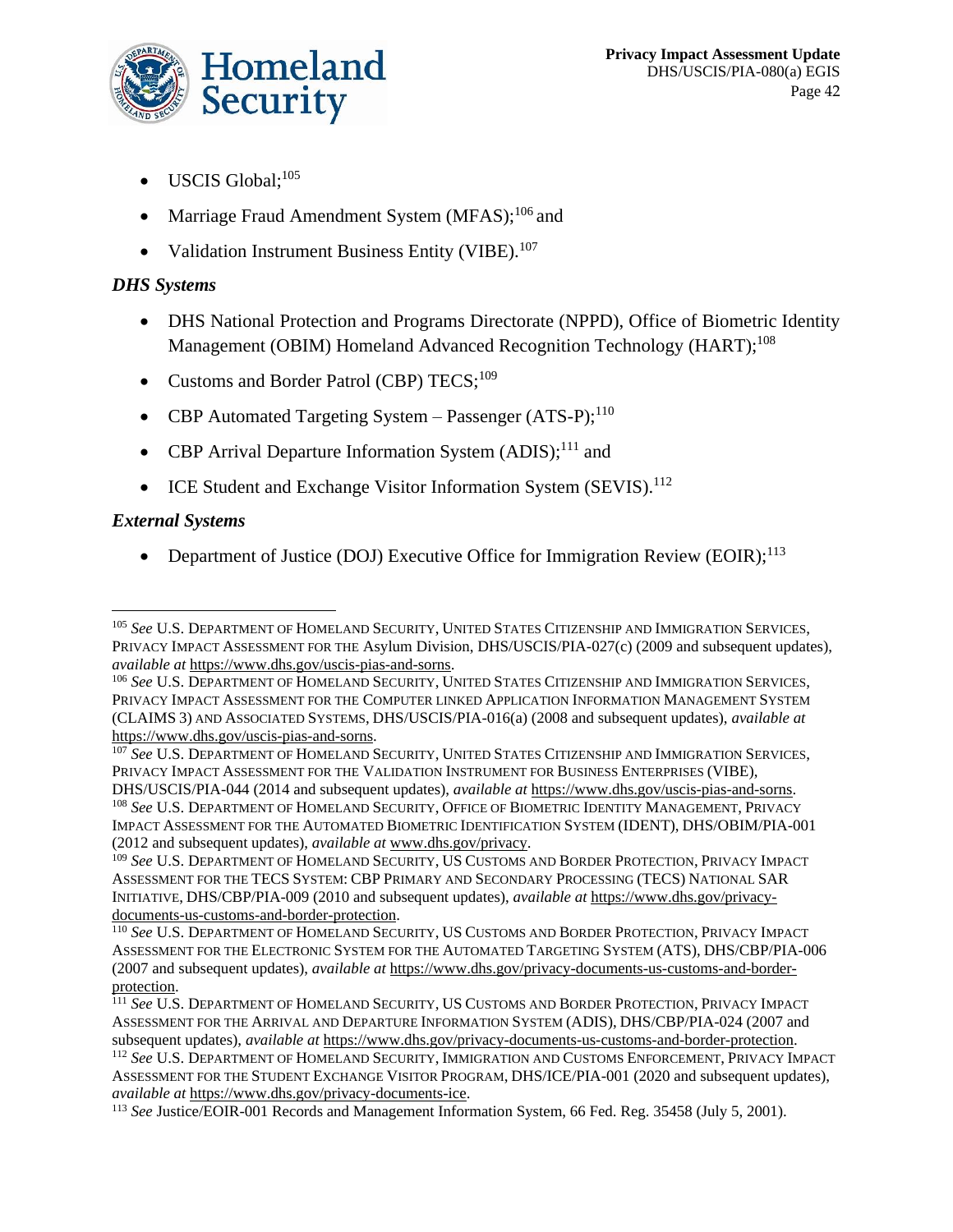- USCIS Global;[105]
- Marriage Fraud Amendment System (MFAS);[106] and
- Validation Instrument Business Entity (VIBE).[107]

### *DHS Systems*

- DHS National Protection and Programs Directorate (NPPD), Office of Biometric Identity Management (OBIM) Homeland Advanced Recognition Technology (HART);[108]
- Customs and Border Patrol (CBP) TECS;[109]
- CBP Automated Targeting System – Passenger (ATS-P);[110]
- CBP Arrival Departure Information System (ADIS);[111] and
- ICE Student and Exchange Visitor Information System (SEVIS).[112]

### *External Systems*

- Department of Justice (DOJ) Executive Office for Immigration Review (EOIR);[113]

---

[105] *See* U.S. Department of Homeland Security, United States Citizenship and Immigration Services, Privacy Impact Assessment for the Asylum Division, DHS/USCIS/PIA-027(c) (2009 and subsequent updates), *available at* https://www.dhs.gov/uscis-pias-and-sorns.

[106] *See* U.S. Department of Homeland Security, United States Citizenship and Immigration Services, Privacy Impact Assessment for the Computer linked Application Information Management System (CLAIMS 3) and Associated Systems, DHS/USCIS/PIA-016(a) (2008 and subsequent updates), *available at* https://www.dhs.gov/uscis-pias-and-sorns.

[107] *See* U.S. Department of Homeland Security, United States Citizenship and Immigration Services, Privacy Impact Assessment for the Validation Instrument for Business Enterprises (VIBE), DHS/USCIS/PIA-044 (2014 and subsequent updates), *available at* https://www.dhs.gov/uscis-pias-and-sorns.

[108] *See* U.S. Department of Homeland Security, Office of Biometric Identity Management, Privacy Impact Assessment for the Automated Biometric Identification System (IDENT), DHS/OBIM/PIA-001 (2012 and subsequent updates), *available at* www.dhs.gov/privacy.

[109] *See* U.S. Department of Homeland Security, US Customs and Border Protection, Privacy Impact Assessment for the TECS System: CBP Primary and Secondary Processing (TECS) National SAR Initiative, DHS/CBP/PIA-009 (2010 and subsequent updates), *available at* https://www.dhs.gov/privacy-documents-us-customs-and-border-protection.

[110] *See* U.S. Department of Homeland Security, US Customs and Border Protection, Privacy Impact Assessment for the Electronic System for the Automated Targeting System (ATS), DHS/CBP/PIA-006 (2007 and subsequent updates), *available at* https://www.dhs.gov/privacy-documents-us-customs-and-border-protection.

[111] *See* U.S. Department of Homeland Security, US Customs and Border Protection, Privacy Impact Assessment for the Arrival and Departure Information System (ADIS), DHS/CBP/PIA-024 (2007 and subsequent updates), *available at* https://www.dhs.gov/privacy-documents-us-customs-and-border-protection.

[112] *See* U.S. Department of Homeland Security, Immigration and Customs Enforcement, Privacy Impact Assessment for the Student Exchange Visitor Program, DHS/ICE/PIA-001 (2020 and subsequent updates), *available at* https://www.dhs.gov/privacy-documents-ice.

[113] *See* Justice/EOIR-001 Records and Management Information System, 66 Fed. Reg. 35458 (July 5, 2001).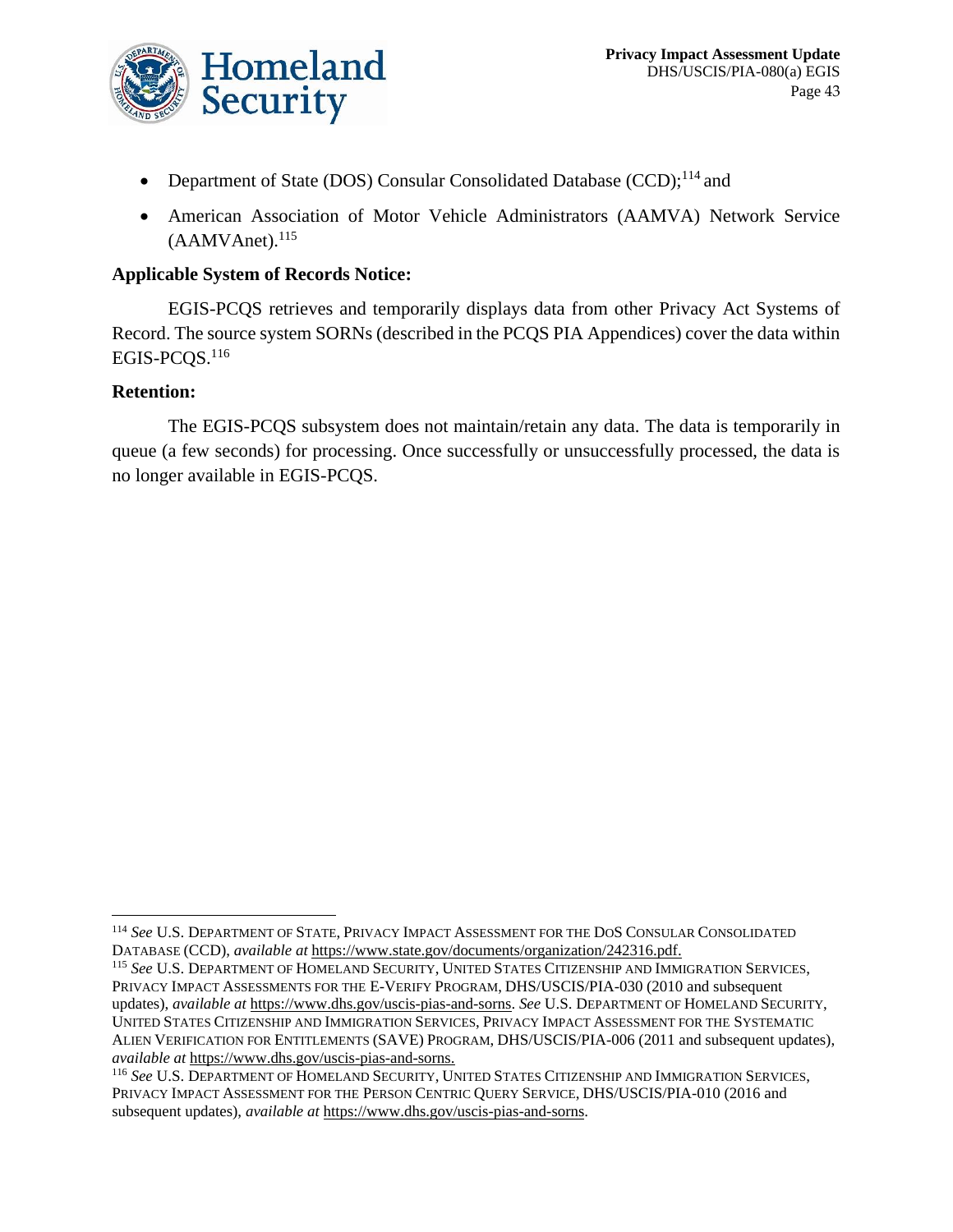- Department of State (DOS) Consular Consolidated Database (CCD);[114] and
- American Association of Motor Vehicle Administrators (AAMVA) Network Service (AAMVAnet).[115]

**Applicable System of Records Notice:**

EGIS-PCQS retrieves and temporarily displays data from other Privacy Act Systems of Record. The source system SORNs (described in the PCQS PIA Appendices) cover the data within EGIS-PCQS.[116]

**Retention:**

The EGIS-PCQS subsystem does not maintain/retain any data. The data is temporarily in queue (a few seconds) for processing. Once successfully or unsuccessfully processed, the data is no longer available in EGIS-PCQS.

---

[114] *See* U.S. DEPARTMENT OF STATE, PRIVACY IMPACT ASSESSMENT FOR THE DOS CONSULAR CONSOLIDATED DATABASE (CCD), *available at* https://www.state.gov/documents/organization/242316.pdf.

[115] *See* U.S. DEPARTMENT OF HOMELAND SECURITY, UNITED STATES CITIZENSHIP AND IMMIGRATION SERVICES, PRIVACY IMPACT ASSESSMENTS FOR THE E-VERIFY PROGRAM, DHS/USCIS/PIA-030 (2010 and subsequent updates), *available at* https://www.dhs.gov/uscis-pias-and-sorns. *See* U.S. DEPARTMENT OF HOMELAND SECURITY, UNITED STATES CITIZENSHIP AND IMMIGRATION SERVICES, PRIVACY IMPACT ASSESSMENT FOR THE SYSTEMATIC ALIEN VERIFICATION FOR ENTITLEMENTS (SAVE) PROGRAM, DHS/USCIS/PIA-006 (2011 and subsequent updates), *available at* https://www.dhs.gov/uscis-pias-and-sorns.

[116] *See* U.S. DEPARTMENT OF HOMELAND SECURITY, UNITED STATES CITIZENSHIP AND IMMIGRATION SERVICES, PRIVACY IMPACT ASSESSMENT FOR THE PERSON CENTRIC QUERY SERVICE, DHS/USCIS/PIA-010 (2016 and subsequent updates), *available at* https://www.dhs.gov/uscis-pias-and-sorns.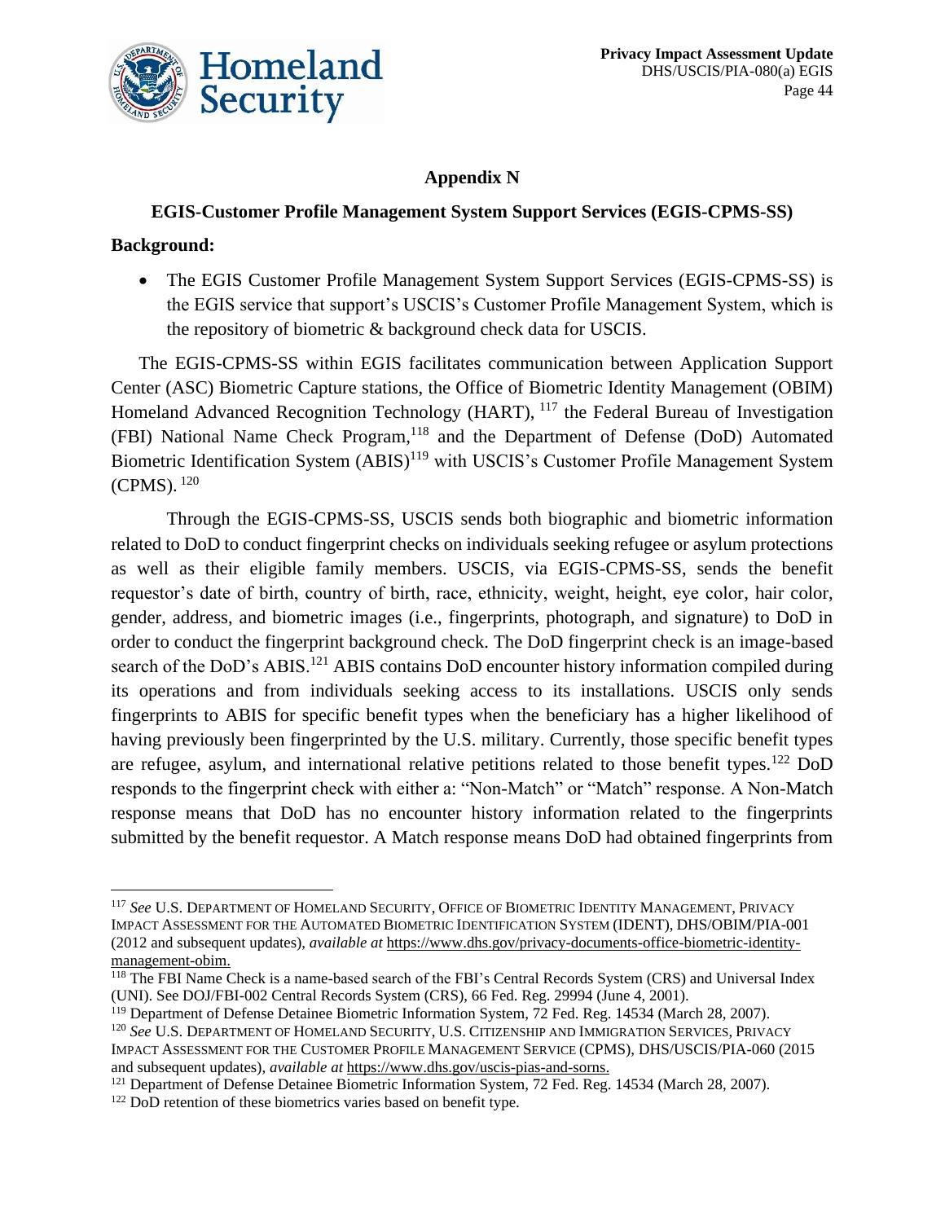## Appendix N

### EGIS-Customer Profile Management System Support Services (EGIS-CPMS-SS)

**Background:**

- The EGIS Customer Profile Management System Support Services (EGIS-CPMS-SS) is the EGIS service that support's USCIS's Customer Profile Management System, which is the repository of biometric & background check data for USCIS.

The EGIS-CPMS-SS within EGIS facilitates communication between Application Support Center (ASC) Biometric Capture stations, the Office of Biometric Identity Management (OBIM) Homeland Advanced Recognition Technology (HART), [117] the Federal Bureau of Investigation (FBI) National Name Check Program,[118] and the Department of Defense (DoD) Automated Biometric Identification System (ABIS)[119] with USCIS's Customer Profile Management System (CPMS). [120]

Through the EGIS-CPMS-SS, USCIS sends both biographic and biometric information related to DoD to conduct fingerprint checks on individuals seeking refugee or asylum protections as well as their eligible family members. USCIS, via EGIS-CPMS-SS, sends the benefit requestor's date of birth, country of birth, race, ethnicity, weight, height, eye color, hair color, gender, address, and biometric images (i.e., fingerprints, photograph, and signature) to DoD in order to conduct the fingerprint background check. The DoD fingerprint check is an image-based search of the DoD's ABIS.[121] ABIS contains DoD encounter history information compiled during its operations and from individuals seeking access to its installations. USCIS only sends fingerprints to ABIS for specific benefit types when the beneficiary has a higher likelihood of having previously been fingerprinted by the U.S. military. Currently, those specific benefit types are refugee, asylum, and international relative petitions related to those benefit types.[122] DoD responds to the fingerprint check with either a: "Non-Match" or "Match" response. A Non-Match response means that DoD has no encounter history information related to the fingerprints submitted by the benefit requestor. A Match response means DoD had obtained fingerprints from

---

[117] *See* U.S. Department of Homeland Security, Office of Biometric Identity Management, Privacy Impact Assessment for the Automated Biometric Identification System (IDENT), DHS/OBIM/PIA-001 (2012 and subsequent updates), *available at* https://www.dhs.gov/privacy-documents-office-biometric-identity-management-obim.

[118] The FBI Name Check is a name-based search of the FBI's Central Records System (CRS) and Universal Index (UNI). See DOJ/FBI-002 Central Records System (CRS), 66 Fed. Reg. 29994 (June 4, 2001).

[119] Department of Defense Detainee Biometric Information System, 72 Fed. Reg. 14534 (March 28, 2007).

[120] *See* U.S. Department of Homeland Security, U.S. Citizenship and Immigration Services, Privacy Impact Assessment for the Customer Profile Management Service (CPMS), DHS/USCIS/PIA-060 (2015 and subsequent updates), *available at* https://www.dhs.gov/uscis-pias-and-sorns.

[121] Department of Defense Detainee Biometric Information System, 72 Fed. Reg. 14534 (March 28, 2007).

[122] DoD retention of these biometrics varies based on benefit type.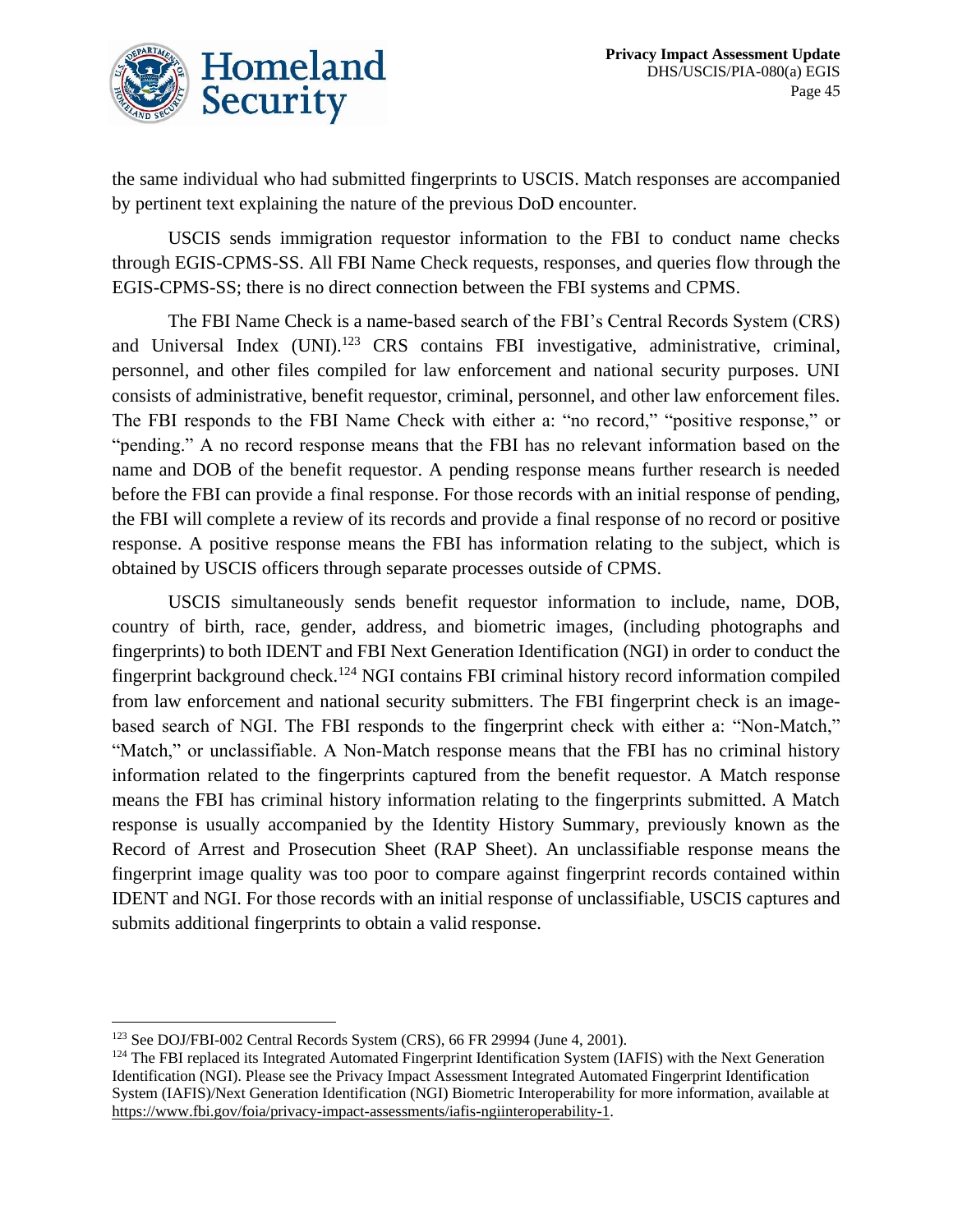the same individual who had submitted fingerprints to USCIS. Match responses are accompanied by pertinent text explaining the nature of the previous DoD encounter.

USCIS sends immigration requestor information to the FBI to conduct name checks through EGIS-CPMS-SS. All FBI Name Check requests, responses, and queries flow through the EGIS-CPMS-SS; there is no direct connection between the FBI systems and CPMS.

The FBI Name Check is a name-based search of the FBI's Central Records System (CRS) and Universal Index (UNI).[123] CRS contains FBI investigative, administrative, criminal, personnel, and other files compiled for law enforcement and national security purposes. UNI consists of administrative, benefit requestor, criminal, personnel, and other law enforcement files. The FBI responds to the FBI Name Check with either a: "no record," "positive response," or "pending." A no record response means that the FBI has no relevant information based on the name and DOB of the benefit requestor. A pending response means further research is needed before the FBI can provide a final response. For those records with an initial response of pending, the FBI will complete a review of its records and provide a final response of no record or positive response. A positive response means the FBI has information relating to the subject, which is obtained by USCIS officers through separate processes outside of CPMS.

USCIS simultaneously sends benefit requestor information to include, name, DOB, country of birth, race, gender, address, and biometric images, (including photographs and fingerprints) to both IDENT and FBI Next Generation Identification (NGI) in order to conduct the fingerprint background check.[124] NGI contains FBI criminal history record information compiled from law enforcement and national security submitters. The FBI fingerprint check is an image-based search of NGI. The FBI responds to the fingerprint check with either a: "Non-Match," "Match," or unclassifiable. A Non-Match response means that the FBI has no criminal history information related to the fingerprints captured from the benefit requestor. A Match response means the FBI has criminal history information relating to the fingerprints submitted. A Match response is usually accompanied by the Identity History Summary, previously known as the Record of Arrest and Prosecution Sheet (RAP Sheet). An unclassifiable response means the fingerprint image quality was too poor to compare against fingerprint records contained within IDENT and NGI. For those records with an initial response of unclassifiable, USCIS captures and submits additional fingerprints to obtain a valid response.

---

[123] See DOJ/FBI-002 Central Records System (CRS), 66 FR 29994 (June 4, 2001).

[124] The FBI replaced its Integrated Automated Fingerprint Identification System (IAFIS) with the Next Generation Identification (NGI). Please see the Privacy Impact Assessment Integrated Automated Fingerprint Identification System (IAFIS)/Next Generation Identification (NGI) Biometric Interoperability for more information, available at https://www.fbi.gov/foia/privacy-impact-assessments/iafis-ngiinteroperability-1.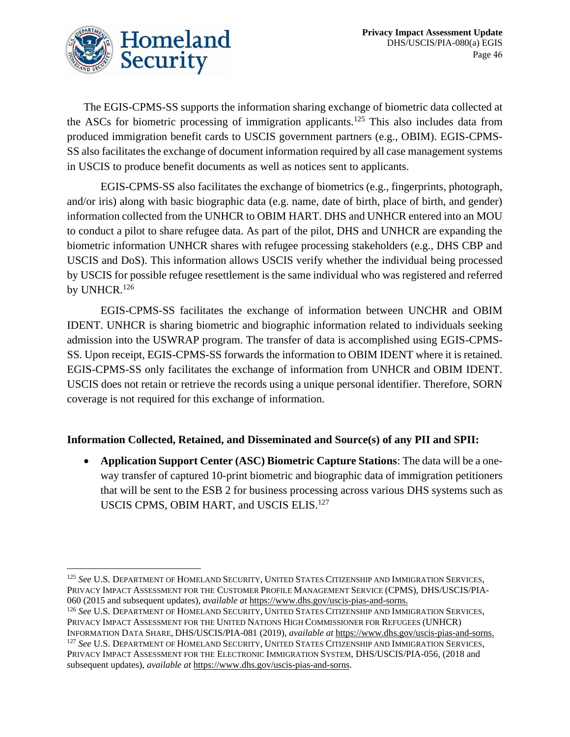The EGIS-CPMS-SS supports the information sharing exchange of biometric data collected at the ASCs for biometric processing of immigration applicants.[125] This also includes data from produced immigration benefit cards to USCIS government partners (e.g., OBIM). EGIS-CPMS-SS also facilitates the exchange of document information required by all case management systems in USCIS to produce benefit documents as well as notices sent to applicants.

EGIS-CPMS-SS also facilitates the exchange of biometrics (e.g., fingerprints, photograph, and/or iris) along with basic biographic data (e.g. name, date of birth, place of birth, and gender) information collected from the UNHCR to OBIM HART. DHS and UNHCR entered into an MOU to conduct a pilot to share refugee data. As part of the pilot, DHS and UNHCR are expanding the biometric information UNHCR shares with refugee processing stakeholders (e.g., DHS CBP and USCIS and DoS). This information allows USCIS verify whether the individual being processed by USCIS for possible refugee resettlement is the same individual who was registered and referred by UNHCR.[126]

EGIS-CPMS-SS facilitates the exchange of information between UNCHR and OBIM IDENT. UNHCR is sharing biometric and biographic information related to individuals seeking admission into the USWRAP program. The transfer of data is accomplished using EGIS-CPMS-SS. Upon receipt, EGIS-CPMS-SS forwards the information to OBIM IDENT where it is retained. EGIS-CPMS-SS only facilitates the exchange of information from UNHCR and OBIM IDENT. USCIS does not retain or retrieve the records using a unique personal identifier. Therefore, SORN coverage is not required for this exchange of information.

**Information Collected, Retained, and Disseminated and Source(s) of any PII and SPII:**

- **Application Support Center (ASC) Biometric Capture Stations**: The data will be a one-way transfer of captured 10-print biometric and biographic data of immigration petitioners that will be sent to the ESB 2 for business processing across various DHS systems such as USCIS CPMS, OBIM HART, and USCIS ELIS.[127]

---

[125] *See* U.S. DEPARTMENT OF HOMELAND SECURITY, UNITED STATES CITIZENSHIP AND IMMIGRATION SERVICES, PRIVACY IMPACT ASSESSMENT FOR THE CUSTOMER PROFILE MANAGEMENT SERVICE (CPMS), DHS/USCIS/PIA-060 (2015 and subsequent updates), *available at* https://www.dhs.gov/uscis-pias-and-sorns.

[126] *See* U.S. DEPARTMENT OF HOMELAND SECURITY, UNITED STATES CITIZENSHIP AND IMMIGRATION SERVICES, PRIVACY IMPACT ASSESSMENT FOR THE UNITED NATIONS HIGH COMMISSIONER FOR REFUGEES (UNHCR) INFORMATION DATA SHARE, DHS/USCIS/PIA-081 (2019), *available at* https://www.dhs.gov/uscis-pias-and-sorns.

[127] *See* U.S. DEPARTMENT OF HOMELAND SECURITY, UNITED STATES CITIZENSHIP AND IMMIGRATION SERVICES, PRIVACY IMPACT ASSESSMENT FOR THE ELECTRONIC IMMIGRATION SYSTEM, DHS/USCIS/PIA-056, (2018 and subsequent updates), *available at* https://www.dhs.gov/uscis-pias-and-sorns.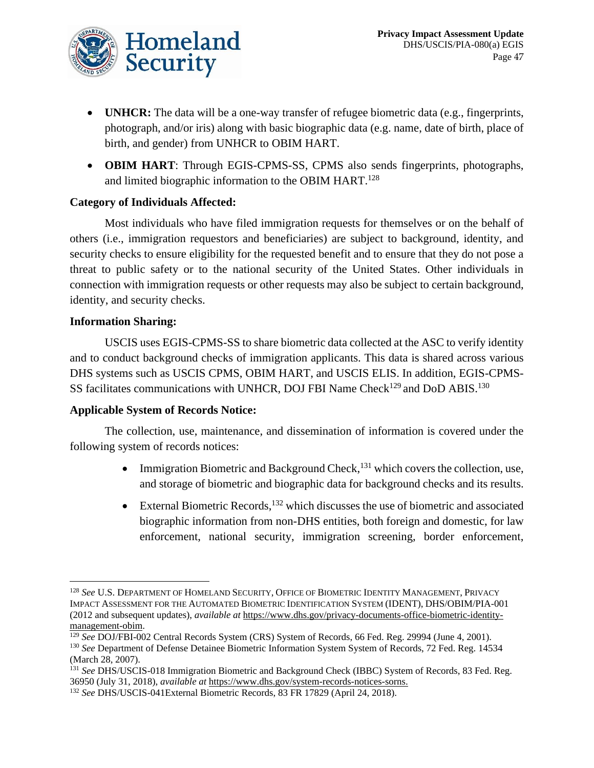- **UNHCR:** The data will be a one-way transfer of refugee biometric data (e.g., fingerprints, photograph, and/or iris) along with basic biographic data (e.g. name, date of birth, place of birth, and gender) from UNHCR to OBIM HART.
- **OBIM HART**: Through EGIS-CPMS-SS, CPMS also sends fingerprints, photographs, and limited biographic information to the OBIM HART.[128]

**Category of Individuals Affected:**

Most individuals who have filed immigration requests for themselves or on the behalf of others (i.e., immigration requestors and beneficiaries) are subject to background, identity, and security checks to ensure eligibility for the requested benefit and to ensure that they do not pose a threat to public safety or to the national security of the United States. Other individuals in connection with immigration requests or other requests may also be subject to certain background, identity, and security checks.

**Information Sharing:**

USCIS uses EGIS-CPMS-SS to share biometric data collected at the ASC to verify identity and to conduct background checks of immigration applicants. This data is shared across various DHS systems such as USCIS CPMS, OBIM HART, and USCIS ELIS. In addition, EGIS-CPMS-SS facilitates communications with UNHCR, DOJ FBI Name Check[129] and DoD ABIS.[130]

**Applicable System of Records Notice:**

The collection, use, maintenance, and dissemination of information is covered under the following system of records notices:

- Immigration Biometric and Background Check,[131] which covers the collection, use, and storage of biometric and biographic data for background checks and its results.
- External Biometric Records,[132] which discusses the use of biometric and associated biographic information from non-DHS entities, both foreign and domestic, for law enforcement, national security, immigration screening, border enforcement,

---

[128] *See* U.S. Department of Homeland Security, Office of Biometric Identity Management, Privacy Impact Assessment for the Automated Biometric Identification System (IDENT), DHS/OBIM/PIA-001 (2012 and subsequent updates), *available at* https://www.dhs.gov/privacy-documents-office-biometric-identity-management-obim.

[129] *See* DOJ/FBI-002 Central Records System (CRS) System of Records, 66 Fed. Reg. 29994 (June 4, 2001).

[130] *See* Department of Defense Detainee Biometric Information System System of Records, 72 Fed. Reg. 14534 (March 28, 2007).

[131] *See* DHS/USCIS-018 Immigration Biometric and Background Check (IBBC) System of Records, 83 Fed. Reg. 36950 (July 31, 2018), *available at* https://www.dhs.gov/system-records-notices-sorns.

[132] *See* DHS/USCIS-041External Biometric Records, 83 FR 17829 (April 24, 2018).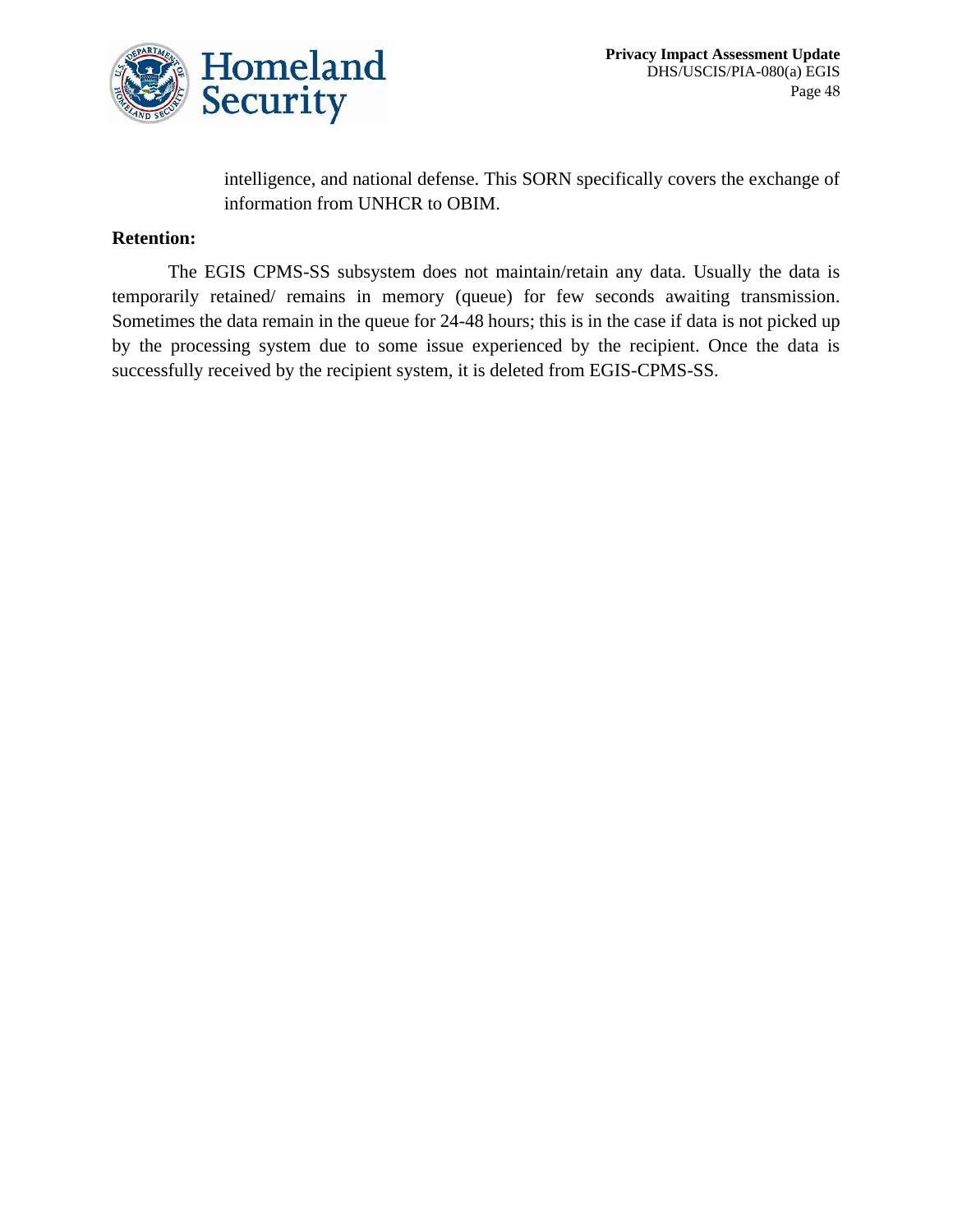intelligence, and national defense. This SORN specifically covers the exchange of information from UNHCR to OBIM.

**Retention:**

The EGIS CPMS-SS subsystem does not maintain/retain any data. Usually the data is temporarily retained/ remains in memory (queue) for few seconds awaiting transmission. Sometimes the data remain in the queue for 24-48 hours; this is in the case if data is not picked up by the processing system due to some issue experienced by the recipient. Once the data is successfully received by the recipient system, it is deleted from EGIS-CPMS-SS.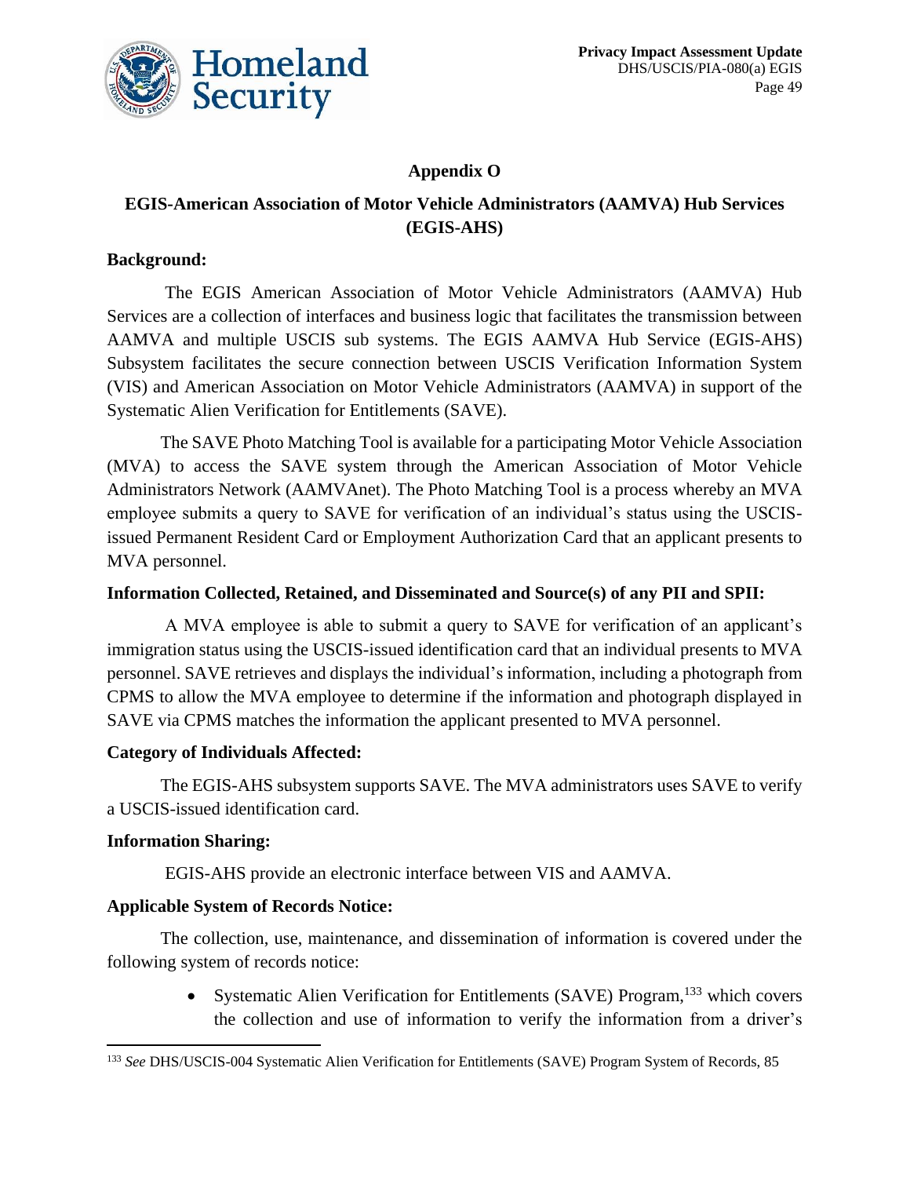## Appendix O

## EGIS-American Association of Motor Vehicle Administrators (AAMVA) Hub Services (EGIS-AHS)

**Background:**

The EGIS American Association of Motor Vehicle Administrators (AAMVA) Hub Services are a collection of interfaces and business logic that facilitates the transmission between AAMVA and multiple USCIS sub systems. The EGIS AAMVA Hub Service (EGIS-AHS) Subsystem facilitates the secure connection between USCIS Verification Information System (VIS) and American Association on Motor Vehicle Administrators (AAMVA) in support of the Systematic Alien Verification for Entitlements (SAVE).

The SAVE Photo Matching Tool is available for a participating Motor Vehicle Association (MVA) to access the SAVE system through the American Association of Motor Vehicle Administrators Network (AAMVAnet). The Photo Matching Tool is a process whereby an MVA employee submits a query to SAVE for verification of an individual's status using the USCIS-issued Permanent Resident Card or Employment Authorization Card that an applicant presents to MVA personnel.

**Information Collected, Retained, and Disseminated and Source(s) of any PII and SPII:**

A MVA employee is able to submit a query to SAVE for verification of an applicant's immigration status using the USCIS-issued identification card that an individual presents to MVA personnel. SAVE retrieves and displays the individual's information, including a photograph from CPMS to allow the MVA employee to determine if the information and photograph displayed in SAVE via CPMS matches the information the applicant presented to MVA personnel.

**Category of Individuals Affected:**

The EGIS-AHS subsystem supports SAVE. The MVA administrators uses SAVE to verify a USCIS-issued identification card.

**Information Sharing:**

EGIS-AHS provide an electronic interface between VIS and AAMVA.

**Applicable System of Records Notice:**

The collection, use, maintenance, and dissemination of information is covered under the following system of records notice:

- Systematic Alien Verification for Entitlements (SAVE) Program,[133] which covers the collection and use of information to verify the information from a driver's

[133] *See* DHS/USCIS-004 Systematic Alien Verification for Entitlements (SAVE) Program System of Records, 85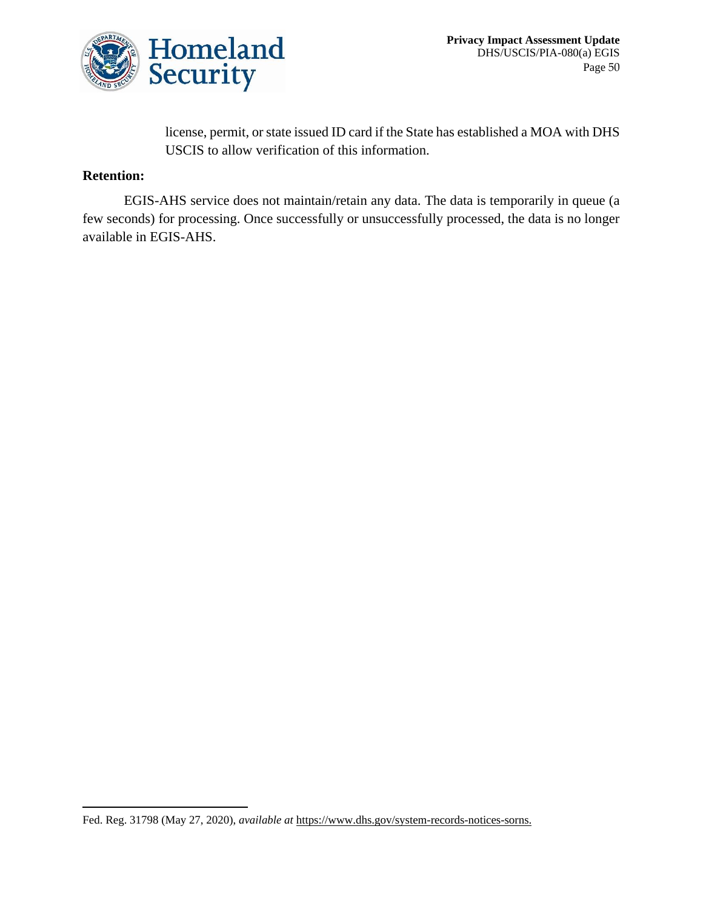license, permit, or state issued ID card if the State has established a MOA with DHS USCIS to allow verification of this information.

**Retention:**

EGIS-AHS service does not maintain/retain any data. The data is temporarily in queue (a few seconds) for processing. Once successfully or unsuccessfully processed, the data is no longer available in EGIS-AHS.

---

Fed. Reg. 31798 (May 27, 2020), *available at* https://www.dhs.gov/system-records-notices-sorns.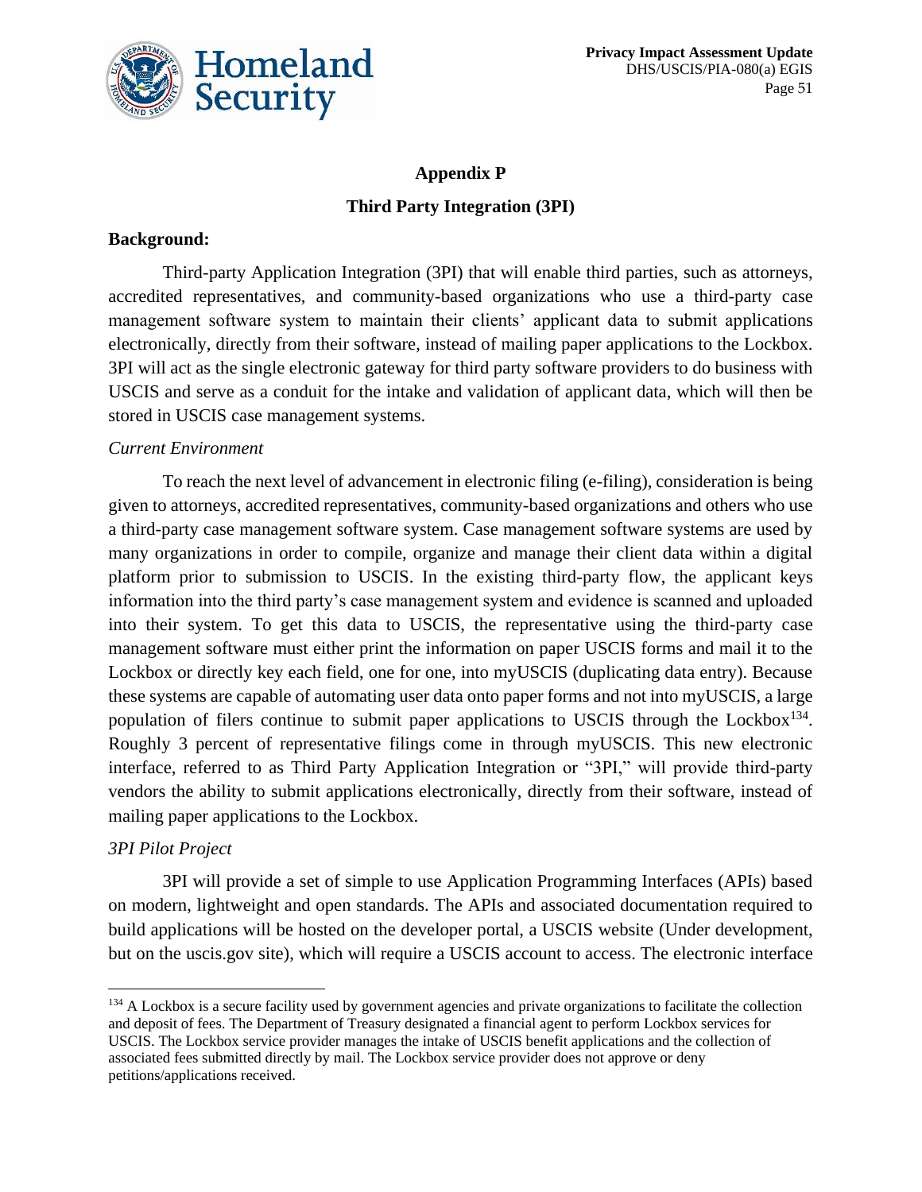## Appendix P

## Third Party Integration (3PI)

**Background:**

Third-party Application Integration (3PI) that will enable third parties, such as attorneys, accredited representatives, and community-based organizations who use a third-party case management software system to maintain their clients' applicant data to submit applications electronically, directly from their software, instead of mailing paper applications to the Lockbox. 3PI will act as the single electronic gateway for third party software providers to do business with USCIS and serve as a conduit for the intake and validation of applicant data, which will then be stored in USCIS case management systems.

*Current Environment*

To reach the next level of advancement in electronic filing (e-filing), consideration is being given to attorneys, accredited representatives, community-based organizations and others who use a third-party case management software system. Case management software systems are used by many organizations in order to compile, organize and manage their client data within a digital platform prior to submission to USCIS. In the existing third-party flow, the applicant keys information into the third party's case management system and evidence is scanned and uploaded into their system. To get this data to USCIS, the representative using the third-party case management software must either print the information on paper USCIS forms and mail it to the Lockbox or directly key each field, one for one, into myUSCIS (duplicating data entry). Because these systems are capable of automating user data onto paper forms and not into myUSCIS, a large population of filers continue to submit paper applications to USCIS through the Lockbox[134]. Roughly 3 percent of representative filings come in through myUSCIS. This new electronic interface, referred to as Third Party Application Integration or "3PI," will provide third-party vendors the ability to submit applications electronically, directly from their software, instead of mailing paper applications to the Lockbox.

*3PI Pilot Project*

3PI will provide a set of simple to use Application Programming Interfaces (APIs) based on modern, lightweight and open standards. The APIs and associated documentation required to build applications will be hosted on the developer portal, a USCIS website (Under development, but on the uscis.gov site), which will require a USCIS account to access. The electronic interface

---

[134] A Lockbox is a secure facility used by government agencies and private organizations to facilitate the collection and deposit of fees. The Department of Treasury designated a financial agent to perform Lockbox services for USCIS. The Lockbox service provider manages the intake of USCIS benefit applications and the collection of associated fees submitted directly by mail. The Lockbox service provider does not approve or deny petitions/applications received.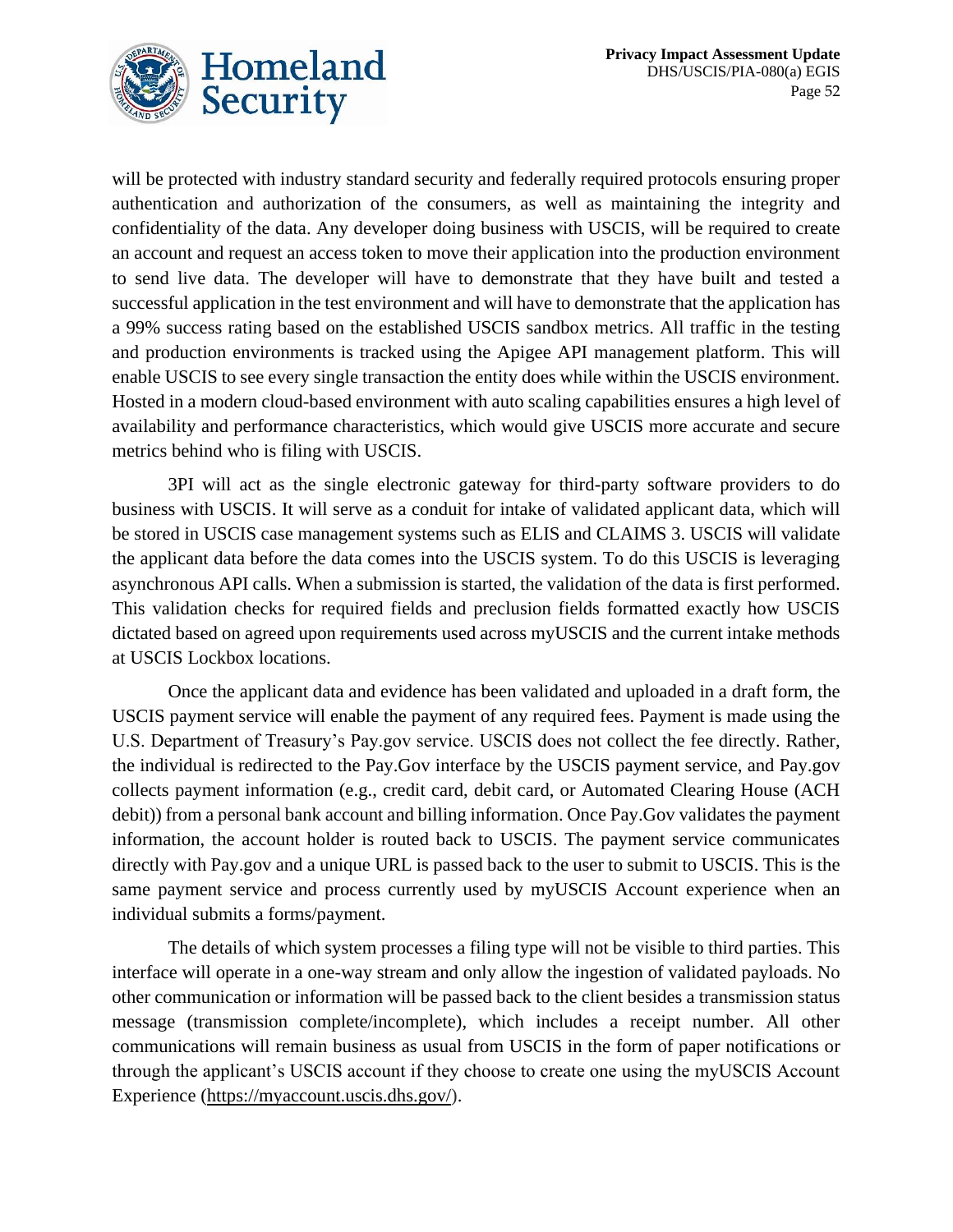will be protected with industry standard security and federally required protocols ensuring proper authentication and authorization of the consumers, as well as maintaining the integrity and confidentiality of the data. Any developer doing business with USCIS, will be required to create an account and request an access token to move their application into the production environment to send live data. The developer will have to demonstrate that they have built and tested a successful application in the test environment and will have to demonstrate that the application has a 99% success rating based on the established USCIS sandbox metrics. All traffic in the testing and production environments is tracked using the Apigee API management platform. This will enable USCIS to see every single transaction the entity does while within the USCIS environment. Hosted in a modern cloud-based environment with auto scaling capabilities ensures a high level of availability and performance characteristics, which would give USCIS more accurate and secure metrics behind who is filing with USCIS.

3PI will act as the single electronic gateway for third-party software providers to do business with USCIS. It will serve as a conduit for intake of validated applicant data, which will be stored in USCIS case management systems such as ELIS and CLAIMS 3. USCIS will validate the applicant data before the data comes into the USCIS system. To do this USCIS is leveraging asynchronous API calls. When a submission is started, the validation of the data is first performed. This validation checks for required fields and preclusion fields formatted exactly how USCIS dictated based on agreed upon requirements used across myUSCIS and the current intake methods at USCIS Lockbox locations.

Once the applicant data and evidence has been validated and uploaded in a draft form, the USCIS payment service will enable the payment of any required fees. Payment is made using the U.S. Department of Treasury's Pay.gov service. USCIS does not collect the fee directly. Rather, the individual is redirected to the Pay.Gov interface by the USCIS payment service, and Pay.gov collects payment information (e.g., credit card, debit card, or Automated Clearing House (ACH debit)) from a personal bank account and billing information. Once Pay.Gov validates the payment information, the account holder is routed back to USCIS. The payment service communicates directly with Pay.gov and a unique URL is passed back to the user to submit to USCIS. This is the same payment service and process currently used by myUSCIS Account experience when an individual submits a forms/payment.

The details of which system processes a filing type will not be visible to third parties. This interface will operate in a one-way stream and only allow the ingestion of validated payloads. No other communication or information will be passed back to the client besides a transmission status message (transmission complete/incomplete), which includes a receipt number. All other communications will remain business as usual from USCIS in the form of paper notifications or through the applicant's USCIS account if they choose to create one using the myUSCIS Account Experience (https://myaccount.uscis.dhs.gov/).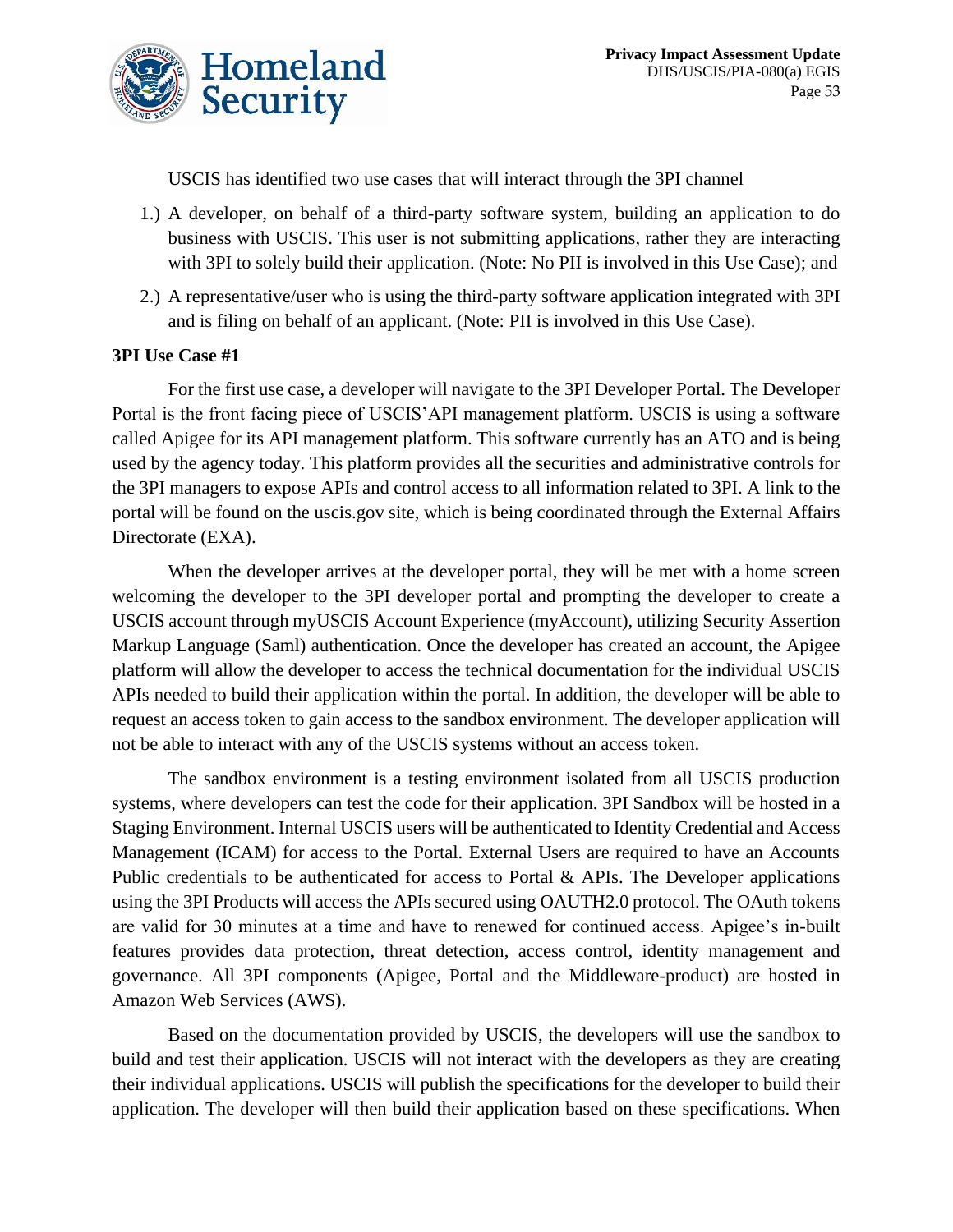USCIS has identified two use cases that will interact through the 3PI channel

1.) A developer, on behalf of a third-party software system, building an application to do business with USCIS. This user is not submitting applications, rather they are interacting with 3PI to solely build their application. (Note: No PII is involved in this Use Case); and

2.) A representative/user who is using the third-party software application integrated with 3PI and is filing on behalf of an applicant. (Note: PII is involved in this Use Case).

**3PI Use Case #1**

For the first use case, a developer will navigate to the 3PI Developer Portal. The Developer Portal is the front facing piece of USCIS'API management platform. USCIS is using a software called Apigee for its API management platform. This software currently has an ATO and is being used by the agency today. This platform provides all the securities and administrative controls for the 3PI managers to expose APIs and control access to all information related to 3PI. A link to the portal will be found on the uscis.gov site, which is being coordinated through the External Affairs Directorate (EXA).

When the developer arrives at the developer portal, they will be met with a home screen welcoming the developer to the 3PI developer portal and prompting the developer to create a USCIS account through myUSCIS Account Experience (myAccount), utilizing Security Assertion Markup Language (Saml) authentication. Once the developer has created an account, the Apigee platform will allow the developer to access the technical documentation for the individual USCIS APIs needed to build their application within the portal. In addition, the developer will be able to request an access token to gain access to the sandbox environment. The developer application will not be able to interact with any of the USCIS systems without an access token.

The sandbox environment is a testing environment isolated from all USCIS production systems, where developers can test the code for their application. 3PI Sandbox will be hosted in a Staging Environment. Internal USCIS users will be authenticated to Identity Credential and Access Management (ICAM) for access to the Portal. External Users are required to have an Accounts Public credentials to be authenticated for access to Portal & APIs. The Developer applications using the 3PI Products will access the APIs secured using OAUTH2.0 protocol. The OAuth tokens are valid for 30 minutes at a time and have to renewed for continued access. Apigee's in-built features provides data protection, threat detection, access control, identity management and governance. All 3PI components (Apigee, Portal and the Middleware-product) are hosted in Amazon Web Services (AWS).

Based on the documentation provided by USCIS, the developers will use the sandbox to build and test their application. USCIS will not interact with the developers as they are creating their individual applications. USCIS will publish the specifications for the developer to build their application. The developer will then build their application based on these specifications. When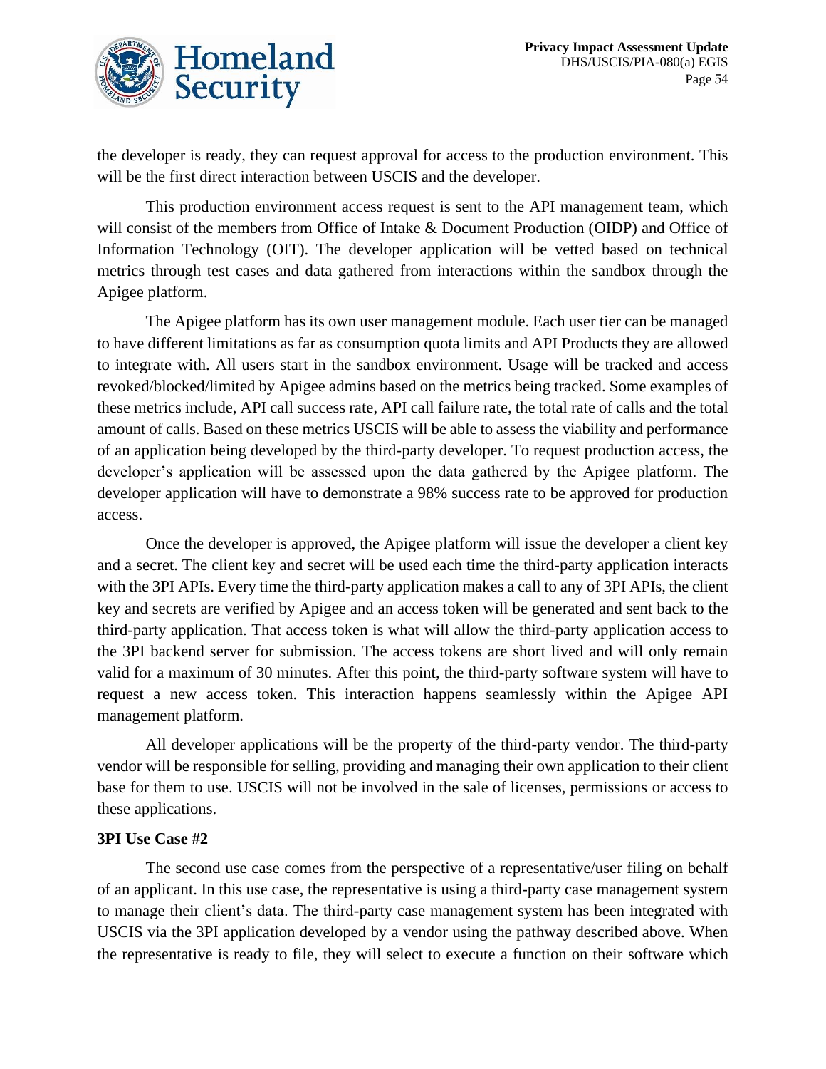the developer is ready, they can request approval for access to the production environment. This will be the first direct interaction between USCIS and the developer.

This production environment access request is sent to the API management team, which will consist of the members from Office of Intake & Document Production (OIDP) and Office of Information Technology (OIT). The developer application will be vetted based on technical metrics through test cases and data gathered from interactions within the sandbox through the Apigee platform.

The Apigee platform has its own user management module. Each user tier can be managed to have different limitations as far as consumption quota limits and API Products they are allowed to integrate with. All users start in the sandbox environment. Usage will be tracked and access revoked/blocked/limited by Apigee admins based on the metrics being tracked. Some examples of these metrics include, API call success rate, API call failure rate, the total rate of calls and the total amount of calls. Based on these metrics USCIS will be able to assess the viability and performance of an application being developed by the third-party developer. To request production access, the developer's application will be assessed upon the data gathered by the Apigee platform. The developer application will have to demonstrate a 98% success rate to be approved for production access.

Once the developer is approved, the Apigee platform will issue the developer a client key and a secret. The client key and secret will be used each time the third-party application interacts with the 3PI APIs. Every time the third-party application makes a call to any of 3PI APIs, the client key and secrets are verified by Apigee and an access token will be generated and sent back to the third-party application. That access token is what will allow the third-party application access to the 3PI backend server for submission. The access tokens are short lived and will only remain valid for a maximum of 30 minutes. After this point, the third-party software system will have to request a new access token. This interaction happens seamlessly within the Apigee API management platform.

All developer applications will be the property of the third-party vendor. The third-party vendor will be responsible for selling, providing and managing their own application to their client base for them to use. USCIS will not be involved in the sale of licenses, permissions or access to these applications.

**3PI Use Case #2**

The second use case comes from the perspective of a representative/user filing on behalf of an applicant. In this use case, the representative is using a third-party case management system to manage their client's data. The third-party case management system has been integrated with USCIS via the 3PI application developed by a vendor using the pathway described above. When the representative is ready to file, they will select to execute a function on their software which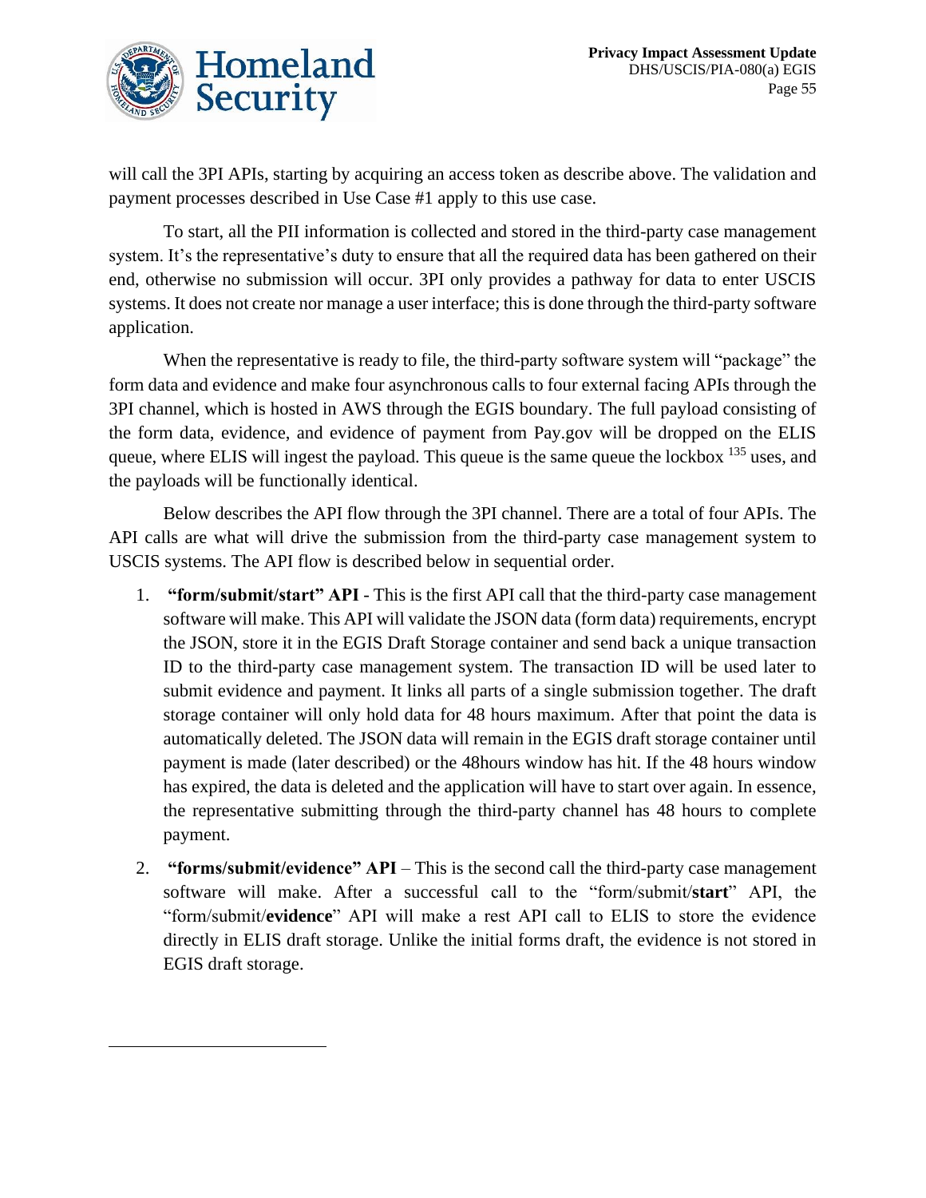will call the 3PI APIs, starting by acquiring an access token as describe above. The validation and payment processes described in Use Case #1 apply to this use case.

To start, all the PII information is collected and stored in the third-party case management system. It's the representative's duty to ensure that all the required data has been gathered on their end, otherwise no submission will occur. 3PI only provides a pathway for data to enter USCIS systems. It does not create nor manage a user interface; this is done through the third-party software application.

When the representative is ready to file, the third-party software system will "package" the form data and evidence and make four asynchronous calls to four external facing APIs through the 3PI channel, which is hosted in AWS through the EGIS boundary. The full payload consisting of the form data, evidence, and evidence of payment from Pay.gov will be dropped on the ELIS queue, where ELIS will ingest the payload. This queue is the same queue the lockbox [135] uses, and the payloads will be functionally identical.

Below describes the API flow through the 3PI channel. There are a total of four APIs. The API calls are what will drive the submission from the third-party case management system to USCIS systems. The API flow is described below in sequential order.

1. **"form/submit/start" API** - This is the first API call that the third-party case management software will make. This API will validate the JSON data (form data) requirements, encrypt the JSON, store it in the EGIS Draft Storage container and send back a unique transaction ID to the third-party case management system. The transaction ID will be used later to submit evidence and payment. It links all parts of a single submission together. The draft storage container will only hold data for 48 hours maximum. After that point the data is automatically deleted. The JSON data will remain in the EGIS draft storage container until payment is made (later described) or the 48hours window has hit. If the 48 hours window has expired, the data is deleted and the application will have to start over again. In essence, the representative submitting through the third-party channel has 48 hours to complete payment.

2. **"forms/submit/evidence" API** – This is the second call the third-party case management software will make. After a successful call to the "form/submit/**start**" API, the "form/submit/**evidence**" API will make a rest API call to ELIS to store the evidence directly in ELIS draft storage. Unlike the initial forms draft, the evidence is not stored in EGIS draft storage.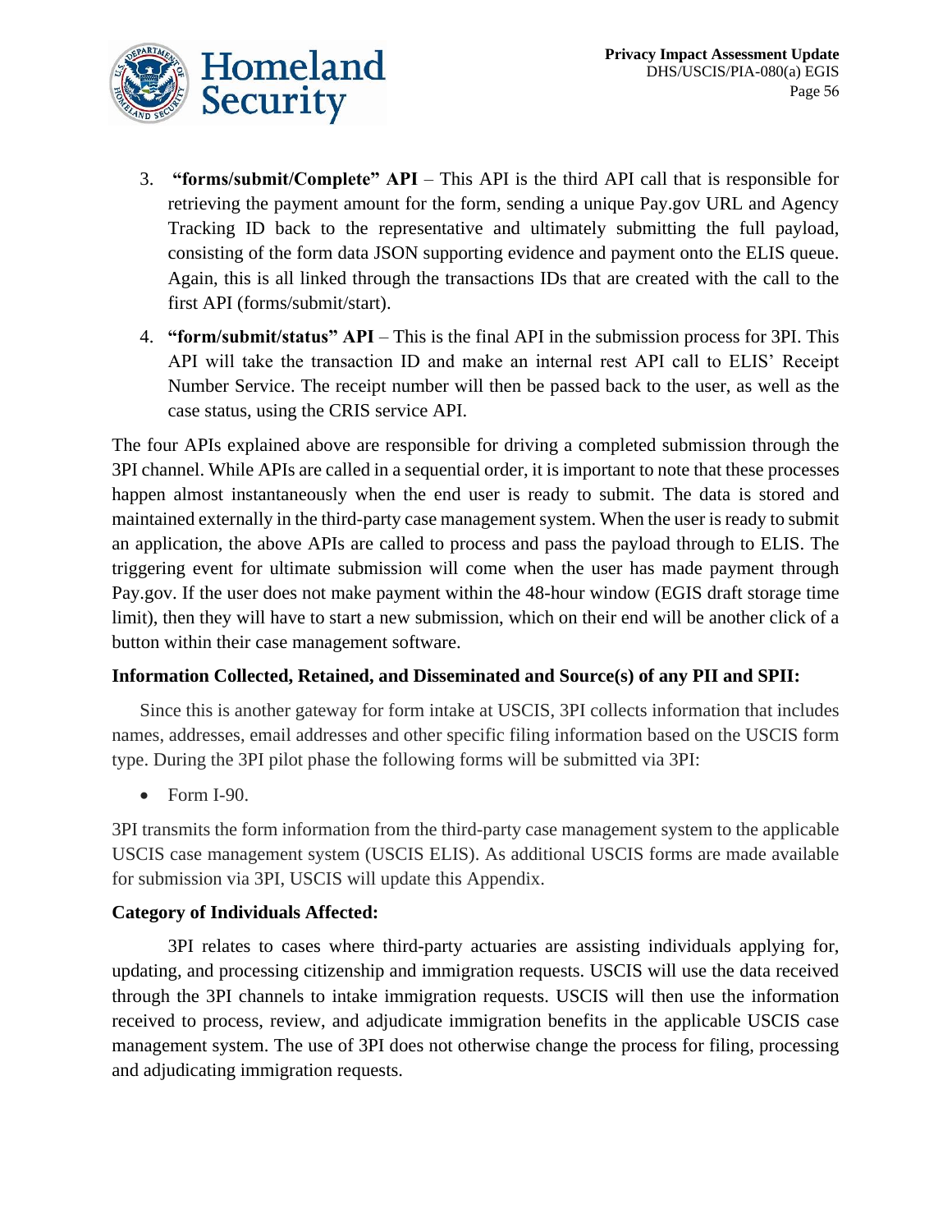3. **"forms/submit/Complete" API** – This API is the third API call that is responsible for retrieving the payment amount for the form, sending a unique Pay.gov URL and Agency Tracking ID back to the representative and ultimately submitting the full payload, consisting of the form data JSON supporting evidence and payment onto the ELIS queue. Again, this is all linked through the transactions IDs that are created with the call to the first API (forms/submit/start).

4. **"form/submit/status" API** – This is the final API in the submission process for 3PI. This API will take the transaction ID and make an internal rest API call to ELIS' Receipt Number Service. The receipt number will then be passed back to the user, as well as the case status, using the CRIS service API.

The four APIs explained above are responsible for driving a completed submission through the 3PI channel. While APIs are called in a sequential order, it is important to note that these processes happen almost instantaneously when the end user is ready to submit. The data is stored and maintained externally in the third-party case management system. When the user is ready to submit an application, the above APIs are called to process and pass the payload through to ELIS. The triggering event for ultimate submission will come when the user has made payment through Pay.gov. If the user does not make payment within the 48-hour window (EGIS draft storage time limit), then they will have to start a new submission, which on their end will be another click of a button within their case management software.

**Information Collected, Retained, and Disseminated and Source(s) of any PII and SPII:**

Since this is another gateway for form intake at USCIS, 3PI collects information that includes names, addresses, email addresses and other specific filing information based on the USCIS form type. During the 3PI pilot phase the following forms will be submitted via 3PI:

- Form I-90.

3PI transmits the form information from the third-party case management system to the applicable USCIS case management system (USCIS ELIS). As additional USCIS forms are made available for submission via 3PI, USCIS will update this Appendix.

**Category of Individuals Affected:**

3PI relates to cases where third-party actuaries are assisting individuals applying for, updating, and processing citizenship and immigration requests. USCIS will use the data received through the 3PI channels to intake immigration requests. USCIS will then use the information received to process, review, and adjudicate immigration benefits in the applicable USCIS case management system. The use of 3PI does not otherwise change the process for filing, processing and adjudicating immigration requests.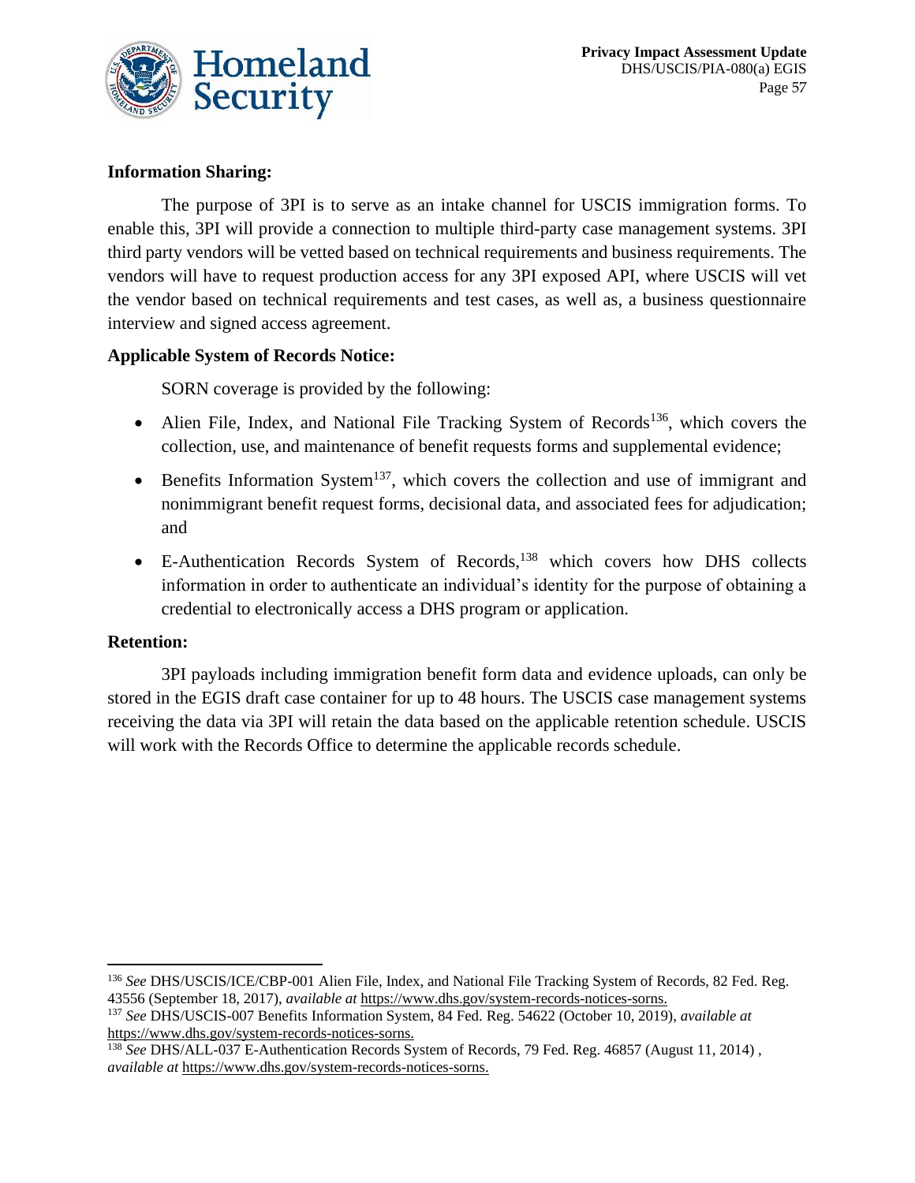**Information Sharing:**

The purpose of 3PI is to serve as an intake channel for USCIS immigration forms. To enable this, 3PI will provide a connection to multiple third-party case management systems. 3PI third party vendors will be vetted based on technical requirements and business requirements. The vendors will have to request production access for any 3PI exposed API, where USCIS will vet the vendor based on technical requirements and test cases, as well as, a business questionnaire interview and signed access agreement.

**Applicable System of Records Notice:**

SORN coverage is provided by the following:

- Alien File, Index, and National File Tracking System of Records[136], which covers the collection, use, and maintenance of benefit requests forms and supplemental evidence;
- Benefits Information System[137], which covers the collection and use of immigrant and nonimmigrant benefit request forms, decisional data, and associated fees for adjudication; and
- E-Authentication Records System of Records,[138] which covers how DHS collects information in order to authenticate an individual's identity for the purpose of obtaining a credential to electronically access a DHS program or application.

**Retention:**

3PI payloads including immigration benefit form data and evidence uploads, can only be stored in the EGIS draft case container for up to 48 hours. The USCIS case management systems receiving the data via 3PI will retain the data based on the applicable retention schedule. USCIS will work with the Records Office to determine the applicable records schedule.

---

[136] *See* DHS/USCIS/ICE/CBP-001 Alien File, Index, and National File Tracking System of Records, 82 Fed. Reg. 43556 (September 18, 2017), *available at* https://www.dhs.gov/system-records-notices-sorns.

[137] *See* DHS/USCIS-007 Benefits Information System, 84 Fed. Reg. 54622 (October 10, 2019), *available at* https://www.dhs.gov/system-records-notices-sorns.

[138] *See* DHS/ALL-037 E-Authentication Records System of Records, 79 Fed. Reg. 46857 (August 11, 2014) , *available at* https://www.dhs.gov/system-records-notices-sorns.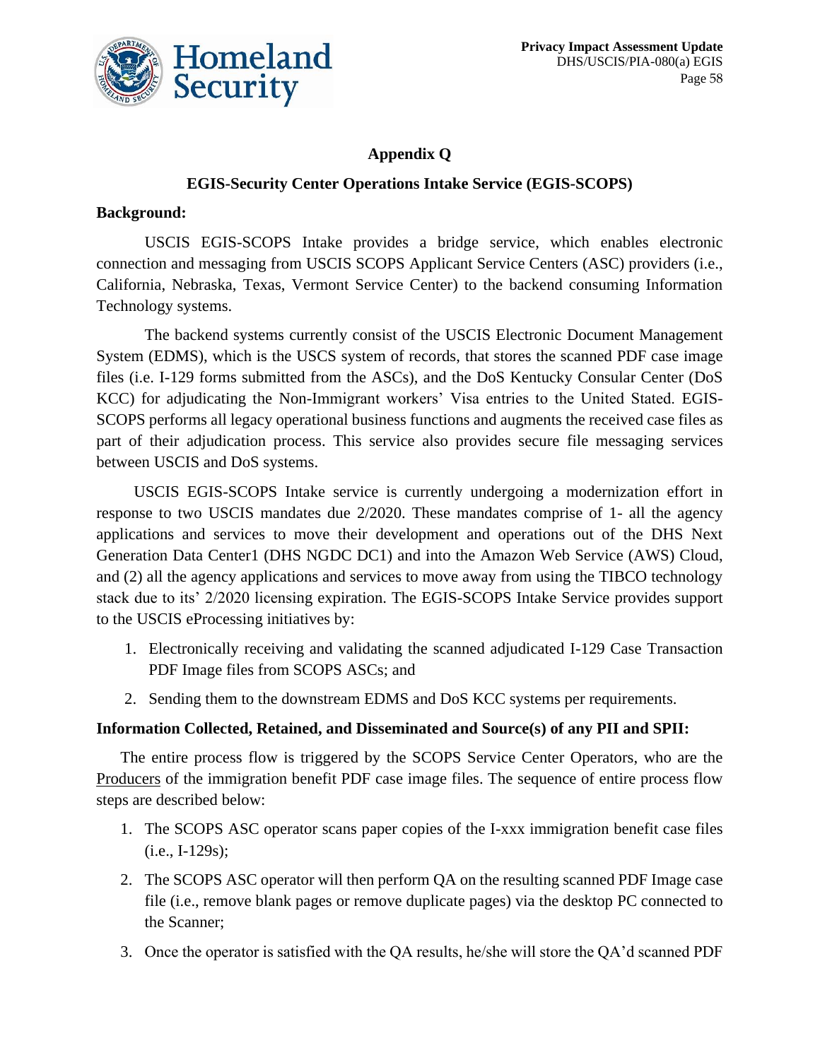## Appendix Q

### EGIS-Security Center Operations Intake Service (EGIS-SCOPS)

**Background:**

USCIS EGIS-SCOPS Intake provides a bridge service, which enables electronic connection and messaging from USCIS SCOPS Applicant Service Centers (ASC) providers (i.e., California, Nebraska, Texas, Vermont Service Center) to the backend consuming Information Technology systems.

The backend systems currently consist of the USCIS Electronic Document Management System (EDMS), which is the USCS system of records, that stores the scanned PDF case image files (i.e. I-129 forms submitted from the ASCs), and the DoS Kentucky Consular Center (DoS KCC) for adjudicating the Non-Immigrant workers' Visa entries to the United Stated. EGIS-SCOPS performs all legacy operational business functions and augments the received case files as part of their adjudication process. This service also provides secure file messaging services between USCIS and DoS systems.

USCIS EGIS-SCOPS Intake service is currently undergoing a modernization effort in response to two USCIS mandates due 2/2020. These mandates comprise of 1- all the agency applications and services to move their development and operations out of the DHS Next Generation Data Center1 (DHS NGDC DC1) and into the Amazon Web Service (AWS) Cloud, and (2) all the agency applications and services to move away from using the TIBCO technology stack due to its' 2/2020 licensing expiration. The EGIS-SCOPS Intake Service provides support to the USCIS eProcessing initiatives by:

1. Electronically receiving and validating the scanned adjudicated I-129 Case Transaction PDF Image files from SCOPS ASCs; and
2. Sending them to the downstream EDMS and DoS KCC systems per requirements.

**Information Collected, Retained, and Disseminated and Source(s) of any PII and SPII:**

The entire process flow is triggered by the SCOPS Service Center Operators, who are the Producers of the immigration benefit PDF case image files. The sequence of entire process flow steps are described below:

1. The SCOPS ASC operator scans paper copies of the I-xxx immigration benefit case files (i.e., I-129s);
2. The SCOPS ASC operator will then perform QA on the resulting scanned PDF Image case file (i.e., remove blank pages or remove duplicate pages) via the desktop PC connected to the Scanner;
3. Once the operator is satisfied with the QA results, he/she will store the QA'd scanned PDF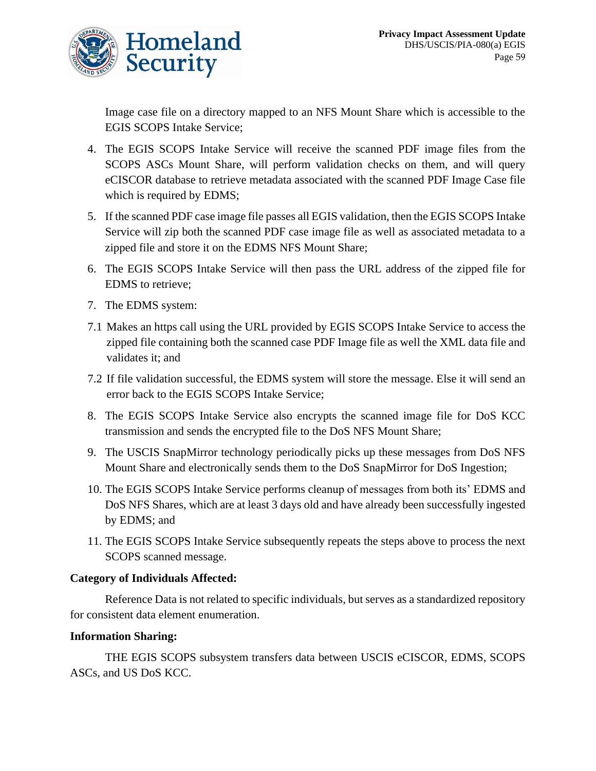Image case file on a directory mapped to an NFS Mount Share which is accessible to the EGIS SCOPS Intake Service;

4. The EGIS SCOPS Intake Service will receive the scanned PDF image files from the SCOPS ASCs Mount Share, will perform validation checks on them, and will query eCISCOR database to retrieve metadata associated with the scanned PDF Image Case file which is required by EDMS;
5. If the scanned PDF case image file passes all EGIS validation, then the EGIS SCOPS Intake Service will zip both the scanned PDF case image file as well as associated metadata to a zipped file and store it on the EDMS NFS Mount Share;
6. The EGIS SCOPS Intake Service will then pass the URL address of the zipped file for EDMS to retrieve;
7. The EDMS system:

7.1 Makes an https call using the URL provided by EGIS SCOPS Intake Service to access the zipped file containing both the scanned case PDF Image file as well the XML data file and validates it; and

7.2 If file validation successful, the EDMS system will store the message. Else it will send an error back to the EGIS SCOPS Intake Service;

8. The EGIS SCOPS Intake Service also encrypts the scanned image file for DoS KCC transmission and sends the encrypted file to the DoS NFS Mount Share;
9. The USCIS SnapMirror technology periodically picks up these messages from DoS NFS Mount Share and electronically sends them to the DoS SnapMirror for DoS Ingestion;
10. The EGIS SCOPS Intake Service performs cleanup of messages from both its' EDMS and DoS NFS Shares, which are at least 3 days old and have already been successfully ingested by EDMS; and
11. The EGIS SCOPS Intake Service subsequently repeats the steps above to process the next SCOPS scanned message.

**Category of Individuals Affected:**

Reference Data is not related to specific individuals, but serves as a standardized repository for consistent data element enumeration.

**Information Sharing:**

THE EGIS SCOPS subsystem transfers data between USCIS eCISCOR, EDMS, SCOPS ASCs, and US DoS KCC.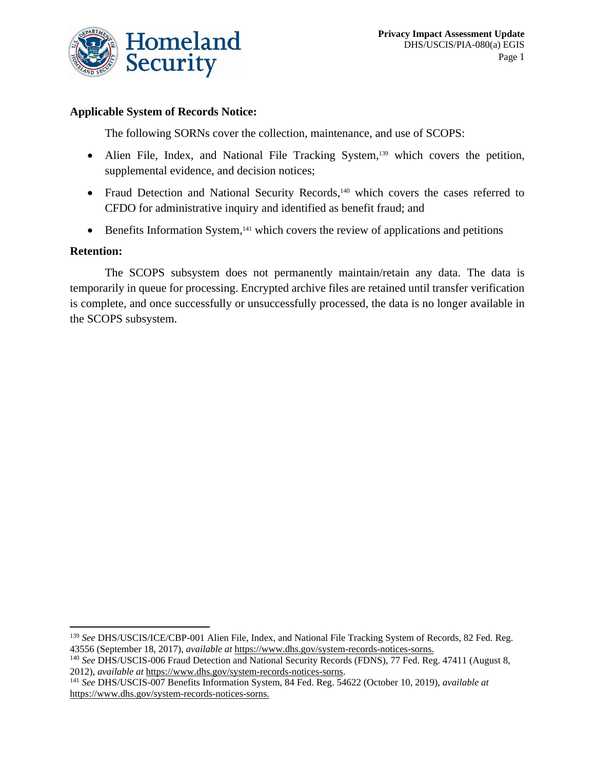**Applicable System of Records Notice:**

The following SORNs cover the collection, maintenance, and use of SCOPS:

- Alien File, Index, and National File Tracking System,[139] which covers the petition, supplemental evidence, and decision notices;
- Fraud Detection and National Security Records,[140] which covers the cases referred to CFDO for administrative inquiry and identified as benefit fraud; and
- Benefits Information System,[141] which covers the review of applications and petitions

**Retention:**

The SCOPS subsystem does not permanently maintain/retain any data. The data is temporarily in queue for processing. Encrypted archive files are retained until transfer verification is complete, and once successfully or unsuccessfully processed, the data is no longer available in the SCOPS subsystem.

---

[139] *See* DHS/USCIS/ICE/CBP-001 Alien File, Index, and National File Tracking System of Records, 82 Fed. Reg. 43556 (September 18, 2017), *available at* https://www.dhs.gov/system-records-notices-sorns.

[140] *See* DHS/USCIS-006 Fraud Detection and National Security Records (FDNS), 77 Fed. Reg. 47411 (August 8, 2012), *available at* https://www.dhs.gov/system-records-notices-sorns.

[141] *See* DHS/USCIS-007 Benefits Information System, 84 Fed. Reg. 54622 (October 10, 2019), *available at* https://www.dhs.gov/system-records-notices-sorns.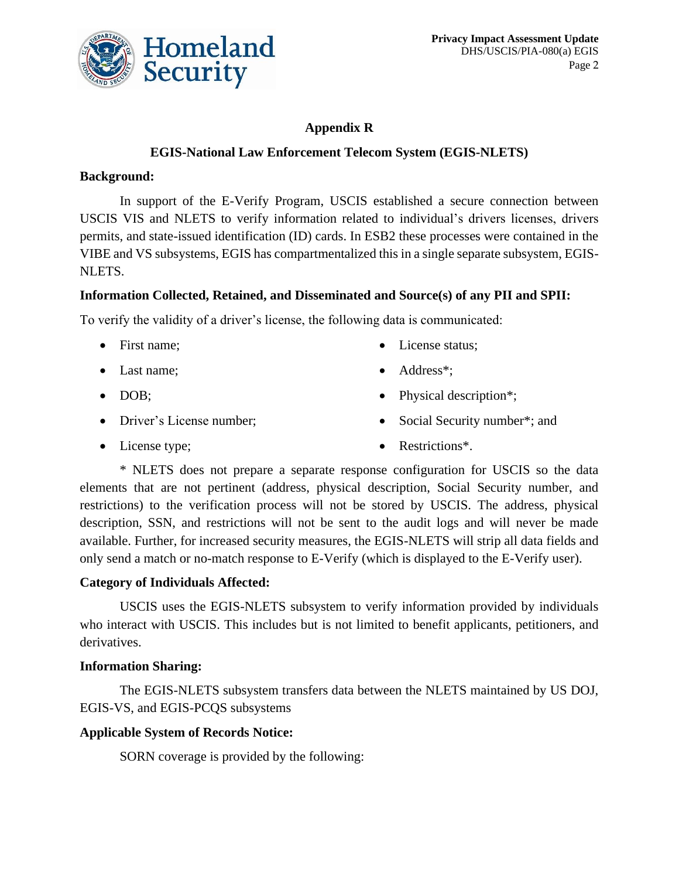## Appendix R

### EGIS-National Law Enforcement Telecom System (EGIS-NLETS)

**Background:**

In support of the E-Verify Program, USCIS established a secure connection between USCIS VIS and NLETS to verify information related to individual's drivers licenses, drivers permits, and state-issued identification (ID) cards. In ESB2 these processes were contained in the VIBE and VS subsystems, EGIS has compartmentalized this in a single separate subsystem, EGIS-NLETS.

**Information Collected, Retained, and Disseminated and Source(s) of any PII and SPII:**

To verify the validity of a driver's license, the following data is communicated:

- First name;
- Last name;
- DOB;
- Driver's License number;
- License type;
- License status;
- Address*;
- Physical description*;
- Social Security number*; and
- Restrictions*.

* NLETS does not prepare a separate response configuration for USCIS so the data elements that are not pertinent (address, physical description, Social Security number, and restrictions) to the verification process will not be stored by USCIS. The address, physical description, SSN, and restrictions will not be sent to the audit logs and will never be made available. Further, for increased security measures, the EGIS-NLETS will strip all data fields and only send a match or no-match response to E-Verify (which is displayed to the E-Verify user).

**Category of Individuals Affected:**

USCIS uses the EGIS-NLETS subsystem to verify information provided by individuals who interact with USCIS. This includes but is not limited to benefit applicants, petitioners, and derivatives.

**Information Sharing:**

The EGIS-NLETS subsystem transfers data between the NLETS maintained by US DOJ, EGIS-VS, and EGIS-PCQS subsystems

**Applicable System of Records Notice:**

SORN coverage is provided by the following: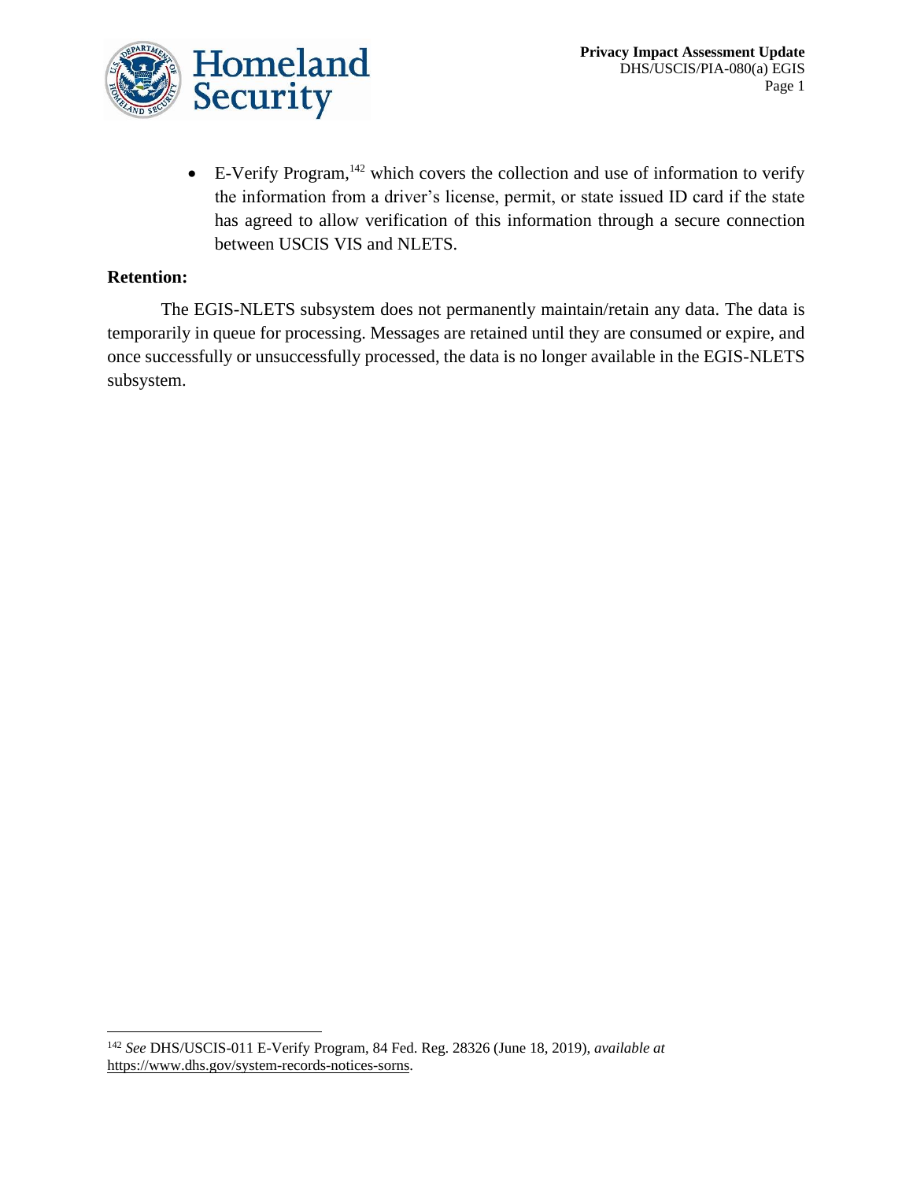- E-Verify Program,[142] which covers the collection and use of information to verify the information from a driver's license, permit, or state issued ID card if the state has agreed to allow verification of this information through a secure connection between USCIS VIS and NLETS.

**Retention:**

The EGIS-NLETS subsystem does not permanently maintain/retain any data. The data is temporarily in queue for processing. Messages are retained until they are consumed or expire, and once successfully or unsuccessfully processed, the data is no longer available in the EGIS-NLETS subsystem.

---

[142] *See* DHS/USCIS-011 E-Verify Program, 84 Fed. Reg. 28326 (June 18, 2019), *available at* https://www.dhs.gov/system-records-notices-sorns.